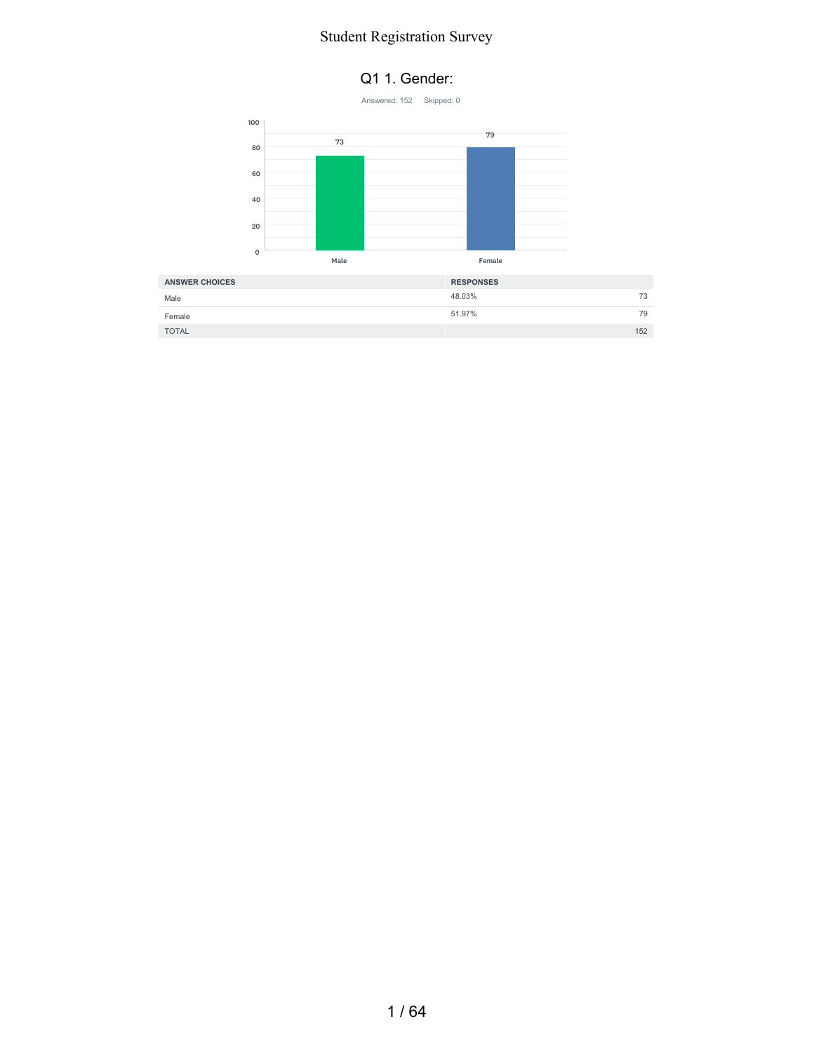# Student Registration Survey

## Q1 1. Gender:

Answered: 152 Skipped: 0

| ANSWER CHOICES | RESPONSES | |
|---|---|---|
| Male | 48.03% | 73 |
| Female | 51.97% | 79 |
| TOTAL | | 152 |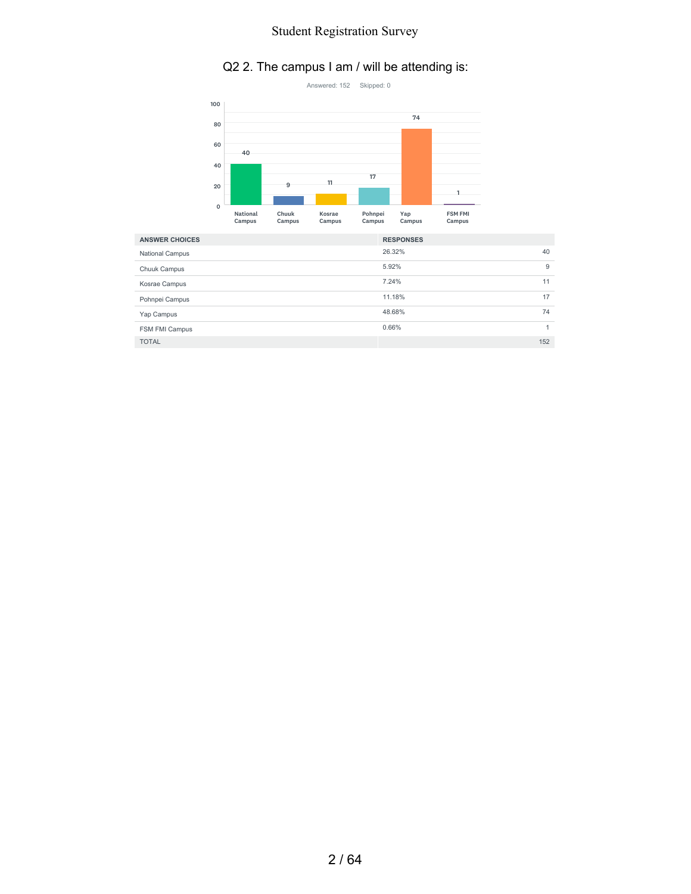## Q2 2. The campus I am / will be attending is:

Answered: 152 Skipped: 0

| ANSWER CHOICES | RESPONSES | |
|---|---|---|
| National Campus | 26.32% | 40 |
| Chuuk Campus | 5.92% | 9 |
| Kosrae Campus | 7.24% | 11 |
| Pohnpei Campus | 11.18% | 17 |
| Yap Campus | 48.68% | 74 |
| FSM FMI Campus | 0.66% | 1 |
| TOTAL | | 152 |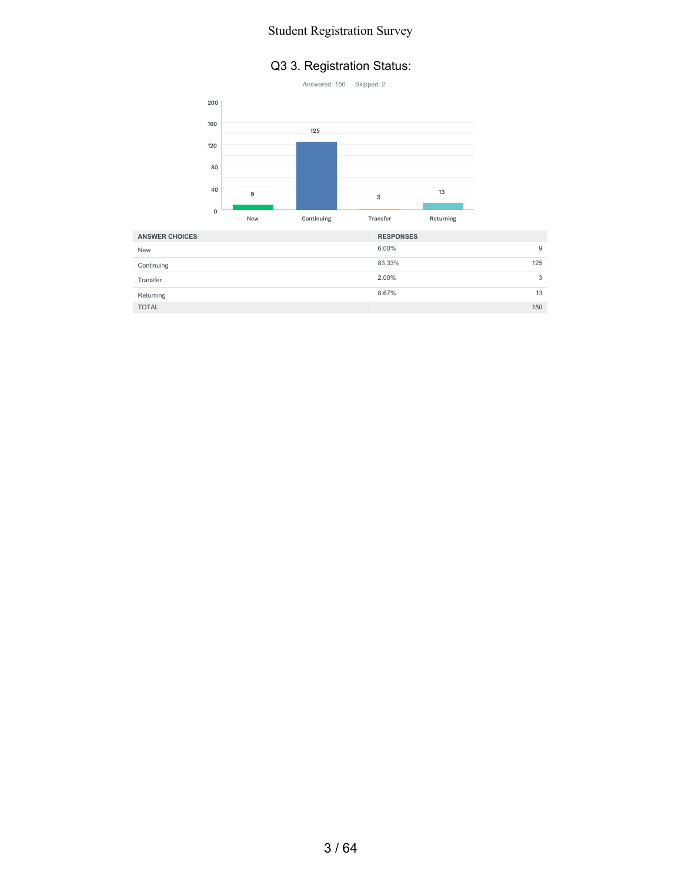## Q3 3. Registration Status:

Answered: 150 Skipped: 2

| ANSWER CHOICES | RESPONSES | |
|---|---|---|
| New | 6.00% | 9 |
| Continuing | 83.33% | 125 |
| Transfer | 2.00% | 3 |
| Returning | 8.67% | 13 |
| TOTAL | | 150 |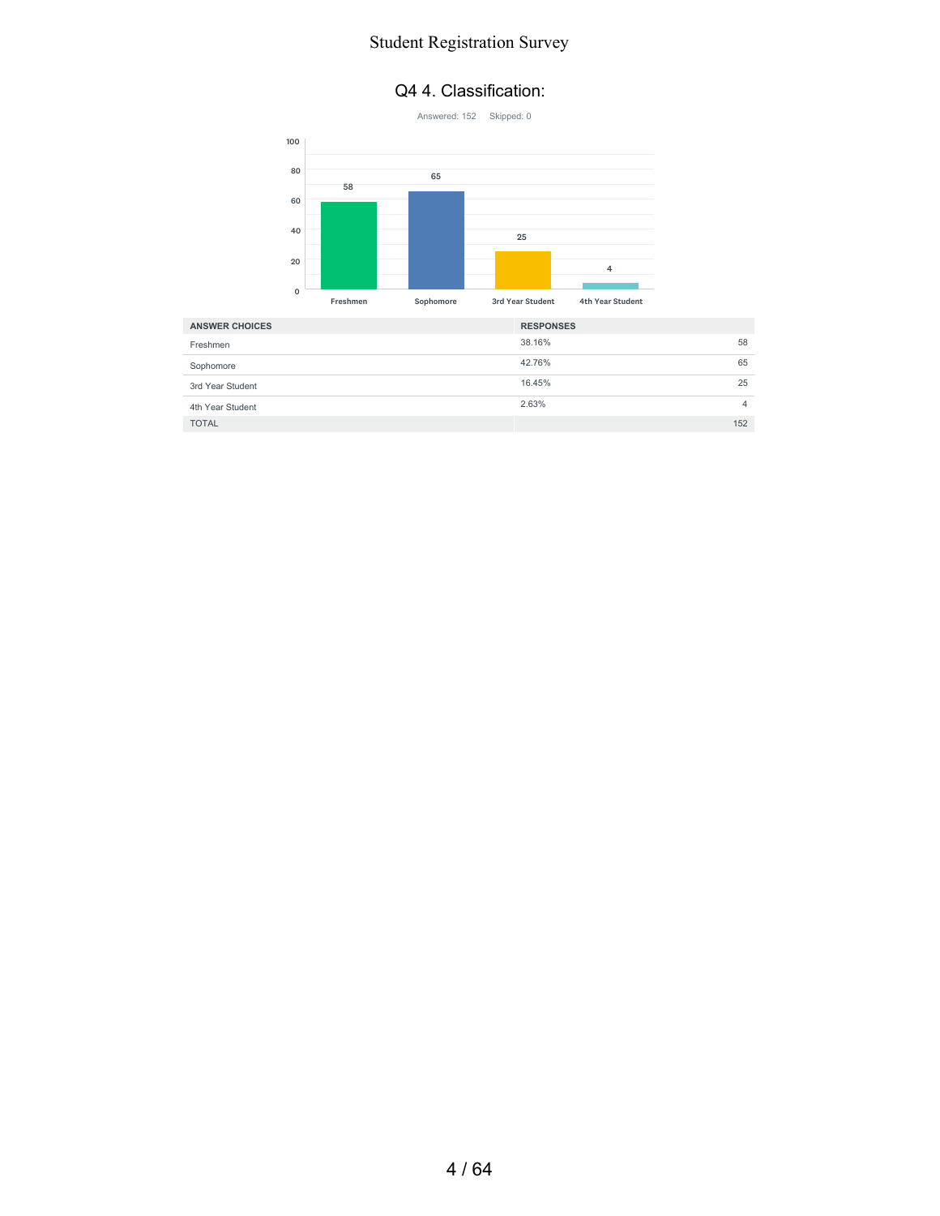## Q4 4. Classification:

Answered: 152    Skipped: 0

| ANSWER CHOICES | RESPONSES | |
|---|---|---|
| Freshmen | 38.16% | 58 |
| Sophomore | 42.76% | 65 |
| 3rd Year Student | 16.45% | 25 |
| 4th Year Student | 2.63% | 4 |
| TOTAL | | 152 |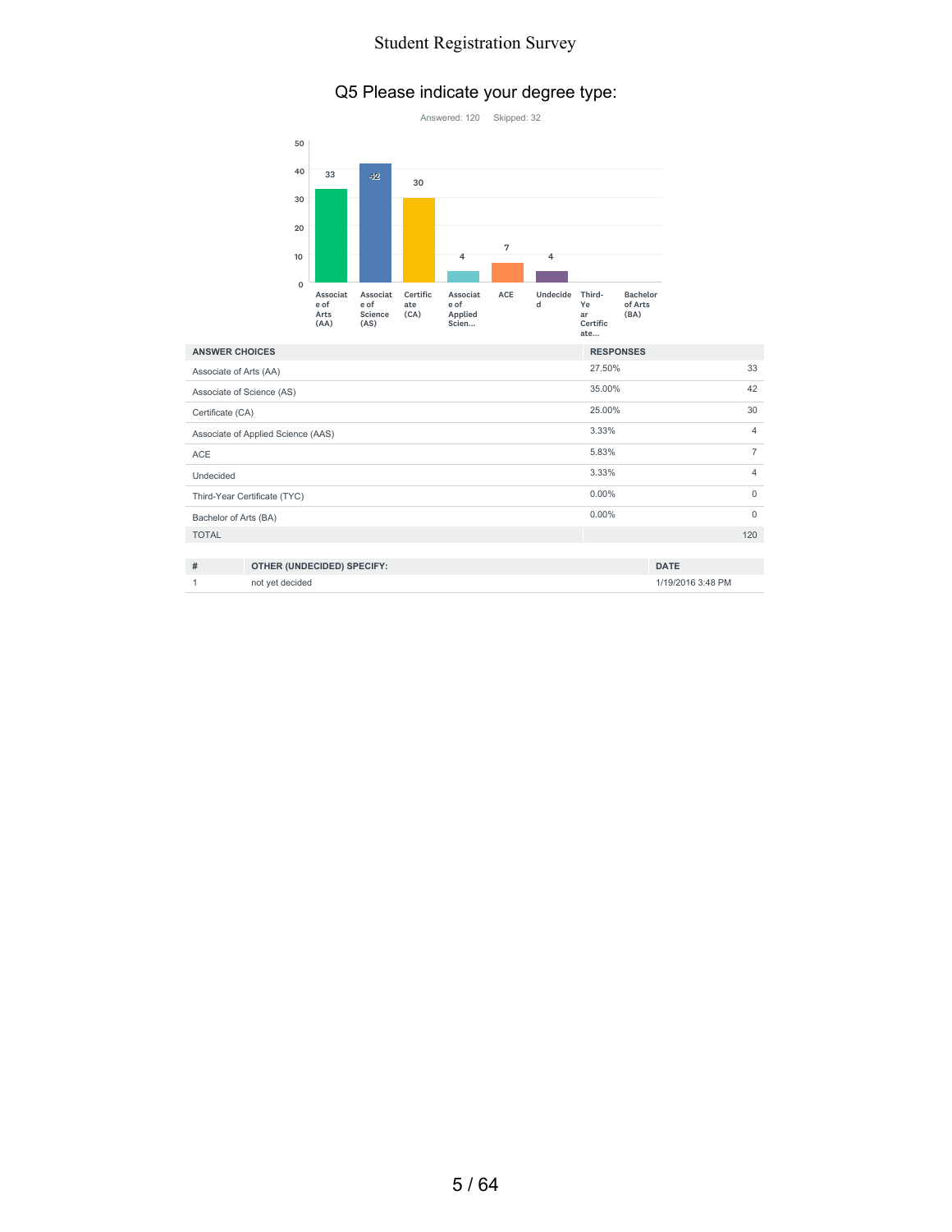## Q5 Please indicate your degree type:

Answered: 120 Skipped: 32

| ANSWER CHOICES | RESPONSES | |
|---|---|---|
| Associate of Arts (AA) | 27.50% | 33 |
| Associate of Science (AS) | 35.00% | 42 |
| Certificate (CA) | 25.00% | 30 |
| Associate of Applied Science (AAS) | 3.33% | 4 |
| ACE | 5.83% | 7 |
| Undecided | 3.33% | 4 |
| Third-Year Certificate (TYC) | 0.00% | 0 |
| Bachelor of Arts (BA) | 0.00% | 0 |
| TOTAL | | 120 |

| # | OTHER (UNDECIDED) SPECIFY: | DATE |
|---|---|---|
| 1 | not yet decided | 1/19/2016 3:48 PM |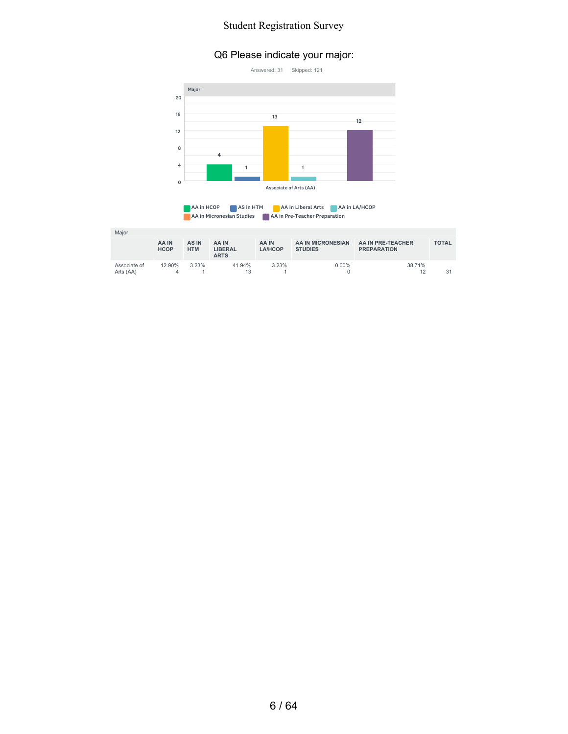# Q6 Please indicate your major:

Answered: 31 Skipped: 121

| Major | AA IN HCOP | AS IN HTM | AA IN LIBERAL ARTS | AA IN LA/HCOP | AA IN MICRONESIAN STUDIES | AA IN PRE-TEACHER PREPARATION | TOTAL |
|---|---|---|---|---|---|---|---|
| Associate of Arts (AA) | 12.90% 4 | 3.23% 1 | 41.94% 13 | 3.23% 1 | 0.00% 0 | 38.71% 12 | 31 |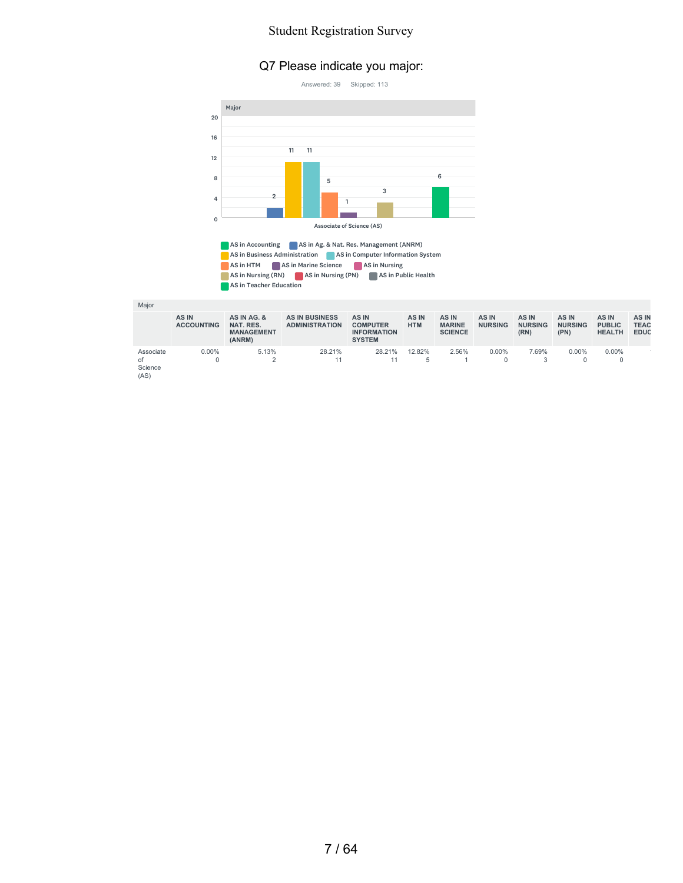# Q7 Please indicate you major:

Answered: 39 Skipped: 113

Major

| Major | AS IN ACCOUNTING | AS IN AG. & NAT. RES. MANAGEMENT (ANRM) | AS IN BUSINESS ADMINISTRATION | AS IN COMPUTER INFORMATION SYSTEM | AS IN HTM | AS IN MARINE SCIENCE | AS IN NURSING | AS IN NURSING (RN) | AS IN NURSING (PN) | AS IN PUBLIC HEALTH | AS IN TEAC EDUC |
|---|---|---|---|---|---|---|---|---|---|---|---|
| Associate of Science (AS) | 0.00%<br>0 | 5.13%<br>2 | 28.21%<br>11 | 28.21%<br>11 | 12.82%<br>5 | 2.56%<br>1 | 0.00%<br>0 | 7.69%<br>3 | 0.00%<br>0 | 0.00%<br>0 | |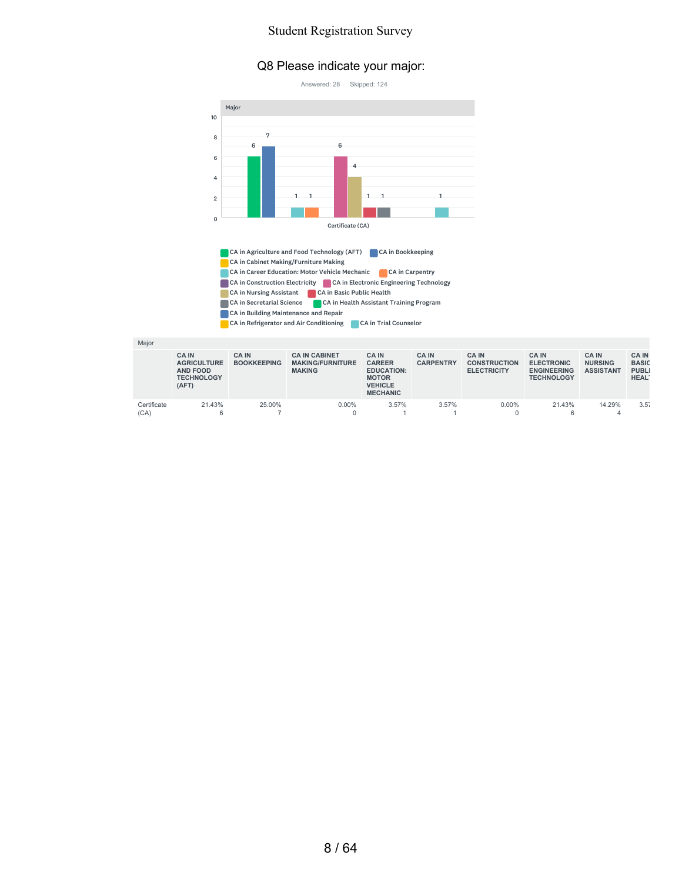# Q8 Please indicate your major:

Answered: 28 Skipped: 124

| Major | CA IN AGRICULTURE AND FOOD TECHNOLOGY (AFT) | CA IN BOOKKEEPING | CA IN CABINET MAKING/FURNITURE MAKING | CA IN CAREER EDUCATION: MOTOR VEHICLE MECHANIC | CA IN CARPENTRY | CA IN CONSTRUCTION ELECTRICITY | CA IN ELECTRONIC ENGINEERING TECHNOLOGY | CA IN NURSING ASSISTANT | CA IN BASIC PUBLIC HEALT |
|---|---|---|---|---|---|---|---|---|---|
| Certificate (CA) | 21.43% 6 | 25.00% 7 | 0.00% 0 | 3.57% 1 | 3.57% 1 | 0.00% 0 | 21.43% 6 | 14.29% 4 | 3.57 |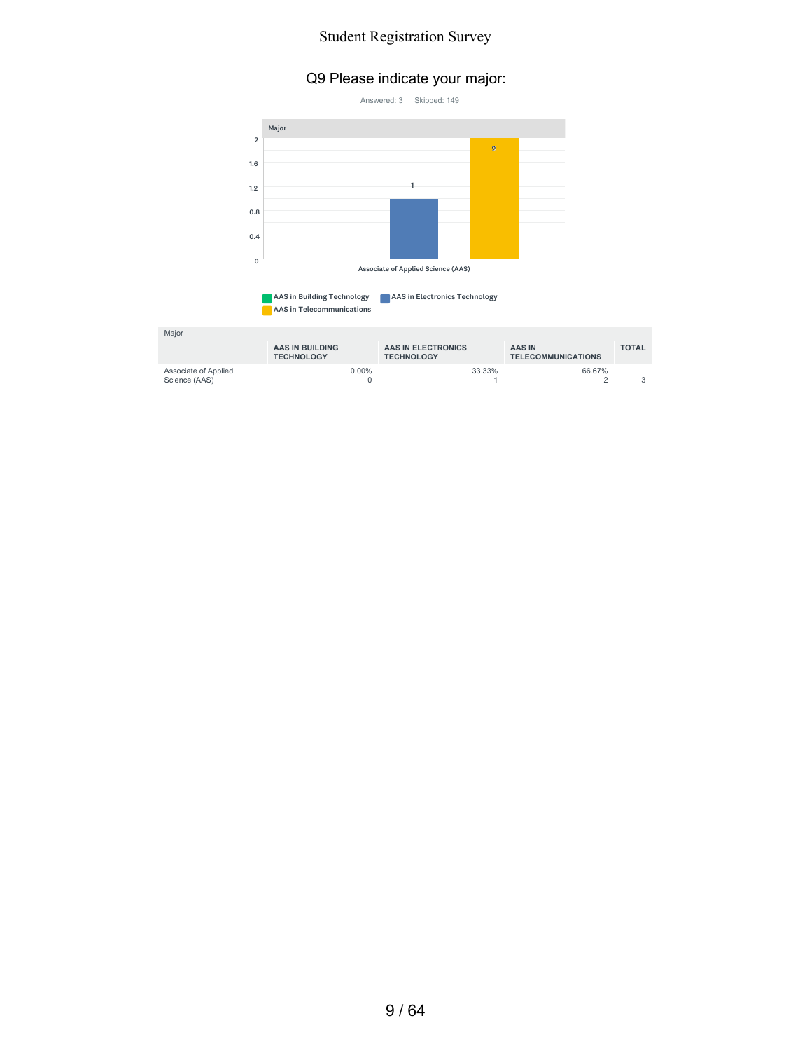# Q9 Please indicate your major:

Answered: 3 Skipped: 149

| Major | AAS IN BUILDING TECHNOLOGY | AAS IN ELECTRONICS TECHNOLOGY | AAS IN TELECOMMUNICATIONS | TOTAL |
|---|---|---|---|---|
| Associate of Applied Science (AAS) | 0.00%<br>0 | 33.33%<br>1 | 66.67%<br>2 | 3 |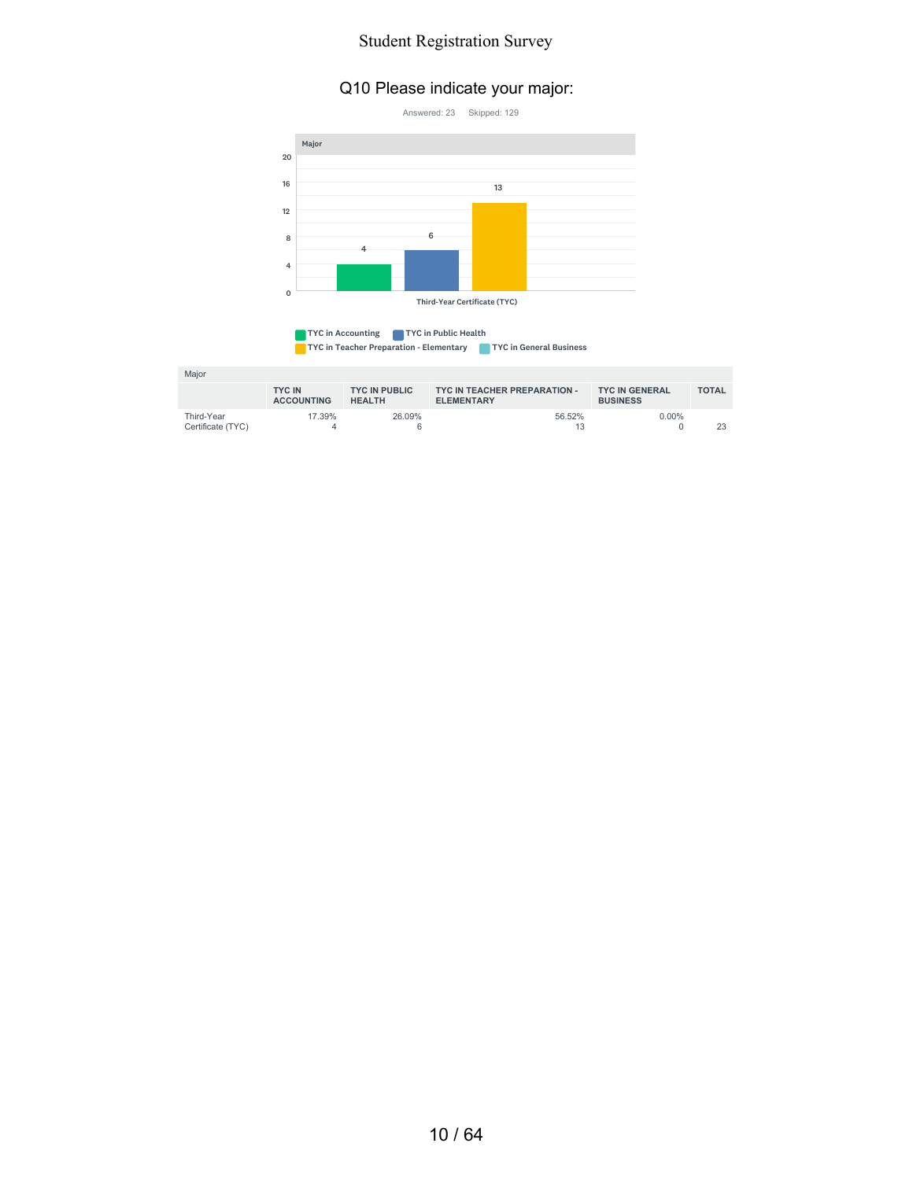# Student Registration Survey

## Q10 Please indicate your major:

Answered: 23 Skipped: 129

| Major | TYC IN ACCOUNTING | TYC IN PUBLIC HEALTH | TYC IN TEACHER PREPARATION - ELEMENTARY | TYC IN GENERAL BUSINESS | TOTAL |
|---|---|---|---|---|---|
| Third-Year Certificate (TYC) | 17.39%<br>4 | 26.09%<br>6 | 56.52%<br>13 | 0.00%<br>0 | 23 |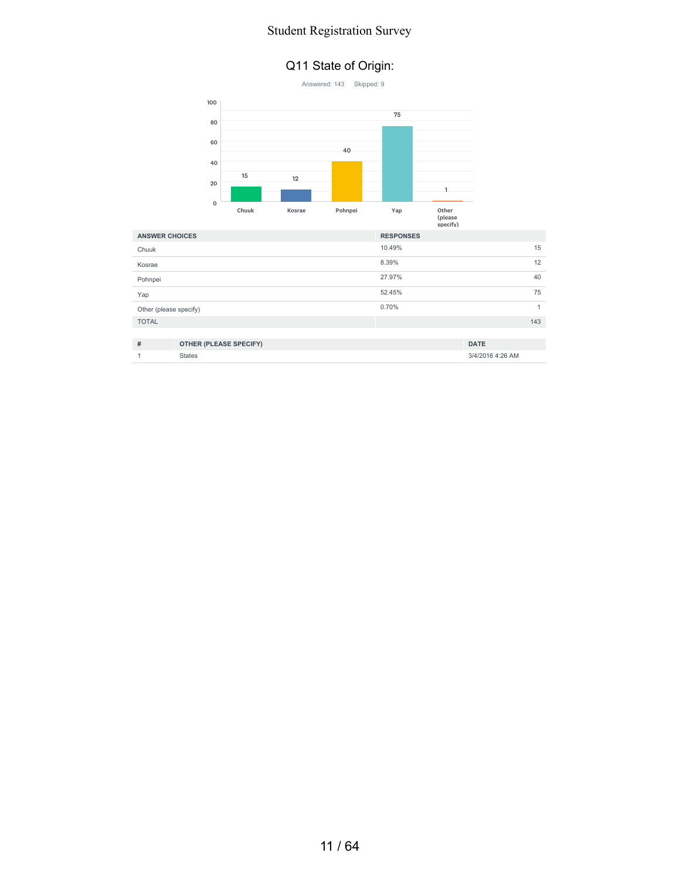# Q11 State of Origin:

Answered: 143    Skipped: 9

| ANSWER CHOICES | RESPONSES | |
|---|---|---|
| Chuuk | 10.49% | 15 |
| Kosrae | 8.39% | 12 |
| Pohnpei | 27.97% | 40 |
| Yap | 52.45% | 75 |
| Other (please specify) | 0.70% | 1 |
| TOTAL | | 143 |

| # | OTHER (PLEASE SPECIFY) | DATE |
|---|---|---|
| 1 | States | 3/4/2016 4:26 AM |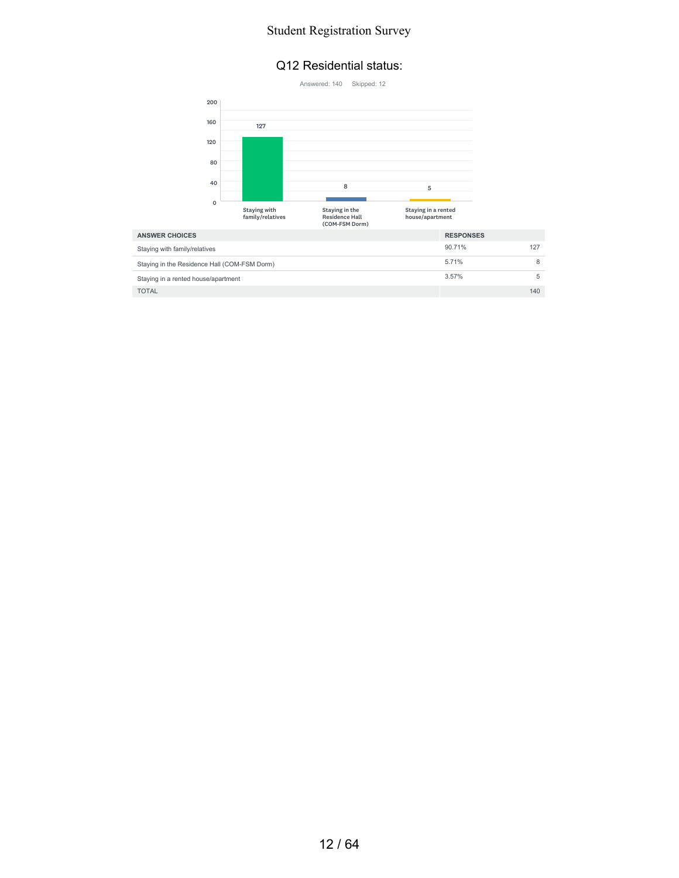# Student Registration Survey

## Q12 Residential status:

Answered: 140    Skipped: 12

| ANSWER CHOICES | RESPONSES | |
|---|---|---|
| Staying with family/relatives | 90.71% | 127 |
| Staying in the Residence Hall (COM-FSM Dorm) | 5.71% | 8 |
| Staying in a rented house/apartment | 3.57% | 5 |
| TOTAL | | 140 |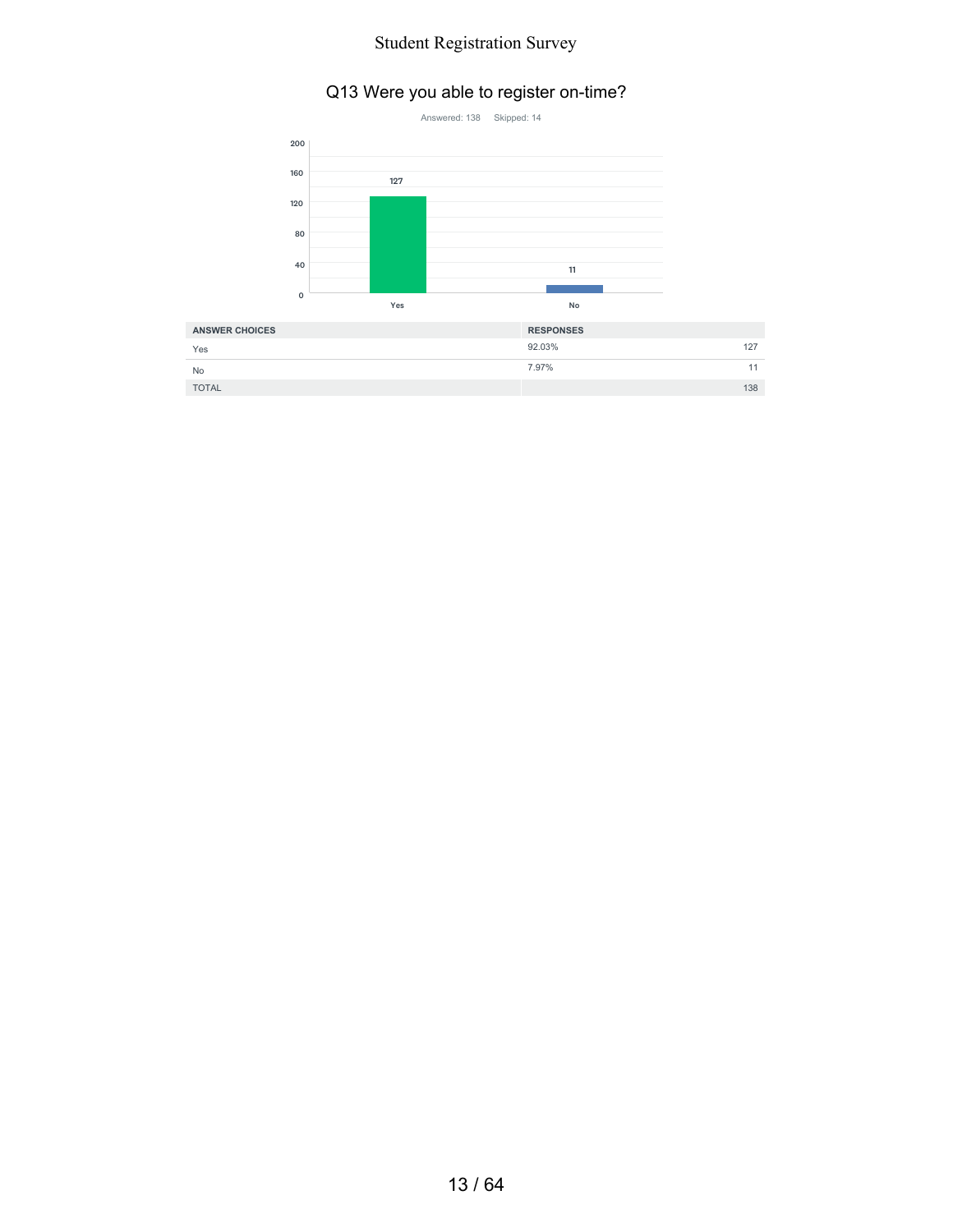## Q13 Were you able to register on-time?

Answered: 138 Skipped: 14

| ANSWER CHOICES | RESPONSES | |
|---|---|---|
| Yes | 92.03% | 127 |
| No | 7.97% | 11 |
| TOTAL | | 138 |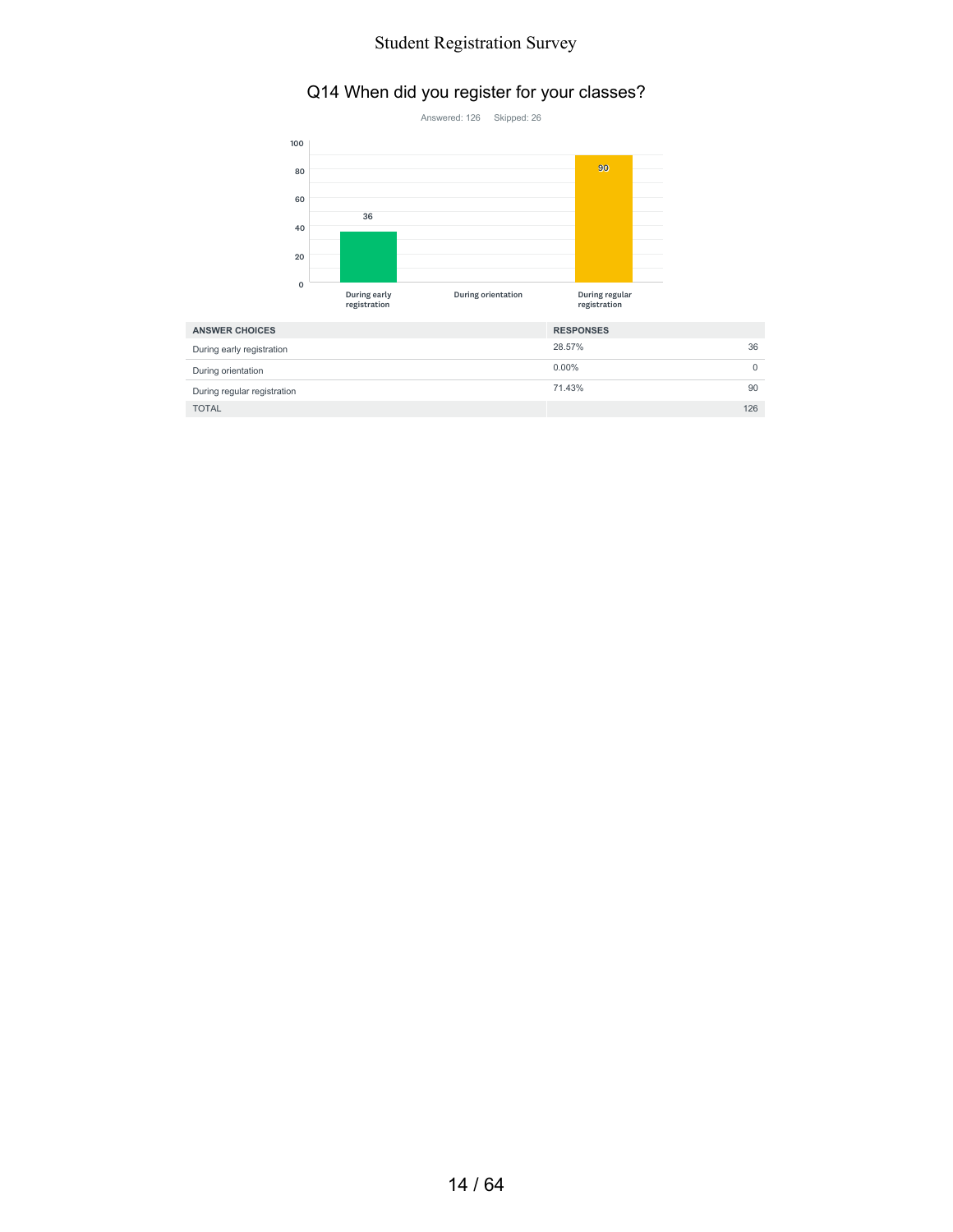## Q14 When did you register for your classes?

Answered: 126 Skipped: 26

| ANSWER CHOICES | RESPONSES | |
| --- | --- | --- |
| During early registration | 28.57% | 36 |
| During orientation | 0.00% | 0 |
| During regular registration | 71.43% | 90 |
| TOTAL | | 126 |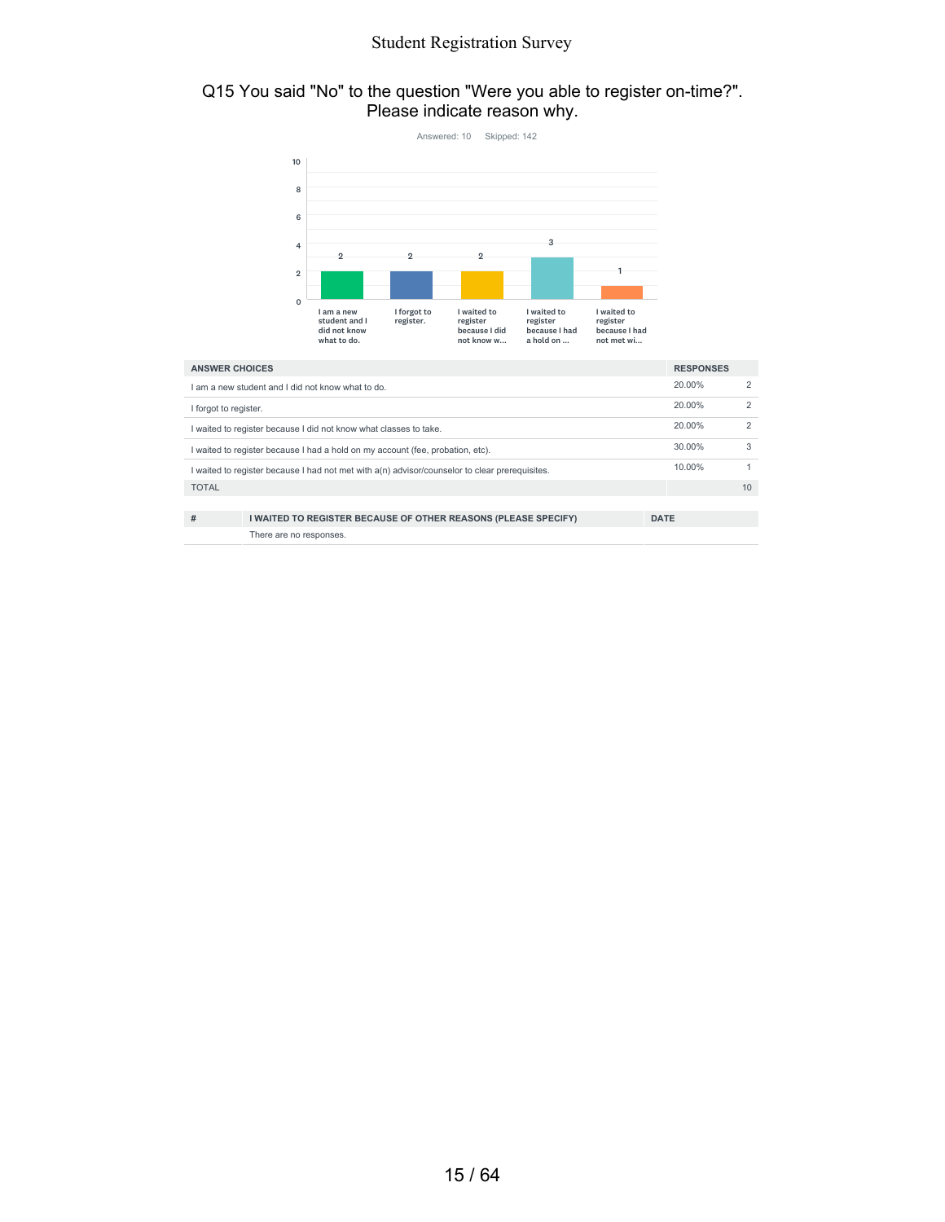## Q15 You said "No" to the question "Were you able to register on-time?". Please indicate reason why.

Answered: 10 Skipped: 142

| ANSWER CHOICES | RESPONSES | |
|---|---|---|
| I am a new student and I did not know what to do. | 20.00% | 2 |
| I forgot to register. | 20.00% | 2 |
| I waited to register because I did not know what classes to take. | 20.00% | 2 |
| I waited to register because I had a hold on my account (fee, probation, etc). | 30.00% | 3 |
| I waited to register because I had not met with a(n) advisor/counselor to clear prerequisites. | 10.00% | 1 |
| TOTAL | | 10 |

| # | I WAITED TO REGISTER BECAUSE OF OTHER REASONS (PLEASE SPECIFY) | DATE |
|---|---|---|
| | There are no responses. | |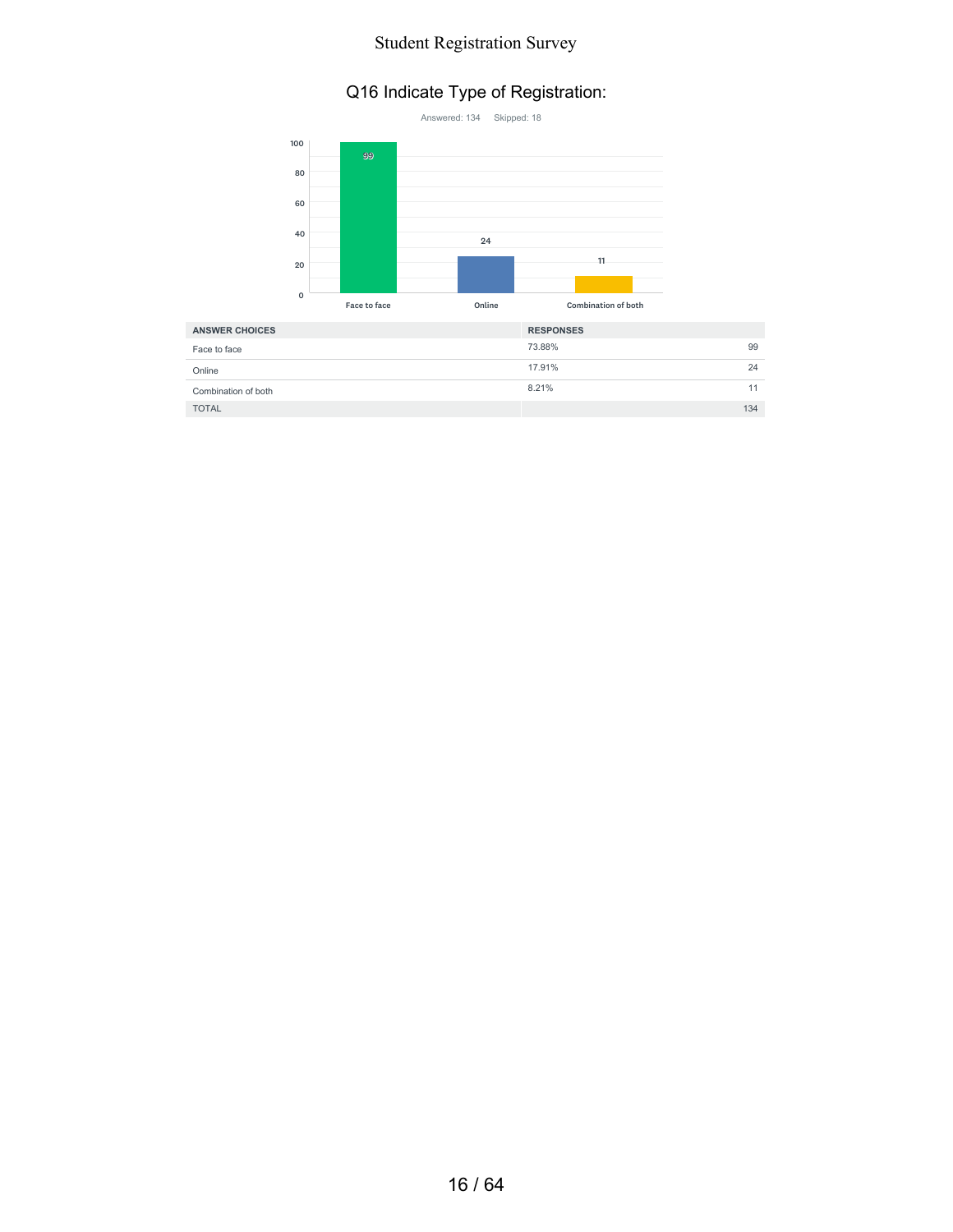# Q16 Indicate Type of Registration:

Answered: 134 Skipped: 18

| ANSWER CHOICES | RESPONSES | |
|---|---|---|
| Face to face | 73.88% | 99 |
| Online | 17.91% | 24 |
| Combination of both | 8.21% | 11 |
| TOTAL | | 134 |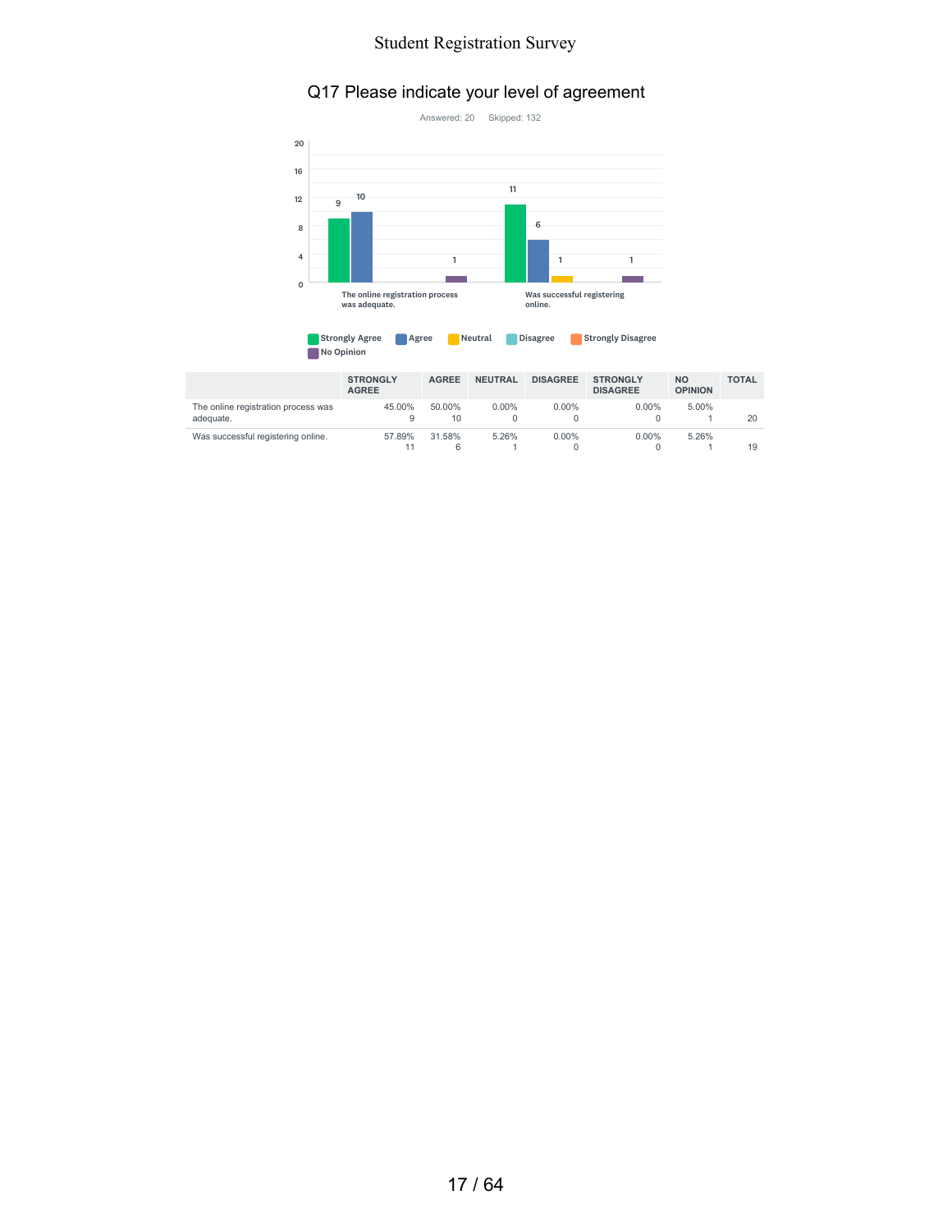## Q17 Please indicate your level of agreement

Answered: 20 Skipped: 132

|  | STRONGLY AGREE | AGREE | NEUTRAL | DISAGREE | STRONGLY DISAGREE | NO OPINION | TOTAL |
|---|---|---|---|---|---|---|---|
| The online registration process was adequate. | 45.00% 9 | 50.00% 10 | 0.00% 0 | 0.00% 0 | 0.00% 0 | 5.00% 1 | 20 |
| Was successful registering online. | 57.89% 11 | 31.58% 6 | 5.26% 1 | 0.00% 0 | 0.00% 0 | 5.26% 1 | 19 |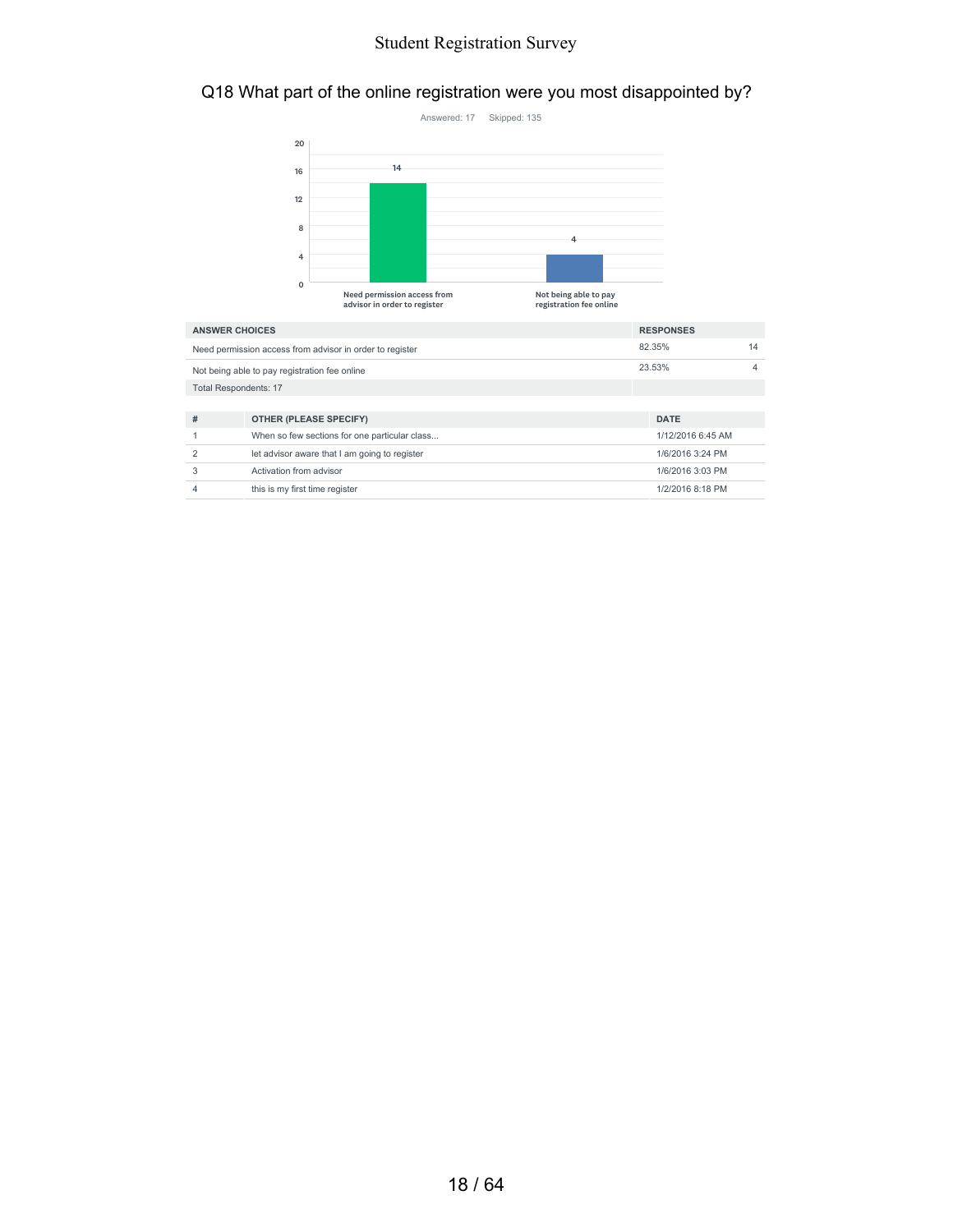## Q18 What part of the online registration were you most disappointed by?

Answered: 17 Skipped: 135

| ANSWER CHOICES | RESPONSES | |
|---|---|---|
| Need permission access from advisor in order to register | 82.35% | 14 |
| Not being able to pay registration fee online | 23.53% | 4 |
| Total Respondents: 17 | | |

| # | OTHER (PLEASE SPECIFY) | DATE |
|---|---|---|
| 1 | When so few sections for one particular class... | 1/12/2016 6:45 AM |
| 2 | let advisor aware that I am going to register | 1/6/2016 3:24 PM |
| 3 | Activation from advisor | 1/6/2016 3:03 PM |
| 4 | this is my first time register | 1/2/2016 8:18 PM |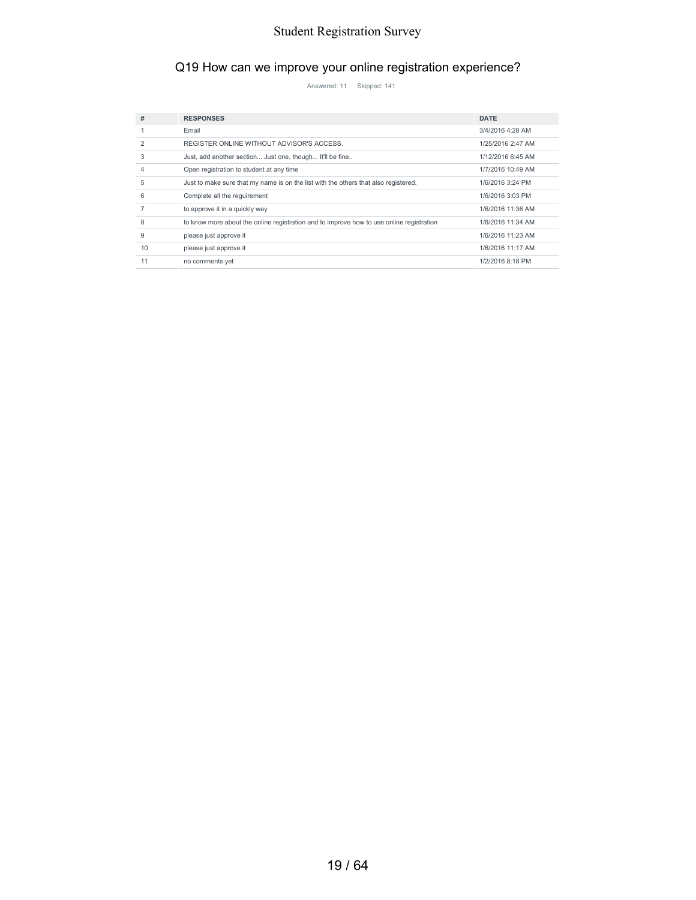## Q19 How can we improve your online registration experience?

Answered: 11 Skipped: 141

| # | RESPONSES | DATE |
|---|---|---|
| 1 | Email | 3/4/2016 4:28 AM |
| 2 | REGISTER ONLINE WITHOUT ADVISOR'S ACCESS. | 1/25/2016 2:47 AM |
| 3 | Just, add another section... Just one, though... It'll be fine.. | 1/12/2016 6:45 AM |
| 4 | Open registration to student at any time | 1/7/2016 10:49 AM |
| 5 | Just to make sure that my name is on the list with the others that also registered. | 1/6/2016 3:24 PM |
| 6 | Complete all the reguirement | 1/6/2016 3:03 PM |
| 7 | to approve it in a quickly way | 1/6/2016 11:36 AM |
| 8 | to know more about the online registration and to improve how to use online registration | 1/6/2016 11:34 AM |
| 9 | please just approve it | 1/6/2016 11:23 AM |
| 10 | please just approve it | 1/6/2016 11:17 AM |
| 11 | no comments yet | 1/2/2016 8:18 PM |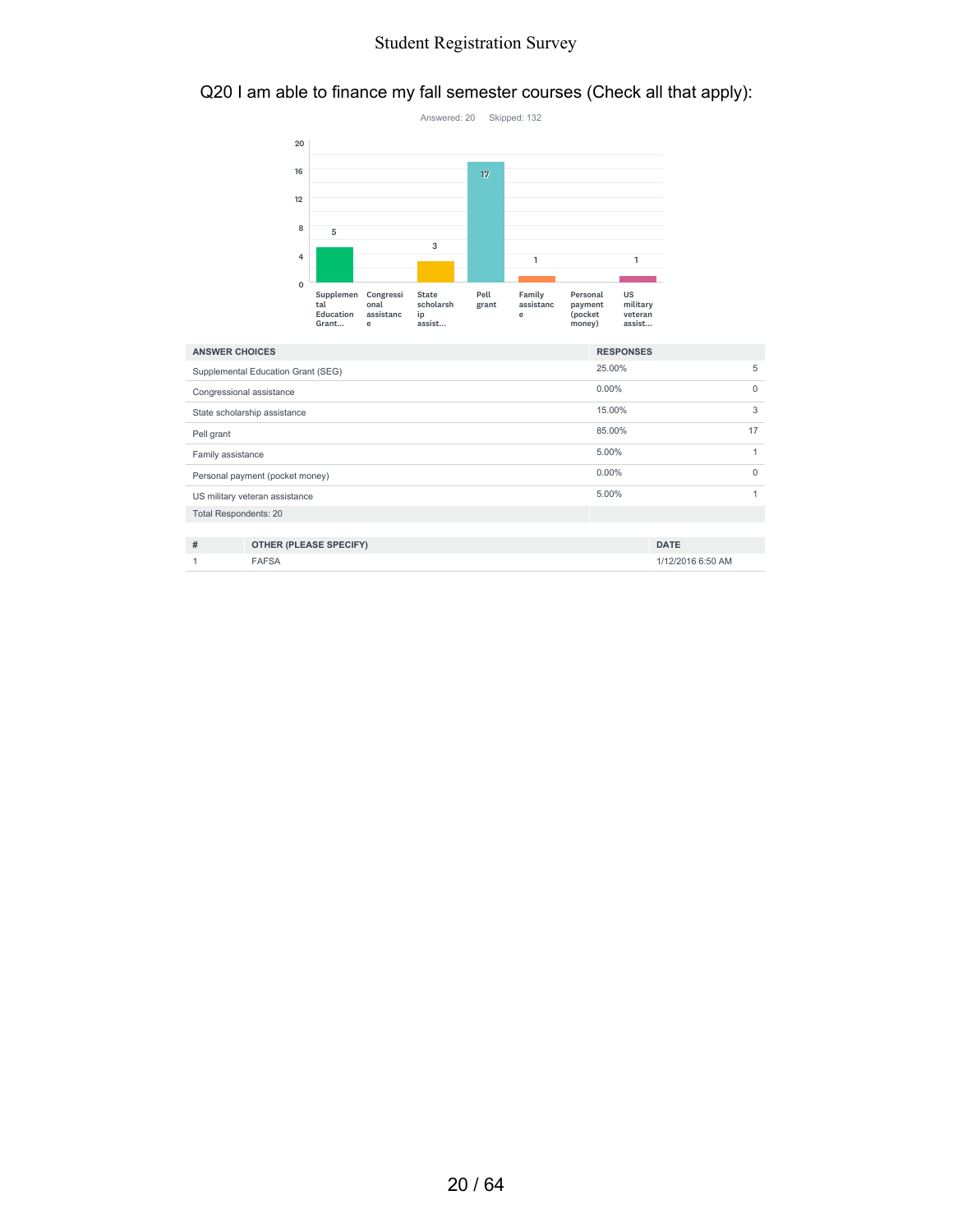## Q20 I am able to finance my fall semester courses (Check all that apply):

Answered: 20 Skipped: 132

| ANSWER CHOICES | RESPONSES | |
|---|---|---|
| Supplemental Education Grant (SEG) | 25.00% | 5 |
| Congressional assistance | 0.00% | 0 |
| State scholarship assistance | 15.00% | 3 |
| Pell grant | 85.00% | 17 |
| Family assistance | 5.00% | 1 |
| Personal payment (pocket money) | 0.00% | 0 |
| US military veteran assistance | 5.00% | 1 |
| Total Respondents: 20 | | |

| # | OTHER (PLEASE SPECIFY) | DATE |
|---|---|---|
| 1 | FAFSA | 1/12/2016 6:50 AM |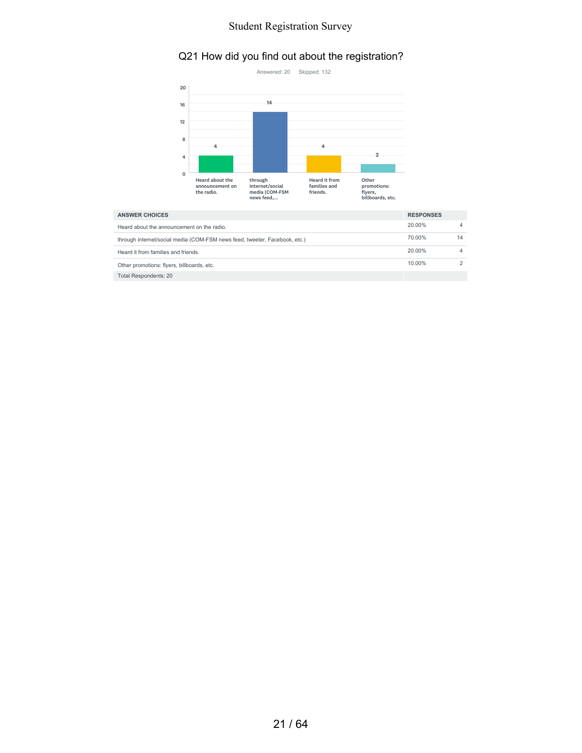# Q21 How did you find out about the registration?

Answered: 20 Skipped: 132

| ANSWER CHOICES | RESPONSES | |
|---|---|---|
| Heard about the announcement on the radio. | 20.00% | 4 |
| through internet/social media (COM-FSM news feed, tweeter, Facebook, etc.) | 70.00% | 14 |
| Heard it from families and friends. | 20.00% | 4 |
| Other promotions: flyers, billboards, etc. | 10.00% | 2 |
| Total Respondents: 20 | | |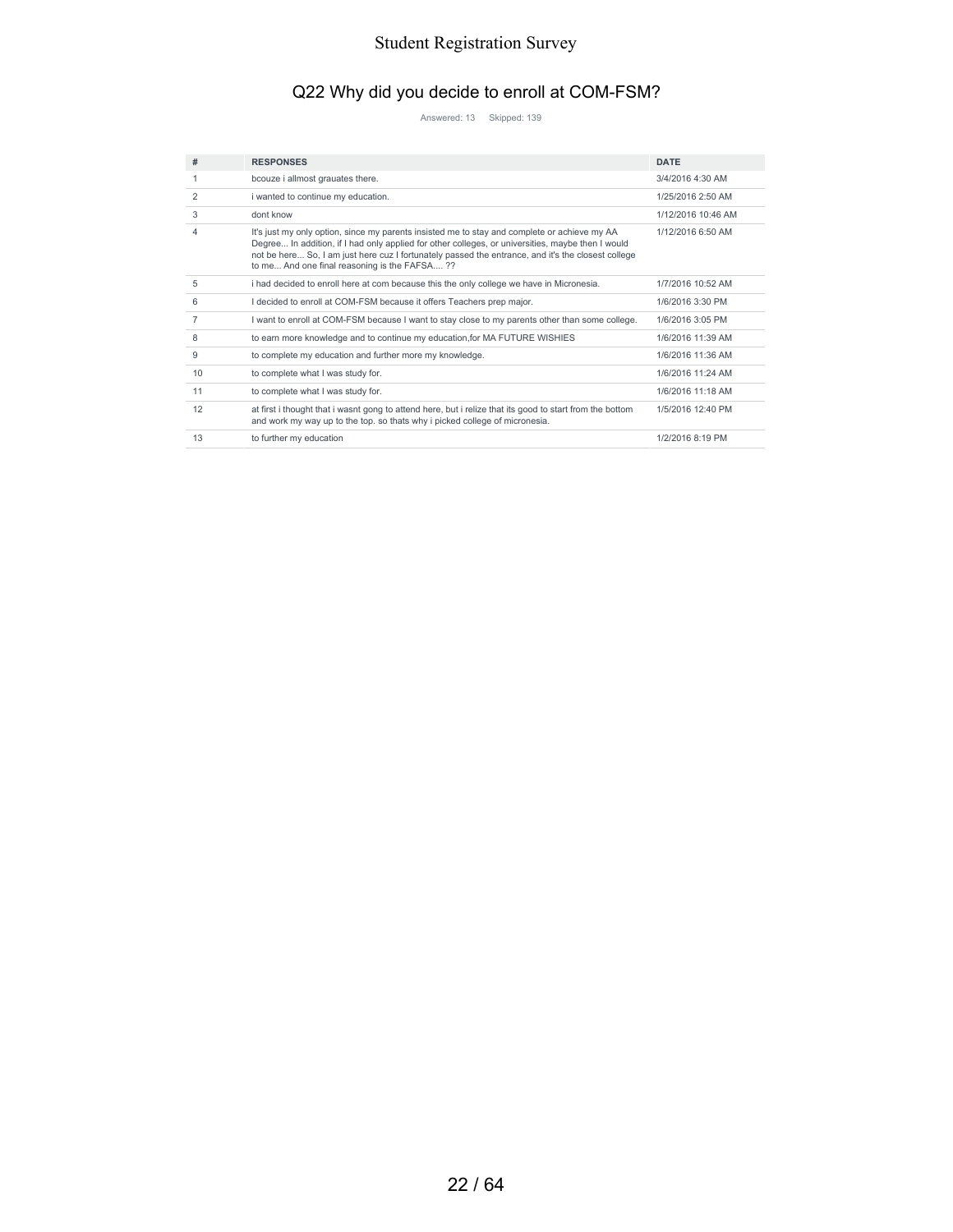## Q22 Why did you decide to enroll at COM-FSM?

Answered: 13 Skipped: 139

| # | RESPONSES | DATE |
|---|---|---|
| 1 | bcouze i allmost grauates there. | 3/4/2016 4:30 AM |
| 2 | i wanted to continue my education. | 1/25/2016 2:50 AM |
| 3 | dont know | 1/12/2016 10:46 AM |
| 4 | It's just my only option, since my parents insisted me to stay and complete or achieve my AA Degree... In addition, if I had only applied for other colleges, or universities, maybe then I would not be here... So, I am just here cuz I fortunately passed the entrance, and it's the closest college to me... And one final reasoning is the FAFSA.... ?? | 1/12/2016 6:50 AM |
| 5 | i had decided to enroll here at com because this the only college we have in Micronesia. | 1/7/2016 10:52 AM |
| 6 | I decided to enroll at COM-FSM because it offers Teachers prep major. | 1/6/2016 3:30 PM |
| 7 | I want to enroll at COM-FSM because I want to stay close to my parents other than some college. | 1/6/2016 3:05 PM |
| 8 | to earn more knowledge and to continue my education,for MA FUTURE WISHIES | 1/6/2016 11:39 AM |
| 9 | to complete my education and further more my knowledge. | 1/6/2016 11:36 AM |
| 10 | to complete what I was study for. | 1/6/2016 11:24 AM |
| 11 | to complete what I was study for. | 1/6/2016 11:18 AM |
| 12 | at first i thought that i wasnt gong to attend here, but i relize that its good to start from the bottom and work my way up to the top. so thats why i picked college of micronesia. | 1/5/2016 12:40 PM |
| 13 | to further my education | 1/2/2016 8:19 PM |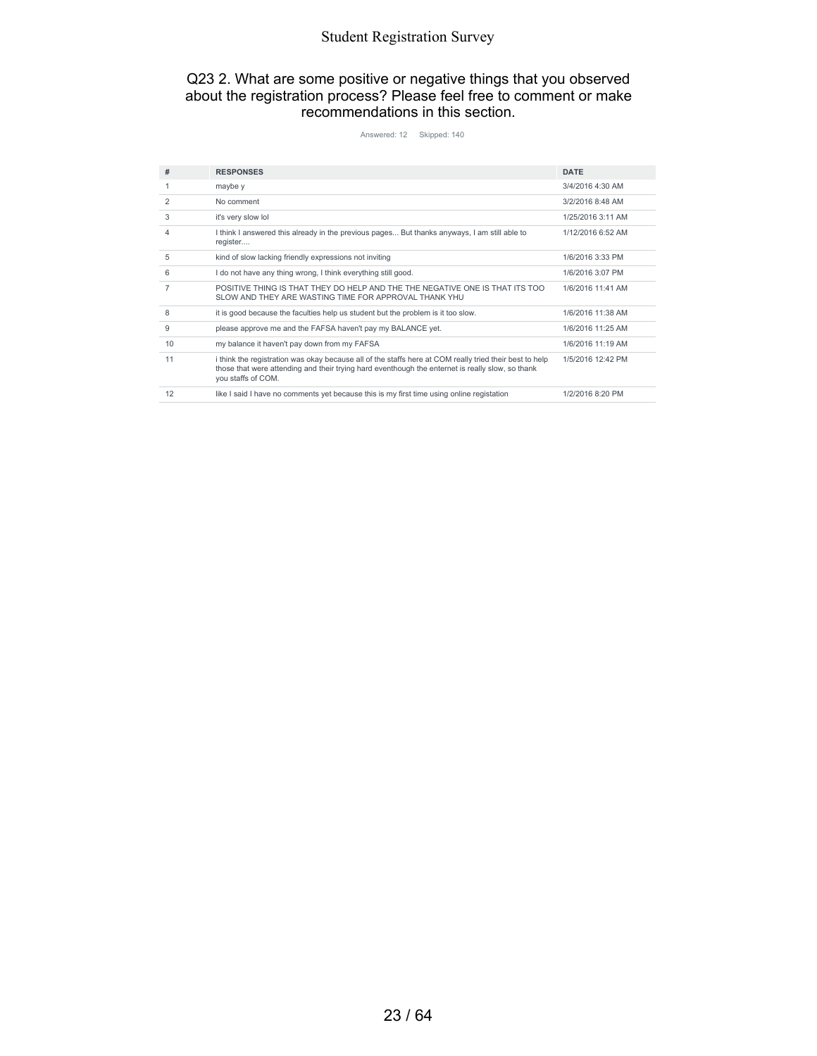## Q23 2. What are some positive or negative things that you observed about the registration process? Please feel free to comment or make recommendations in this section.

Answered: 12    Skipped: 140

| # | RESPONSES | DATE |
|---|---|---|
| 1 | maybe y | 3/4/2016 4:30 AM |
| 2 | No comment | 3/2/2016 8:48 AM |
| 3 | it's very slow lol | 1/25/2016 3:11 AM |
| 4 | I think I answered this already in the previous pages... But thanks anyways, I am still able to register.... | 1/12/2016 6:52 AM |
| 5 | kind of slow lacking friendly expressions not inviting | 1/6/2016 3:33 PM |
| 6 | I do not have any thing wrong, I think everything still good. | 1/6/2016 3:07 PM |
| 7 | POSITIVE THING IS THAT THEY DO HELP AND THE THE NEGATIVE ONE IS THAT ITS TOO SLOW AND THEY ARE WASTING TIME FOR APPROVAL THANK YHU | 1/6/2016 11:41 AM |
| 8 | it is good because the faculties help us student but the problem is it too slow. | 1/6/2016 11:38 AM |
| 9 | please approve me and the FAFSA haven't pay my BALANCE yet. | 1/6/2016 11:25 AM |
| 10 | my balance it haven't pay down from my FAFSA | 1/6/2016 11:19 AM |
| 11 | i think the registration was okay because all of the staffs here at COM really tried their best to help those that were attending and their trying hard eventhough the enternet is really slow, so thank you staffs of COM. | 1/5/2016 12:42 PM |
| 12 | like I said I have no comments yet because this is my first time using online registation | 1/2/2016 8:20 PM |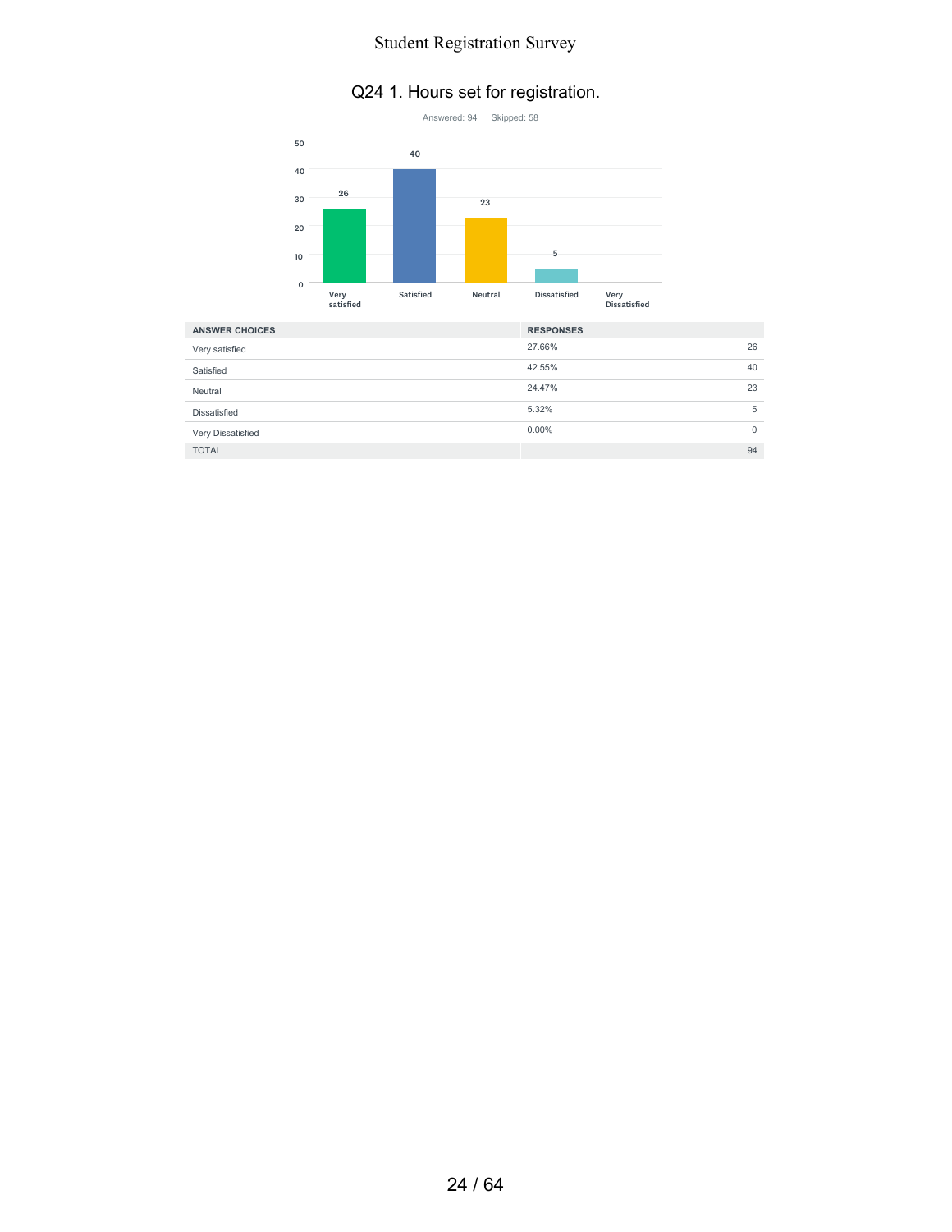## Q24 1. Hours set for registration.

Answered: 94 Skipped: 58

| ANSWER CHOICES | RESPONSES | |
|---|---|---|
| Very satisfied | 27.66% | 26 |
| Satisfied | 42.55% | 40 |
| Neutral | 24.47% | 23 |
| Dissatisfied | 5.32% | 5 |
| Very Dissatisfied | 0.00% | 0 |
| TOTAL | | 94 |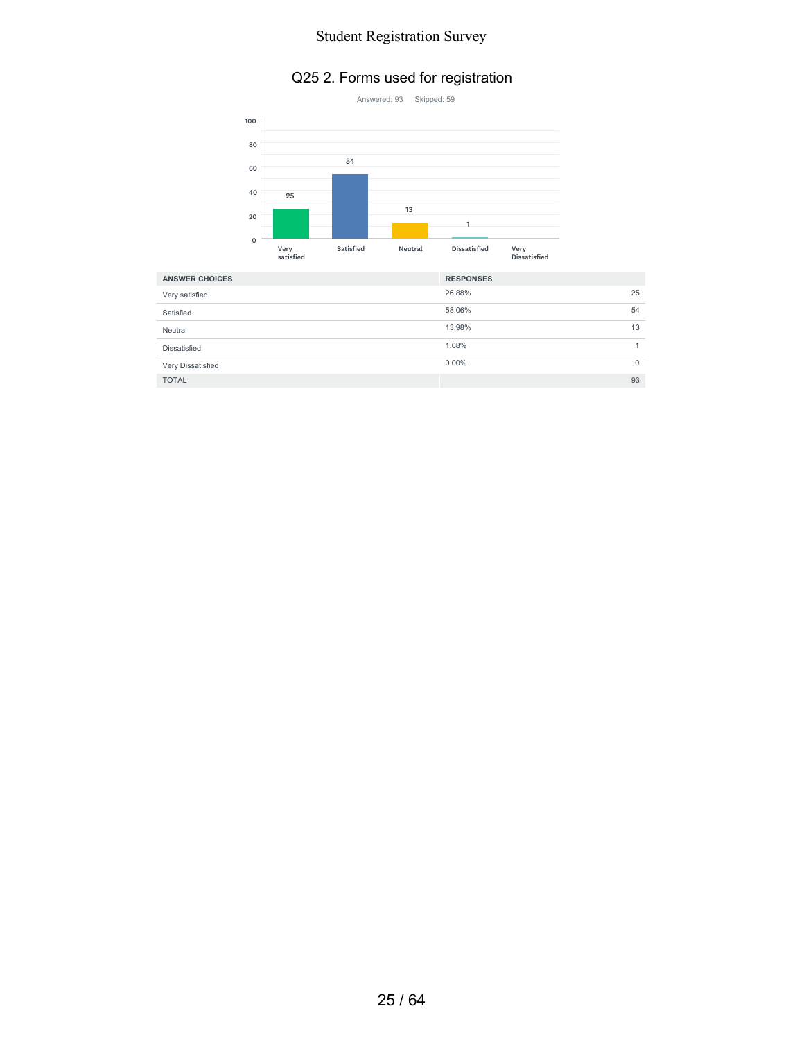# Q25 2. Forms used for registration

Answered: 93 Skipped: 59

| ANSWER CHOICES | RESPONSES | |
|---|---|---|
| Very satisfied | 26.88% | 25 |
| Satisfied | 58.06% | 54 |
| Neutral | 13.98% | 13 |
| Dissatisfied | 1.08% | 1 |
| Very Dissatisfied | 0.00% | 0 |
| TOTAL | | 93 |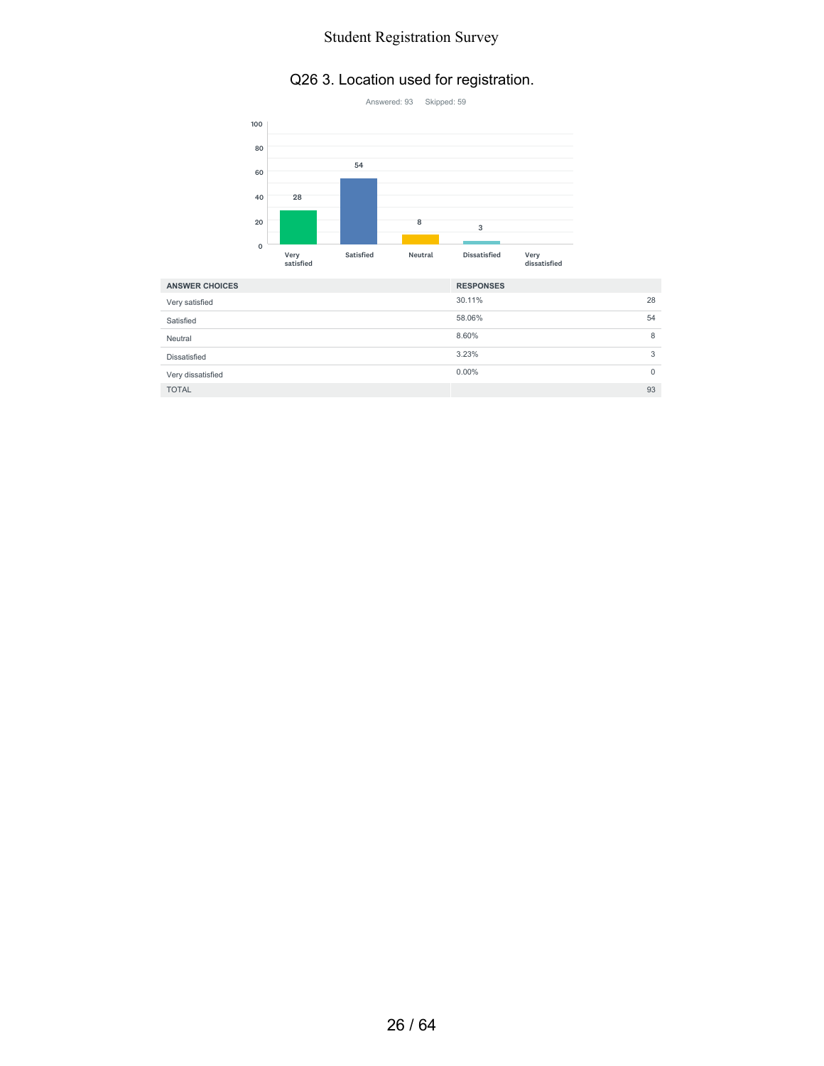## Q26 3. Location used for registration.

Answered: 93    Skipped: 59

| ANSWER CHOICES | RESPONSES | |
|---|---|---|
| Very satisfied | 30.11% | 28 |
| Satisfied | 58.06% | 54 |
| Neutral | 8.60% | 8 |
| Dissatisfied | 3.23% | 3 |
| Very dissatisfied | 0.00% | 0 |
| TOTAL | | 93 |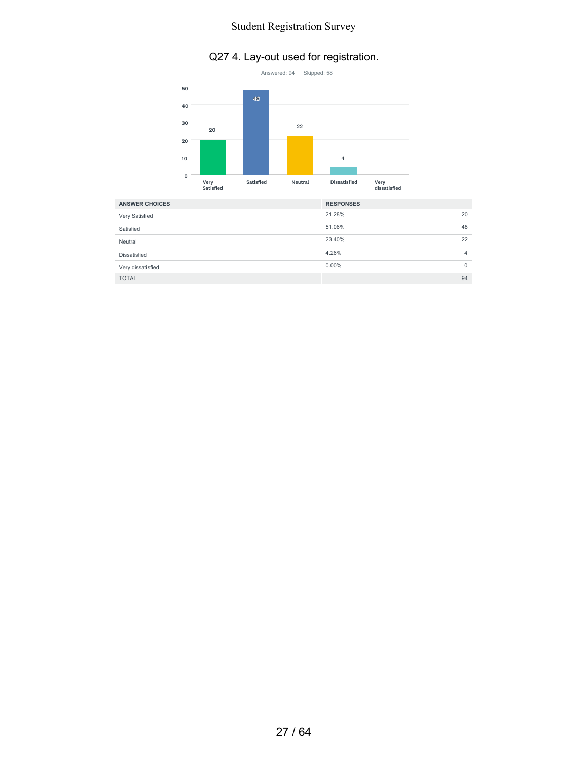## Q27 4. Lay-out used for registration.

Answered: 94 Skipped: 58

| ANSWER CHOICES | RESPONSES | |
|---|---|---|
| Very Satisfied | 21.28% | 20 |
| Satisfied | 51.06% | 48 |
| Neutral | 23.40% | 22 |
| Dissatisfied | 4.26% | 4 |
| Very dissatisfied | 0.00% | 0 |
| TOTAL | | 94 |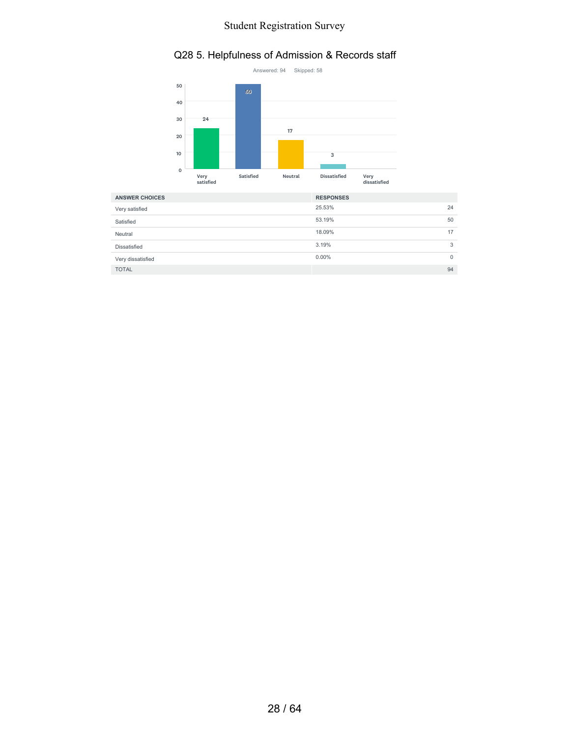## Q28 5. Helpfulness of Admission & Records staff

Answered: 94 Skipped: 58

| ANSWER CHOICES | RESPONSES | |
|---|---|---|
| Very satisfied | 25.53% | 24 |
| Satisfied | 53.19% | 50 |
| Neutral | 18.09% | 17 |
| Dissatisfied | 3.19% | 3 |
| Very dissatisfied | 0.00% | 0 |
| TOTAL | | 94 |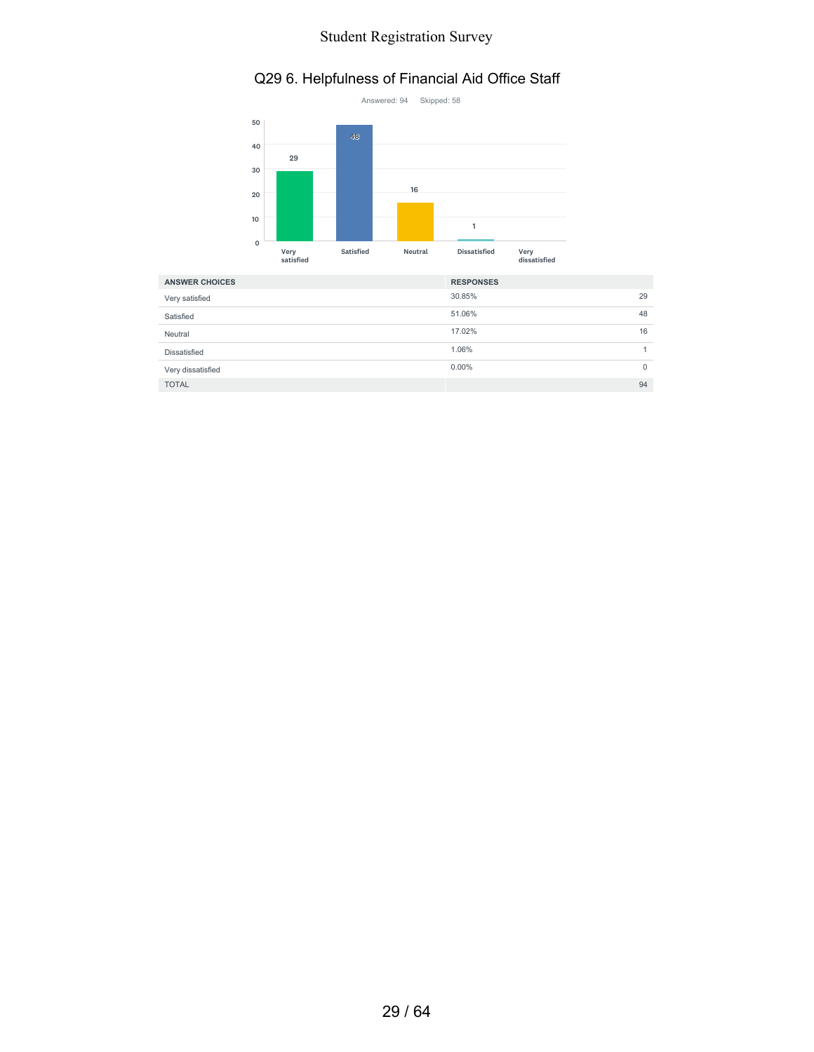# Q29 6. Helpfulness of Financial Aid Office Staff

Answered: 94 Skipped: 58

| ANSWER CHOICES | RESPONSES | |
|---|---|---|
| Very satisfied | 30.85% | 29 |
| Satisfied | 51.06% | 48 |
| Neutral | 17.02% | 16 |
| Dissatisfied | 1.06% | 1 |
| Very dissatisfied | 0.00% | 0 |
| TOTAL | | 94 |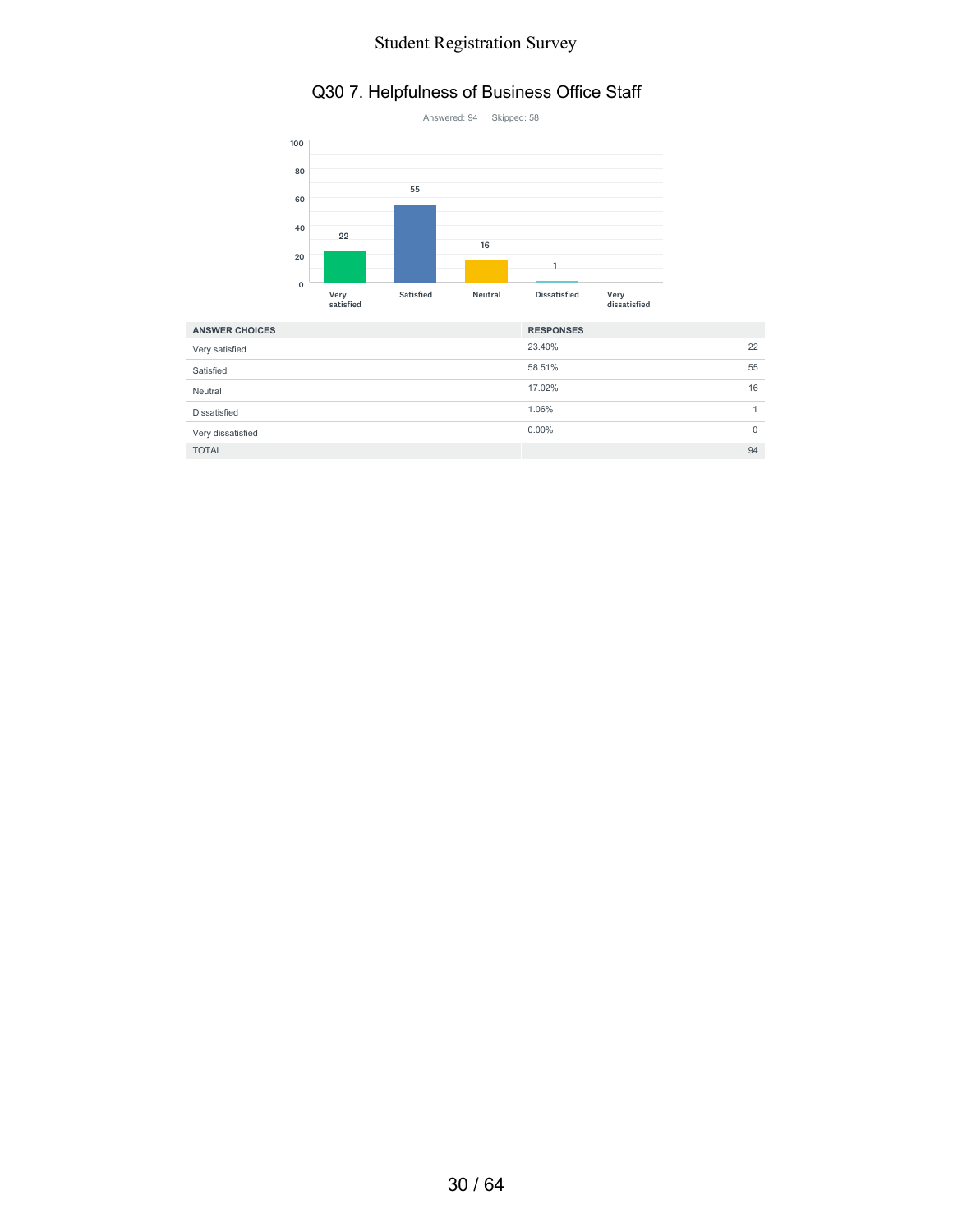# Q30 7. Helpfulness of Business Office Staff

Answered: 94    Skipped: 58

| ANSWER CHOICES | RESPONSES | |
|---|---|---|
| Very satisfied | 23.40% | 22 |
| Satisfied | 58.51% | 55 |
| Neutral | 17.02% | 16 |
| Dissatisfied | 1.06% | 1 |
| Very dissatisfied | 0.00% | 0 |
| TOTAL | | 94 |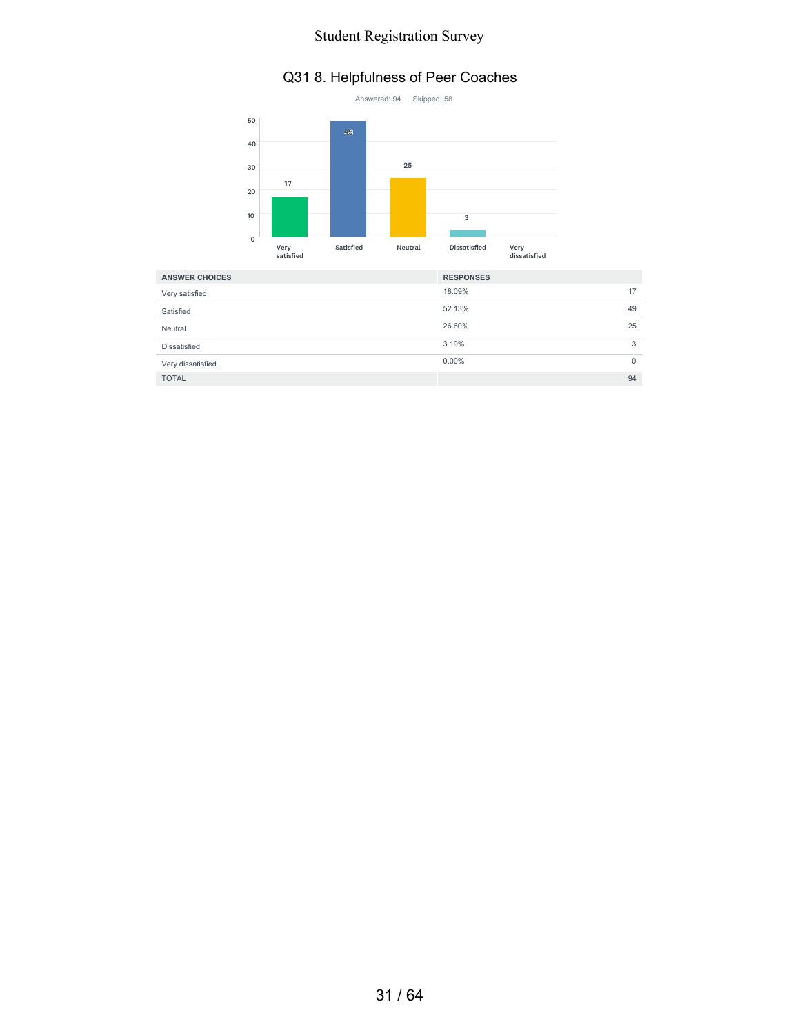# Q31 8. Helpfulness of Peer Coaches

Answered: 94 Skipped: 58

| ANSWER CHOICES | RESPONSES | |
|---|---|---|
| Very satisfied | 18.09% | 17 |
| Satisfied | 52.13% | 49 |
| Neutral | 26.60% | 25 |
| Dissatisfied | 3.19% | 3 |
| Very dissatisfied | 0.00% | 0 |
| TOTAL | | 94 |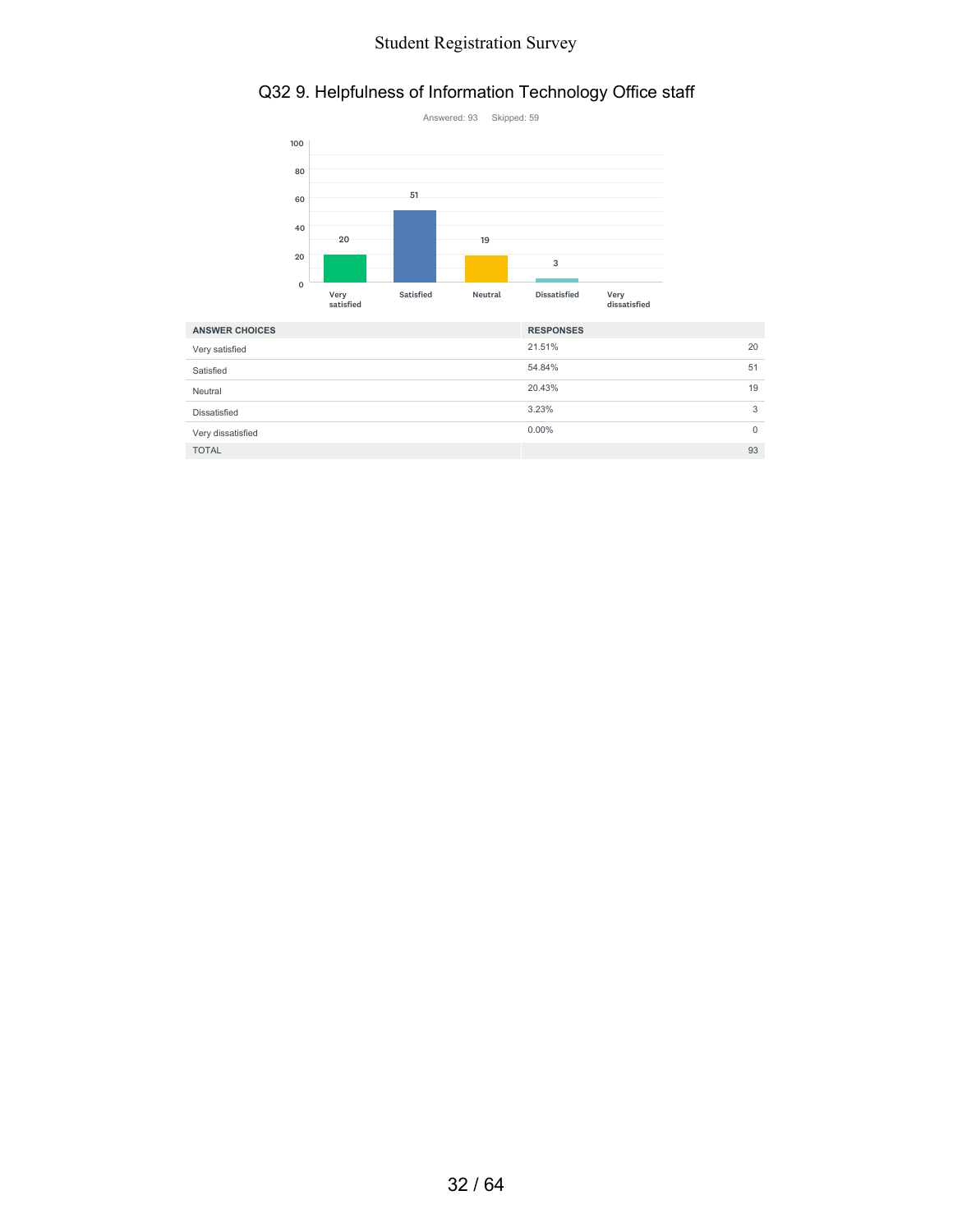## Q32 9. Helpfulness of Information Technology Office staff

Answered: 93 Skipped: 59

| ANSWER CHOICES | RESPONSES | |
|---|---|---|
| Very satisfied | 21.51% | 20 |
| Satisfied | 54.84% | 51 |
| Neutral | 20.43% | 19 |
| Dissatisfied | 3.23% | 3 |
| Very dissatisfied | 0.00% | 0 |
| TOTAL | | 93 |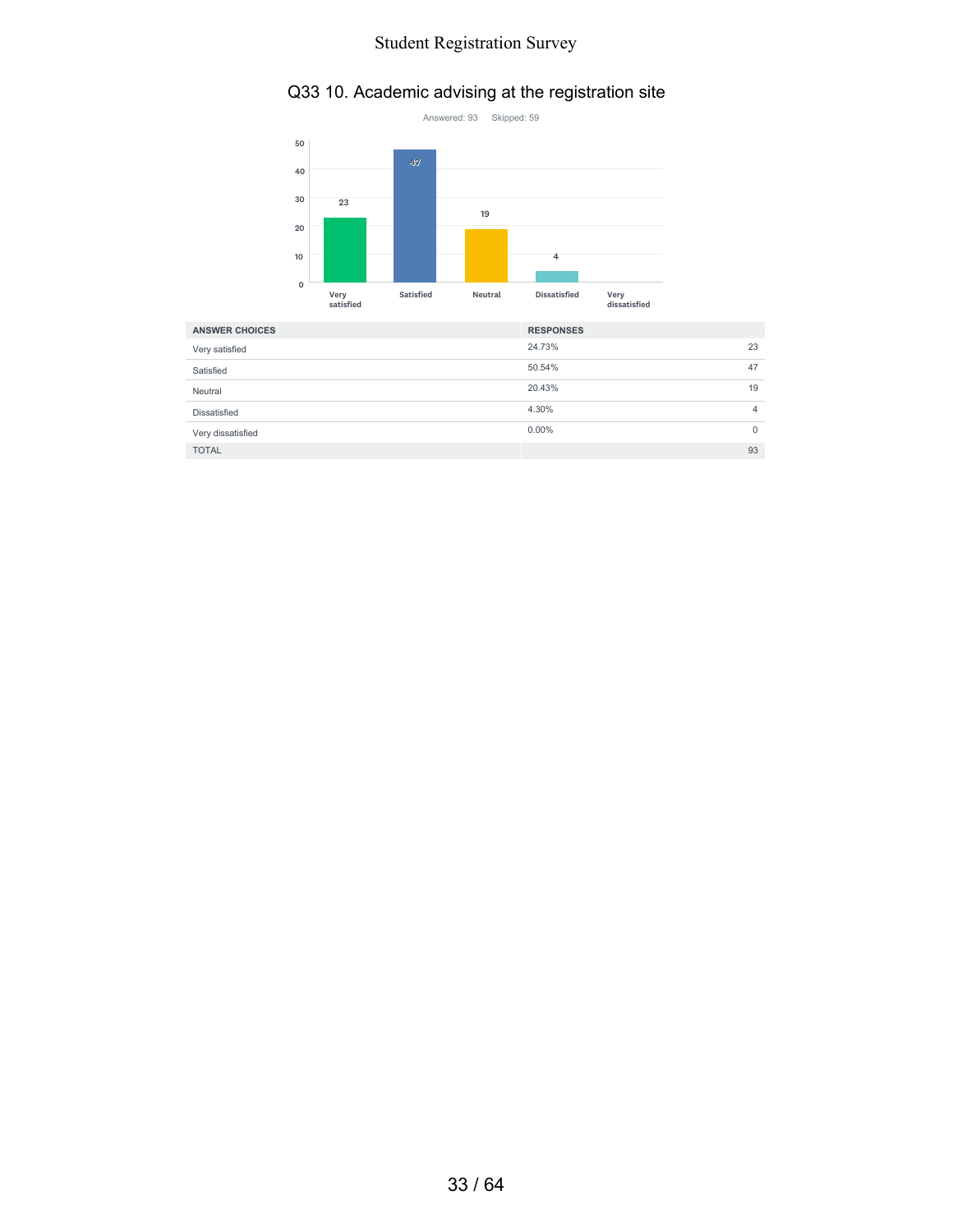# Q33 10. Academic advising at the registration site

Answered: 93 Skipped: 59

| ANSWER CHOICES | RESPONSES | |
|---|---|---|
| Very satisfied | 24.73% | 23 |
| Satisfied | 50.54% | 47 |
| Neutral | 20.43% | 19 |
| Dissatisfied | 4.30% | 4 |
| Very dissatisfied | 0.00% | 0 |
| TOTAL | | 93 |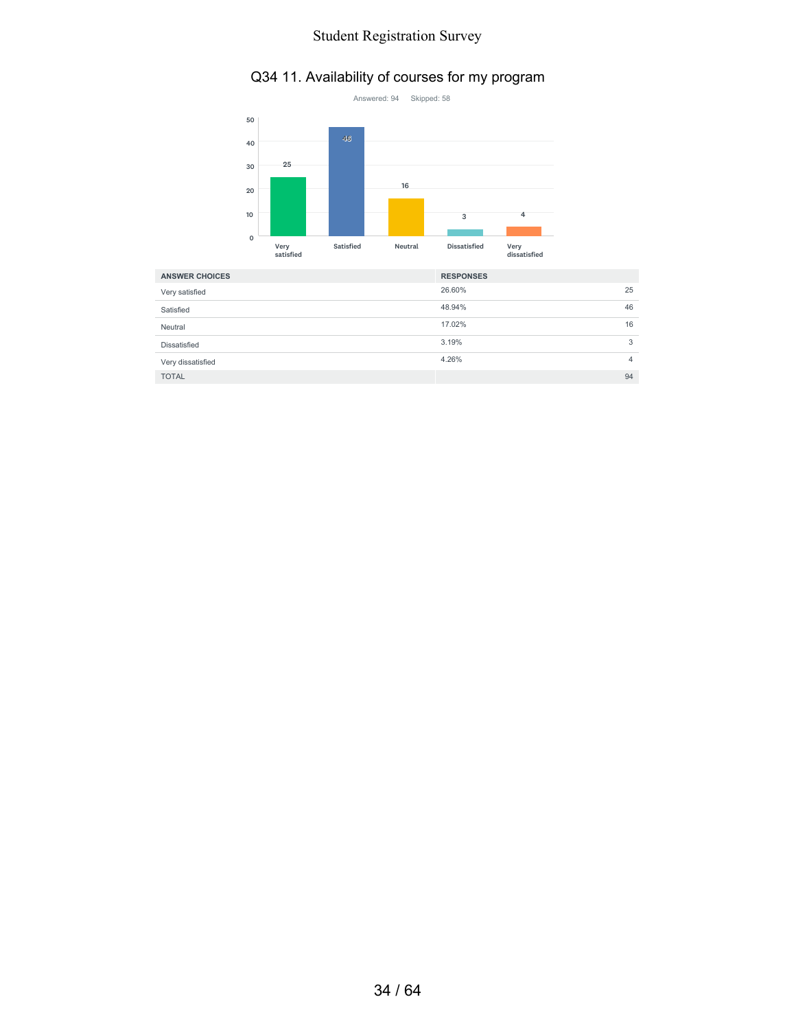## Q34 11. Availability of courses for my program

Answered: 94 Skipped: 58

| ANSWER CHOICES | RESPONSES | |
|---|---|---|
| Very satisfied | 26.60% | 25 |
| Satisfied | 48.94% | 46 |
| Neutral | 17.02% | 16 |
| Dissatisfied | 3.19% | 3 |
| Very dissatisfied | 4.26% | 4 |
| TOTAL | | 94 |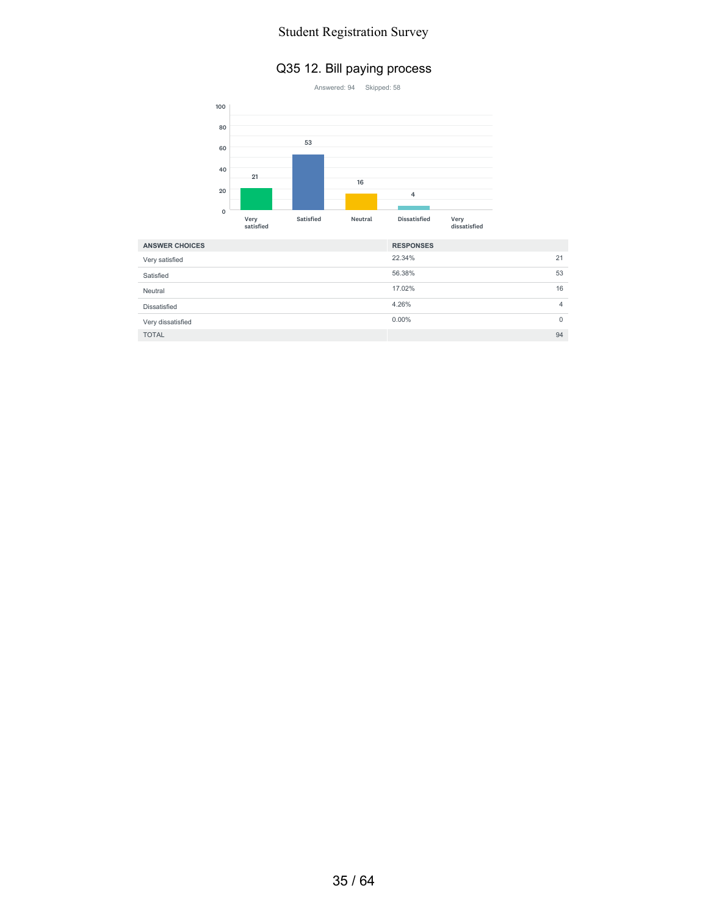# Q35 12. Bill paying process

Answered: 94 Skipped: 58

| ANSWER CHOICES | RESPONSES | |
|---|---|---|
| Very satisfied | 22.34% | 21 |
| Satisfied | 56.38% | 53 |
| Neutral | 17.02% | 16 |
| Dissatisfied | 4.26% | 4 |
| Very dissatisfied | 0.00% | 0 |
| TOTAL | | 94 |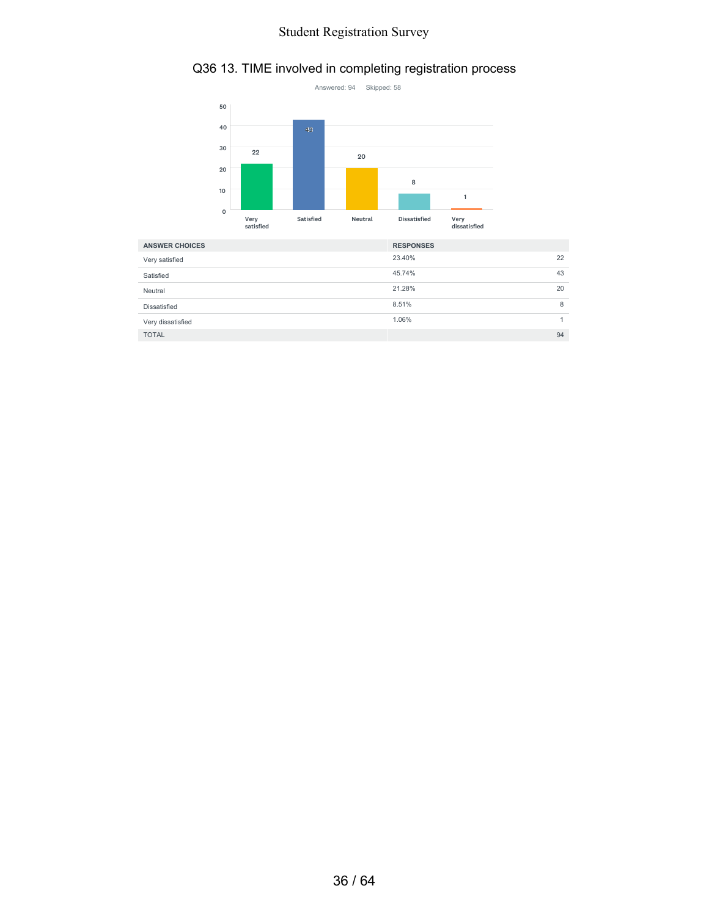## Q36 13. TIME involved in completing registration process

Answered: 94    Skipped: 58

| ANSWER CHOICES | RESPONSES | |
|---|---|---|
| Very satisfied | 23.40% | 22 |
| Satisfied | 45.74% | 43 |
| Neutral | 21.28% | 20 |
| Dissatisfied | 8.51% | 8 |
| Very dissatisfied | 1.06% | 1 |
| TOTAL | | 94 |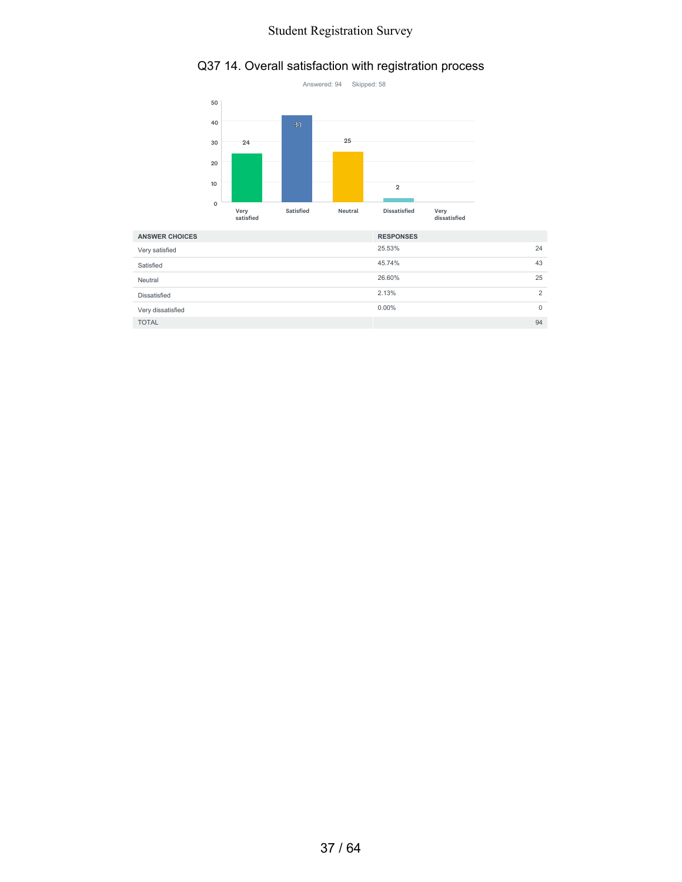## Q37 14. Overall satisfaction with registration process

Answered: 94    Skipped: 58

| ANSWER CHOICES | RESPONSES | |
|---|---|---|
| Very satisfied | 25.53% | 24 |
| Satisfied | 45.74% | 43 |
| Neutral | 26.60% | 25 |
| Dissatisfied | 2.13% | 2 |
| Very dissatisfied | 0.00% | 0 |
| TOTAL | | 94 |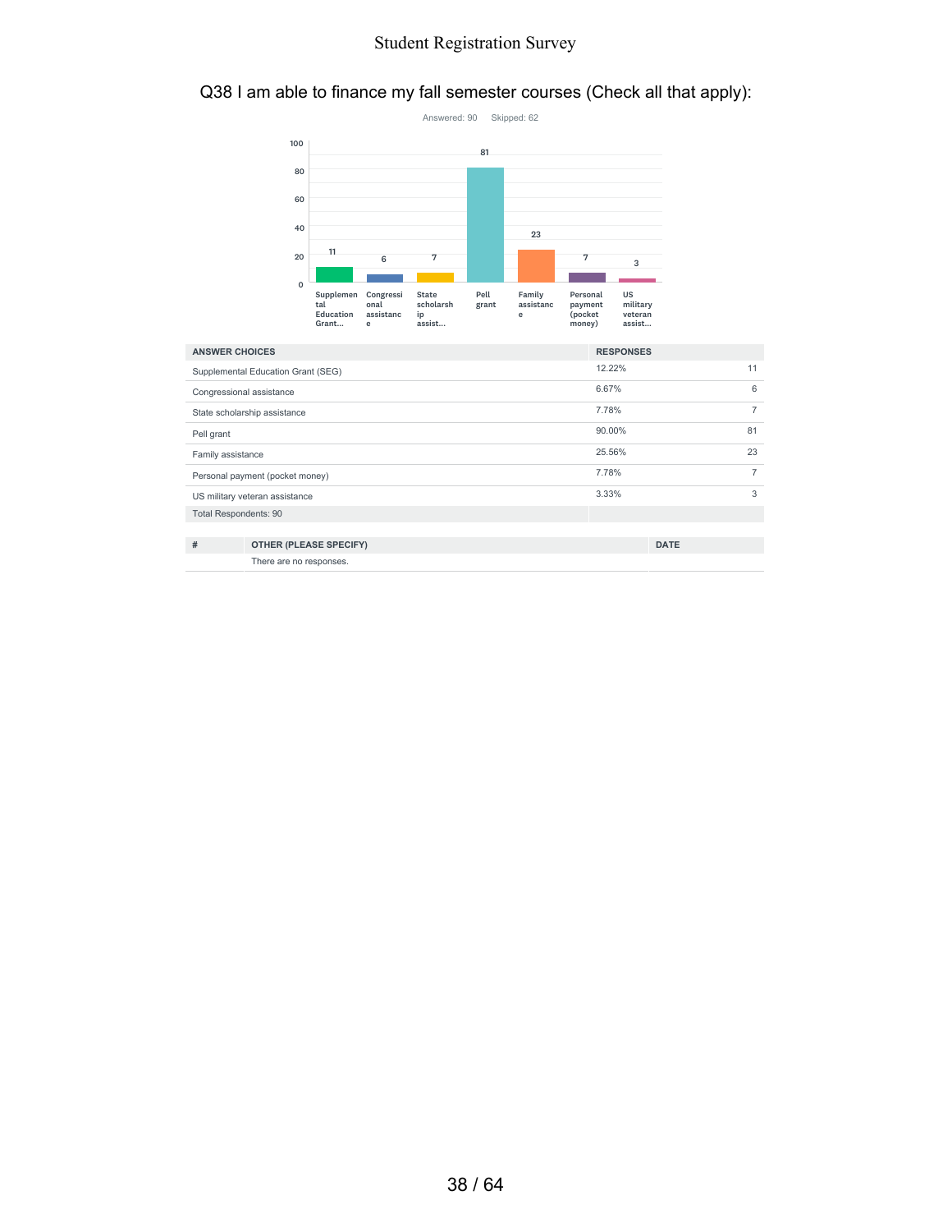## Q38 I am able to finance my fall semester courses (Check all that apply):

Answered: 90 Skipped: 62

| ANSWER CHOICES | RESPONSES | |
|---|---|---|
| Supplemental Education Grant (SEG) | 12.22% | 11 |
| Congressional assistance | 6.67% | 6 |
| State scholarship assistance | 7.78% | 7 |
| Pell grant | 90.00% | 81 |
| Family assistance | 25.56% | 23 |
| Personal payment (pocket money) | 7.78% | 7 |
| US military veteran assistance | 3.33% | 3 |
| Total Respondents: 90 | | |

| # | OTHER (PLEASE SPECIFY) | DATE |
|---|---|---|
| | There are no responses. | |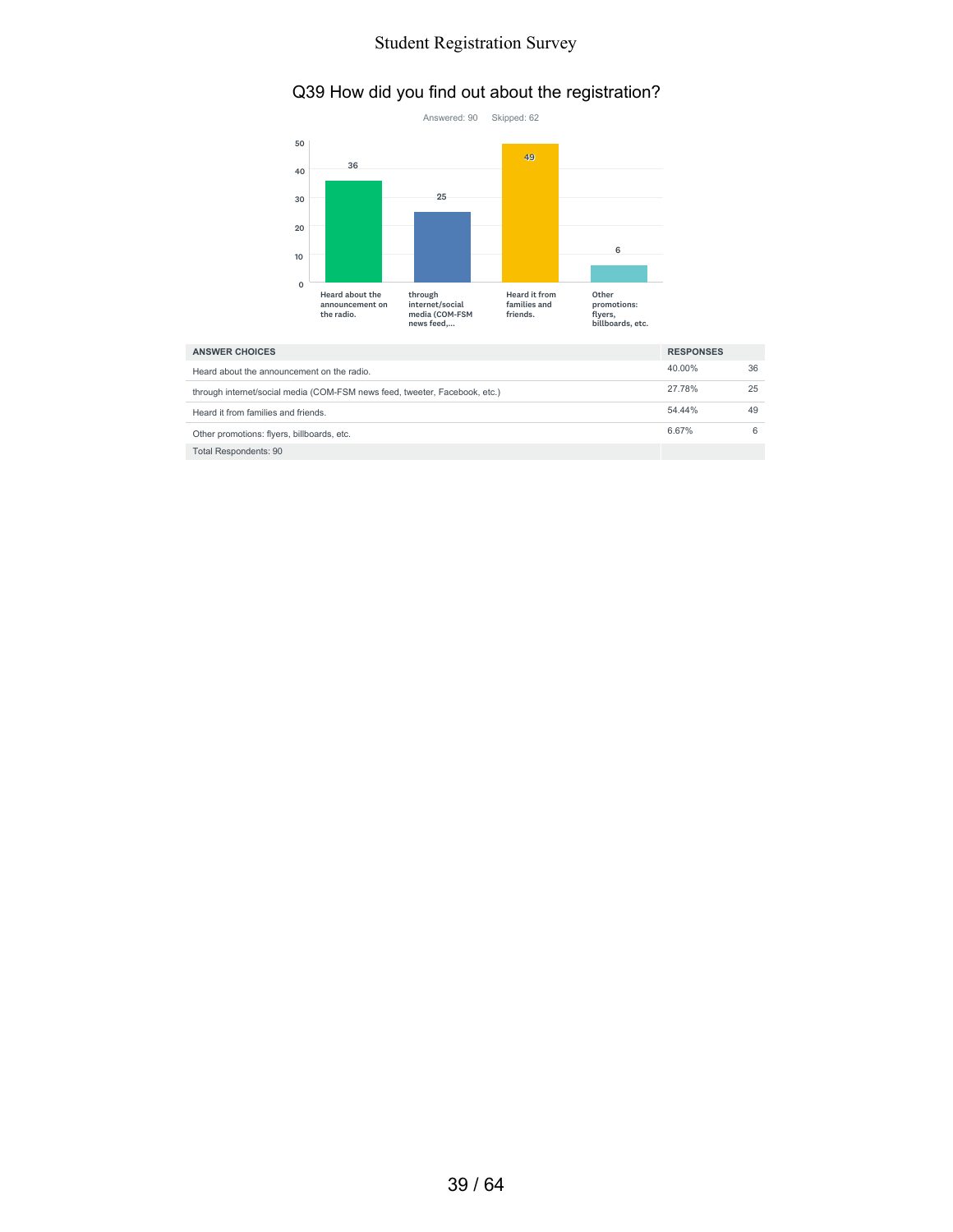# Q39 How did you find out about the registration?

Answered: 90 Skipped: 62

| ANSWER CHOICES | RESPONSES | |
|---|---|---|
| Heard about the announcement on the radio. | 40.00% | 36 |
| through internet/social media (COM-FSM news feed, tweeter, Facebook, etc.) | 27.78% | 25 |
| Heard it from families and friends. | 54.44% | 49 |
| Other promotions: flyers, billboards, etc. | 6.67% | 6 |
| Total Respondents: 90 | | |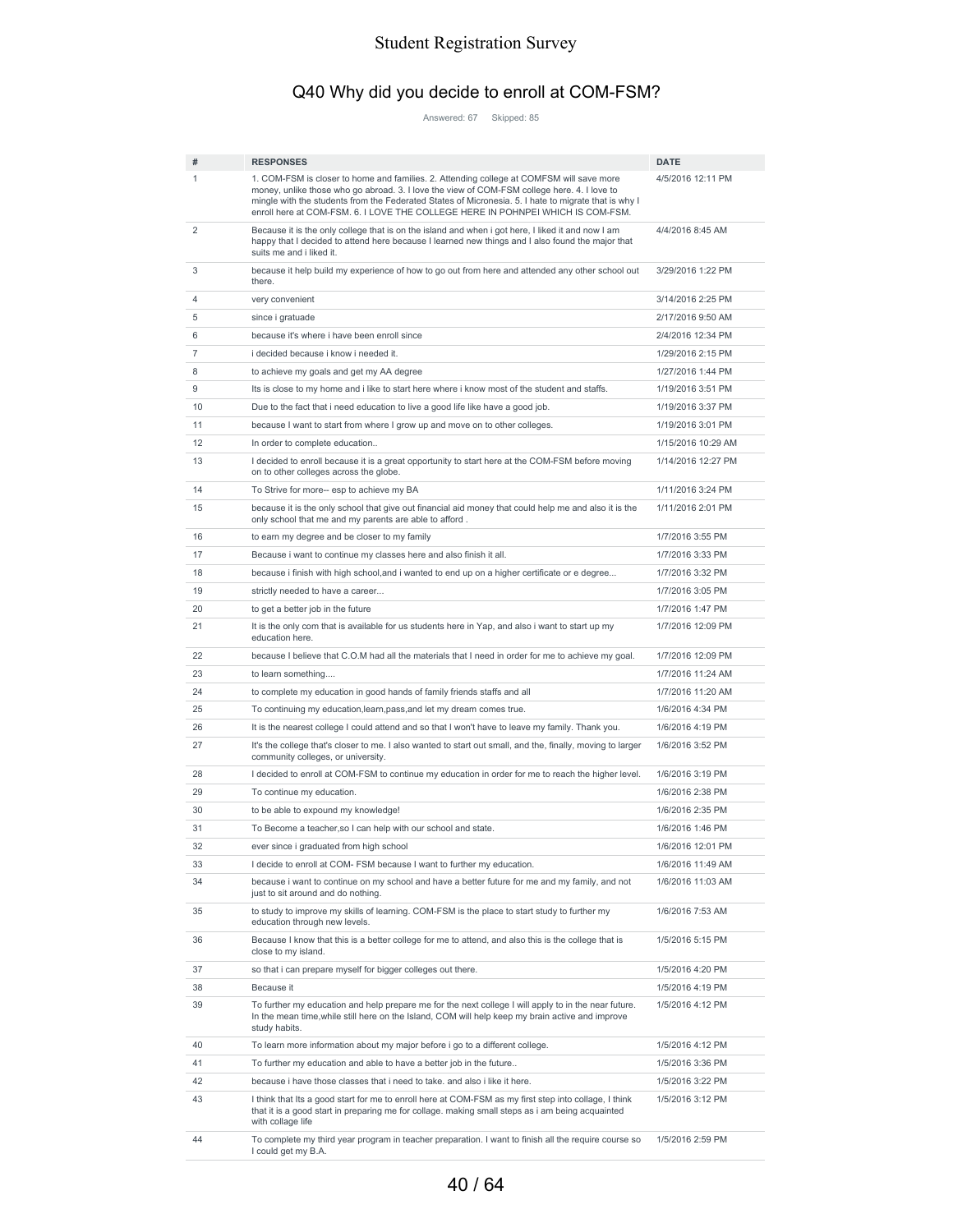## Q40 Why did you decide to enroll at COM-FSM?

Answered: 67 Skipped: 85

| # | RESPONSES | DATE |
|---|---|---|
| 1 | 1. COM-FSM is closer to home and families. 2. Attending college at COMFSM will save more money, unlike those who go abroad. 3. I love the view of COM-FSM college here. 4. I love to mingle with the students from the Federated States of Micronesia. 5. I hate to migrate that is why I enroll here at COM-FSM. 6. I LOVE THE COLLEGE HERE IN POHNPEI WHICH IS COM-FSM. | 4/5/2016 12:11 PM |
| 2 | Because it is the only college that is on the island and when i got here, I liked it and now I am happy that I decided to attend here because I learned new things and I also found the major that suits me and i liked it. | 4/4/2016 8:45 AM |
| 3 | because it help build my experience of how to go out from here and attended any other school out there. | 3/29/2016 1:22 PM |
| 4 | very convenient | 3/14/2016 2:25 PM |
| 5 | since i gratuade | 2/17/2016 9:50 AM |
| 6 | because it's where i have been enroll since | 2/4/2016 12:34 PM |
| 7 | i decided because i know i needed it. | 1/29/2016 2:15 PM |
| 8 | to achieve my goals and get my AA degree | 1/27/2016 1:44 PM |
| 9 | Its is close to my home and i like to start here where i know most of the student and staffs. | 1/19/2016 3:51 PM |
| 10 | Due to the fact that i need education to live a good life like have a good job. | 1/19/2016 3:37 PM |
| 11 | because I want to start from where I grow up and move on to other colleges. | 1/19/2016 3:01 PM |
| 12 | In order to complete education.. | 1/15/2016 10:29 AM |
| 13 | I decided to enroll because it is a great opportunity to start here at the COM-FSM before moving on to other colleges across the globe. | 1/14/2016 12:27 PM |
| 14 | To Strive for more-- esp to achieve my BA | 1/11/2016 3:24 PM |
| 15 | because it is the only school that give out financial aid money that could help me and also it is the only school that me and my parents are able to afford . | 1/11/2016 2:01 PM |
| 16 | to earn my degree and be closer to my family | 1/7/2016 3:55 PM |
| 17 | Because i want to continue my classes here and also finish it all. | 1/7/2016 3:33 PM |
| 18 | because i finish with high school,and i wanted to end up on a higher certificate or e degree... | 1/7/2016 3:32 PM |
| 19 | strictly needed to have a career... | 1/7/2016 3:05 PM |
| 20 | to get a better job in the future | 1/7/2016 1:47 PM |
| 21 | It is the only com that is available for us students here in Yap, and also i want to start up my education here. | 1/7/2016 12:09 PM |
| 22 | because I believe that C.O.M had all the materials that I need in order for me to achieve my goal. | 1/7/2016 12:09 PM |
| 23 | to learn something.... | 1/7/2016 11:24 AM |
| 24 | to complete my education in good hands of family friends staffs and all | 1/7/2016 11:20 AM |
| 25 | To continuing my education,learn,pass,and let my dream comes true. | 1/6/2016 4:34 PM |
| 26 | It is the nearest college I could attend and so that I won't have to leave my family. Thank you. | 1/6/2016 4:19 PM |
| 27 | It's the college that's closer to me. I also wanted to start out small, and the, finally, moving to larger community colleges, or university. | 1/6/2016 3:52 PM |
| 28 | I decided to enroll at COM-FSM to continue my education in order for me to reach the higher level. | 1/6/2016 3:19 PM |
| 29 | To continue my education. | 1/6/2016 2:38 PM |
| 30 | to be able to expound my knowledge! | 1/6/2016 2:35 PM |
| 31 | To Become a teacher,so I can help with our school and state. | 1/6/2016 1:46 PM |
| 32 | ever since i graduated from high school | 1/6/2016 12:01 PM |
| 33 | I decide to enroll at COM- FSM because I want to further my education. | 1/6/2016 11:49 AM |
| 34 | because i want to continue on my school and have a better future for me and my family, and not just to sit around and do nothing. | 1/6/2016 11:03 AM |
| 35 | to study to improve my skills of learning. COM-FSM is the place to start study to further my education through new levels. | 1/6/2016 7:53 AM |
| 36 | Because I know that this is a better college for me to attend, and also this is the college that is close to my island. | 1/5/2016 5:15 PM |
| 37 | so that i can prepare myself for bigger colleges out there. | 1/5/2016 4:20 PM |
| 38 | Because it | 1/5/2016 4:19 PM |
| 39 | To further my education and help prepare me for the next college I will apply to in the near future. In the mean time,while still here on the Island, COM will help keep my brain active and improve study habits. | 1/5/2016 4:12 PM |
| 40 | To learn more information about my major before i go to a different college. | 1/5/2016 4:12 PM |
| 41 | To further my education and able to have a better job in the future.. | 1/5/2016 3:36 PM |
| 42 | because i have those classes that i need to take. and also i like it here. | 1/5/2016 3:22 PM |
| 43 | I think that Its a good start for me to enroll here at COM-FSM as my first step into collage, I think that it is a good start in preparing me for collage. making small steps as i am being acquainted with collage life | 1/5/2016 3:12 PM |
| 44 | To complete my third year program in teacher preparation. I want to finish all the require course so I could get my B.A. | 1/5/2016 2:59 PM |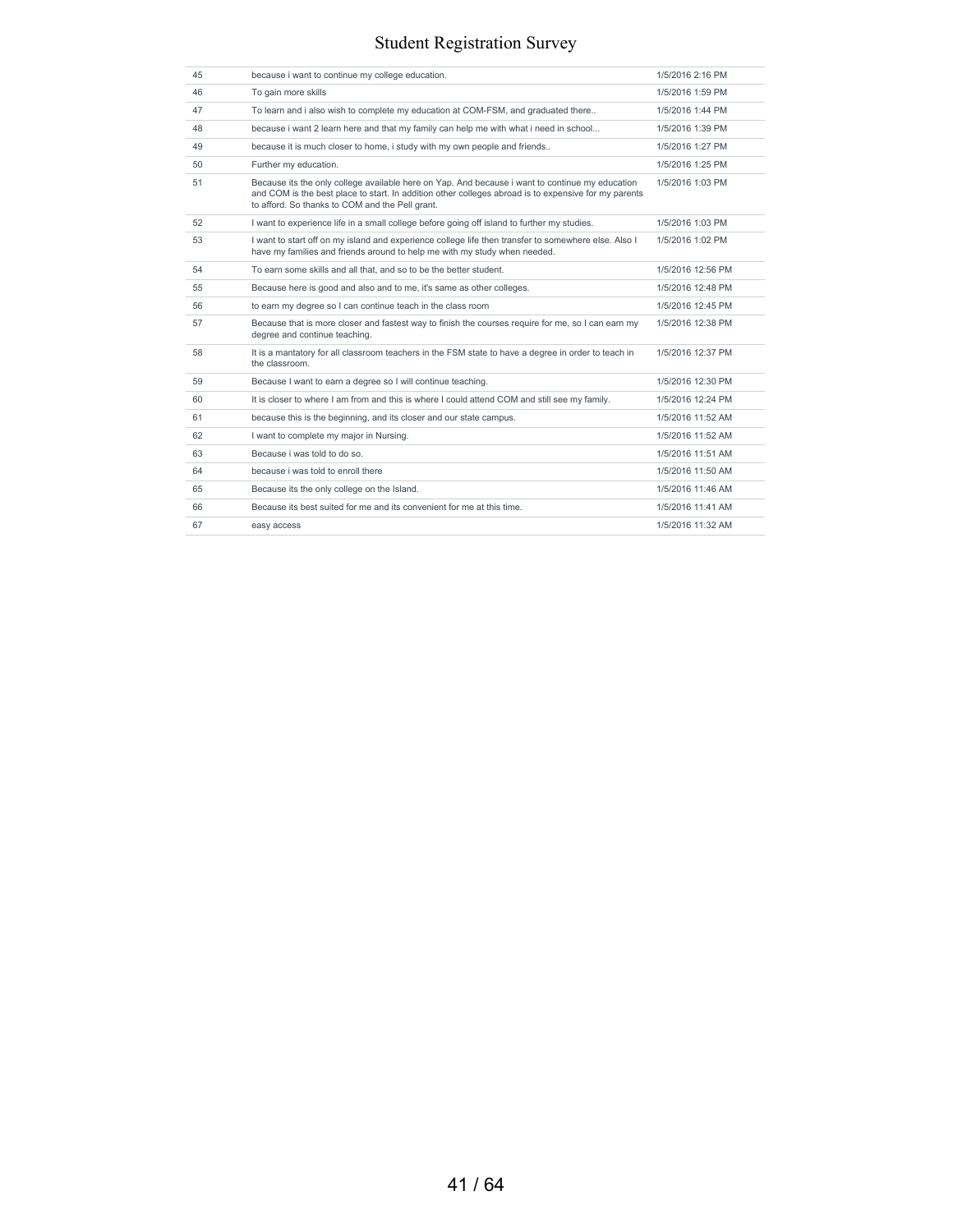| | | |
|---|---|---|
| 45 | because i want to continue my college education. | 1/5/2016 2:16 PM |
| 46 | To gain more skills | 1/5/2016 1:59 PM |
| 47 | To learn and i also wish to complete my education at COM-FSM, and graduated there.. | 1/5/2016 1:44 PM |
| 48 | because i want 2 learn here and that my family can help me with what i need in school... | 1/5/2016 1:39 PM |
| 49 | because it is much closer to home, i study with my own people and friends.. | 1/5/2016 1:27 PM |
| 50 | Further my education. | 1/5/2016 1:25 PM |
| 51 | Because its the only college available here on Yap. And because i want to continue my education and COM is the best place to start. In addition other colleges abroad is to expensive for my parents to afford. So thanks to COM and the Pell grant. | 1/5/2016 1:03 PM |
| 52 | I want to experience life in a small college before going off island to further my studies. | 1/5/2016 1:03 PM |
| 53 | I want to start off on my island and experience college life then transfer to somewhere else. Also I have my families and friends around to help me with my study when needed. | 1/5/2016 1:02 PM |
| 54 | To earn some skills and all that, and so to be the better student. | 1/5/2016 12:56 PM |
| 55 | Because here is good and also and to me, it's same as other colleges. | 1/5/2016 12:48 PM |
| 56 | to earn my degree so I can continue teach in the class room | 1/5/2016 12:45 PM |
| 57 | Because that is more closer and fastest way to finish the courses require for me, so I can earn my degree and continue teaching. | 1/5/2016 12:38 PM |
| 58 | It is a mantatory for all classroom teachers in the FSM state to have a degree in order to teach in the classroom. | 1/5/2016 12:37 PM |
| 59 | Because I want to earn a degree so I will continue teaching. | 1/5/2016 12:30 PM |
| 60 | It is closer to where I am from and this is where I could attend COM and still see my family. | 1/5/2016 12:24 PM |
| 61 | because this is the beginning, and its closer and our state campus. | 1/5/2016 11:52 AM |
| 62 | I want to complete my major in Nursing. | 1/5/2016 11:52 AM |
| 63 | Because i was told to do so. | 1/5/2016 11:51 AM |
| 64 | because i was told to enroll there | 1/5/2016 11:50 AM |
| 65 | Because its the only college on the Island. | 1/5/2016 11:46 AM |
| 66 | Because its best suited for me and its convenient for me at this time. | 1/5/2016 11:41 AM |
| 67 | easy access | 1/5/2016 11:32 AM |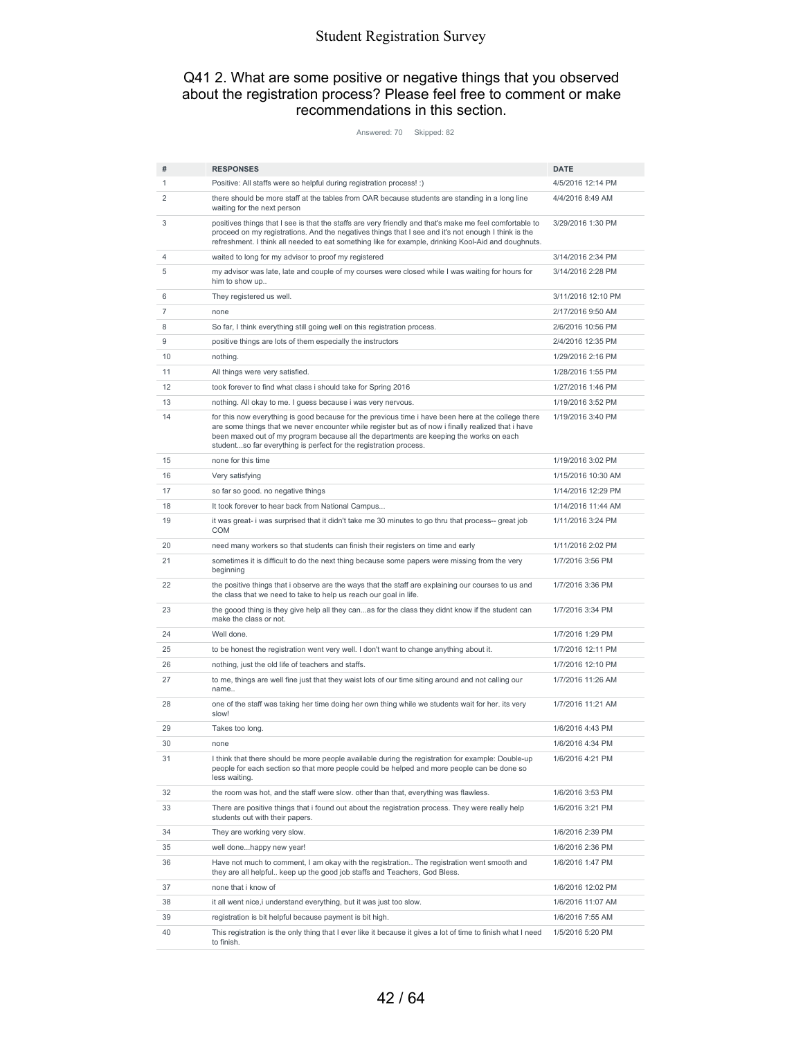## Q41 2. What are some positive or negative things that you observed about the registration process? Please feel free to comment or make recommendations in this section.

Answered: 70    Skipped: 82

| # | RESPONSES | DATE |
|---|---|---|
| 1 | Positive: All staffs were so helpful during registration process! :) | 4/5/2016 12:14 PM |
| 2 | there should be more staff at the tables from OAR because students are standing in a long line waiting for the next person | 4/4/2016 8:49 AM |
| 3 | positives things that I see is that the staffs are very friendly and that's make me feel comfortable to proceed on my registrations. And the negatives things that I see and it's not enough I think is the refreshment. I think all needed to eat something like for example, drinking Kool-Aid and doughnuts. | 3/29/2016 1:30 PM |
| 4 | waited to long for my advisor to proof my registered | 3/14/2016 2:34 PM |
| 5 | my advisor was late, late and couple of my courses were closed while I was waiting for hours for him to show up.. | 3/14/2016 2:28 PM |
| 6 | They registered us well. | 3/11/2016 12:10 PM |
| 7 | none | 2/17/2016 9:50 AM |
| 8 | So far, I think everything still going well on this registration process. | 2/6/2016 10:56 PM |
| 9 | positive things are lots of them especially the instructors | 2/4/2016 12:35 PM |
| 10 | nothing. | 1/29/2016 2:16 PM |
| 11 | All things were very satisfied. | 1/28/2016 1:55 PM |
| 12 | took forever to find what class i should take for Spring 2016 | 1/27/2016 1:46 PM |
| 13 | nothing. All okay to me. I guess because i was very nervous. | 1/19/2016 3:52 PM |
| 14 | for this now everything is good because for the previous time i have been here at the college there are some things that we never encounter while register but as of now i finally realized that i have been maxed out of my program because all the departments are keeping the works on each student...so far everything is perfect for the registration process. | 1/19/2016 3:40 PM |
| 15 | none for this time | 1/19/2016 3:02 PM |
| 16 | Very satisfying | 1/15/2016 10:30 AM |
| 17 | so far so good. no negative things | 1/14/2016 12:29 PM |
| 18 | It took forever to hear back from National Campus... | 1/14/2016 11:44 AM |
| 19 | it was great- i was surprised that it didn't take me 30 minutes to go thru that process-- great job COM | 1/11/2016 3:24 PM |
| 20 | need many workers so that students can finish their registers on time and early | 1/11/2016 2:02 PM |
| 21 | sometimes it is difficult to do the next thing because some papers were missing from the very beginning | 1/7/2016 3:56 PM |
| 22 | the positive things that i observe are the ways that the staff are explaining our courses to us and the class that we need to take to help us reach our goal in life. | 1/7/2016 3:36 PM |
| 23 | the goood thing is they give help all they can...as for the class they didnt know if the student can make the class or not. | 1/7/2016 3:34 PM |
| 24 | Well done. | 1/7/2016 1:29 PM |
| 25 | to be honest the registration went very well. I don't want to change anything about it. | 1/7/2016 12:11 PM |
| 26 | nothing, just the old life of teachers and staffs. | 1/7/2016 12:10 PM |
| 27 | to me, things are well fine just that they waist lots of our time siting around and not calling our name.. | 1/7/2016 11:26 AM |
| 28 | one of the staff was taking her time doing her own thing while we students wait for her. its very slow! | 1/7/2016 11:21 AM |
| 29 | Takes too long. | 1/6/2016 4:43 PM |
| 30 | none | 1/6/2016 4:34 PM |
| 31 | I think that there should be more people available during the registration for example: Double-up people for each section so that more people could be helped and more people can be done so less waiting. | 1/6/2016 4:21 PM |
| 32 | the room was hot, and the staff were slow. other than that, everything was flawless. | 1/6/2016 3:53 PM |
| 33 | There are positive things that i found out about the registration process. They were really help students out with their papers. | 1/6/2016 3:21 PM |
| 34 | They are working very slow. | 1/6/2016 2:39 PM |
| 35 | well done...happy new year! | 1/6/2016 2:36 PM |
| 36 | Have not much to comment, I am okay with the registration.. The registration went smooth and they are all helpful.. keep up the good job staffs and Teachers, God Bless. | 1/6/2016 1:47 PM |
| 37 | none that i know of | 1/6/2016 12:02 PM |
| 38 | it all went nice,i understand everything, but it was just too slow. | 1/6/2016 11:07 AM |
| 39 | registration is bit helpful because payment is bit high. | 1/6/2016 7:55 AM |
| 40 | This registration is the only thing that I ever like it because it gives a lot of time to finish what I need to finish. | 1/5/2016 5:20 PM |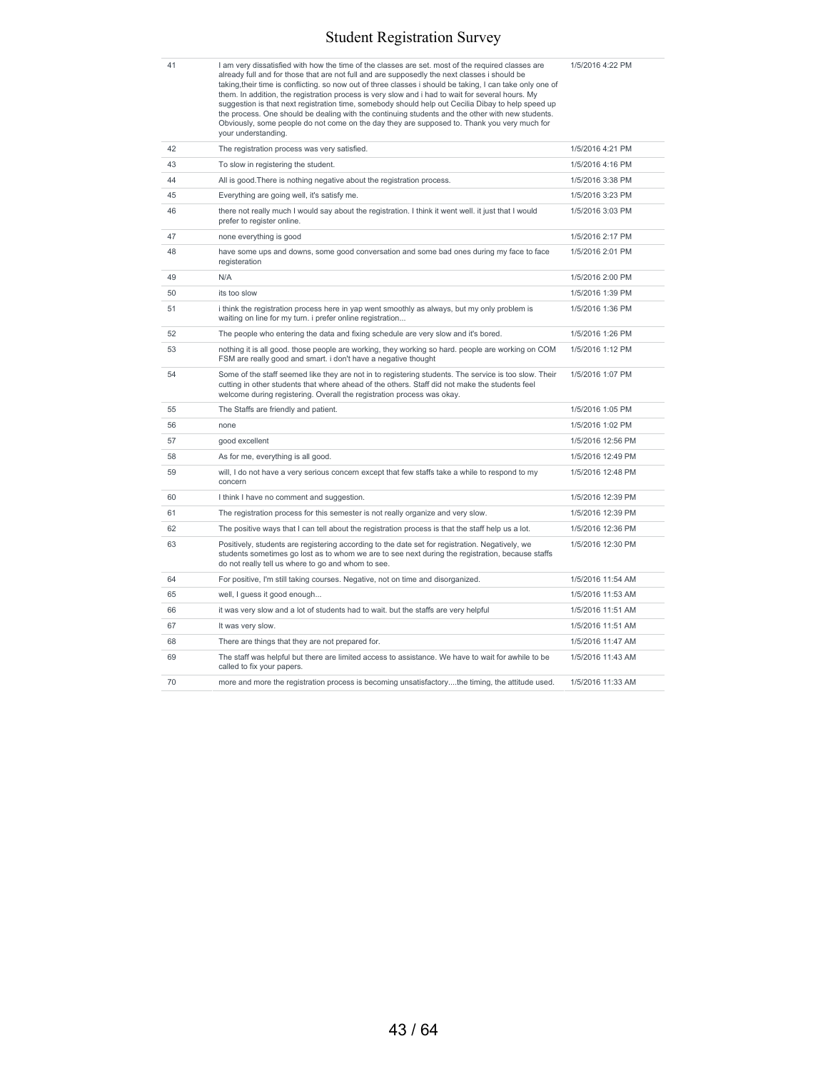| | | |
|---|---|---|
| 41 | I am very dissatisfied with how the time of the classes are set. most of the required classes are already full and for those that are not full and are supposedly the next classes i should be taking,their time is conflicting. so now out of three classes i should be taking, I can take only one of them. In addition, the registration process is very slow and i had to wait for several hours. My suggestion is that next registration time, somebody should help out Cecilia Dibay to help speed up the process. One should be dealing with the continuing students and the other with new students. Obviously, some people do not come on the day they are supposed to. Thank you very much for your understanding. | 1/5/2016 4:22 PM |
| 42 | The registration process was very satisfied. | 1/5/2016 4:21 PM |
| 43 | To slow in registering the student. | 1/5/2016 4:16 PM |
| 44 | All is good.There is nothing negative about the registration process. | 1/5/2016 3:38 PM |
| 45 | Everything are going well, it's satisfy me. | 1/5/2016 3:23 PM |
| 46 | there not really much I would say about the registration. I think it went well. it just that I would prefer to register online. | 1/5/2016 3:03 PM |
| 47 | none everything is good | 1/5/2016 2:17 PM |
| 48 | have some ups and downs, some good conversation and some bad ones during my face to face registeration | 1/5/2016 2:01 PM |
| 49 | N/A | 1/5/2016 2:00 PM |
| 50 | its too slow | 1/5/2016 1:39 PM |
| 51 | i think the registration process here in yap went smoothly as always, but my only problem is waiting on line for my turn. i prefer online registration... | 1/5/2016 1:36 PM |
| 52 | The people who entering the data and fixing schedule are very slow and it's bored. | 1/5/2016 1:26 PM |
| 53 | nothing it is all good. those people are working, they working so hard. people are working on COM FSM are really good and smart. i don't have a negative thought | 1/5/2016 1:12 PM |
| 54 | Some of the staff seemed like they are not in to registering students. The service is too slow. Their cutting in other students that where ahead of the others. Staff did not make the students feel welcome during registering. Overall the registration process was okay. | 1/5/2016 1:07 PM |
| 55 | The Staffs are friendly and patient. | 1/5/2016 1:05 PM |
| 56 | none | 1/5/2016 1:02 PM |
| 57 | good excellent | 1/5/2016 12:56 PM |
| 58 | As for me, everything is all good. | 1/5/2016 12:49 PM |
| 59 | will, I do not have a very serious concern except that few staffs take a while to respond to my concern | 1/5/2016 12:48 PM |
| 60 | I think I have no comment and suggestion. | 1/5/2016 12:39 PM |
| 61 | The registration process for this semester is not really organize and very slow. | 1/5/2016 12:39 PM |
| 62 | The positive ways that I can tell about the registration process is that the staff help us a lot. | 1/5/2016 12:36 PM |
| 63 | Positively, students are registering according to the date set for registration. Negatively, we students sometimes go lost as to whom we are to see next during the registration, because staffs do not really tell us where to go and whom to see. | 1/5/2016 12:30 PM |
| 64 | For positive, I'm still taking courses. Negative, not on time and disorganized. | 1/5/2016 11:54 AM |
| 65 | well, I guess it good enough... | 1/5/2016 11:53 AM |
| 66 | it was very slow and a lot of students had to wait. but the staffs are very helpful | 1/5/2016 11:51 AM |
| 67 | It was very slow. | 1/5/2016 11:51 AM |
| 68 | There are things that they are not prepared for. | 1/5/2016 11:47 AM |
| 69 | The staff was helpful but there are limited access to assistance. We have to wait for awhile to be called to fix your papers. | 1/5/2016 11:43 AM |
| 70 | more and more the registration process is becoming unsatisfactory....the timing, the attitude used. | 1/5/2016 11:33 AM |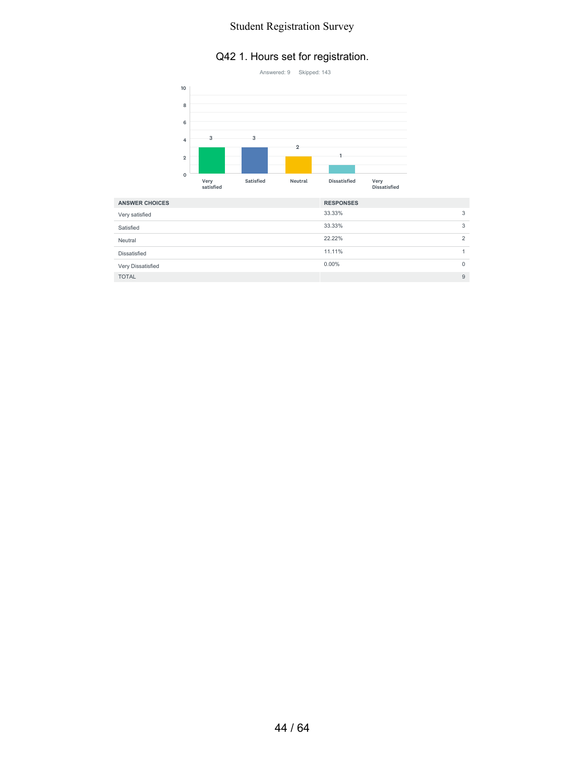# Q42 1. Hours set for registration.

Answered: 9 Skipped: 143

| ANSWER CHOICES | RESPONSES | |
|---|---|---|
| Very satisfied | 33.33% | 3 |
| Satisfied | 33.33% | 3 |
| Neutral | 22.22% | 2 |
| Dissatisfied | 11.11% | 1 |
| Very Dissatisfied | 0.00% | 0 |
| TOTAL | | 9 |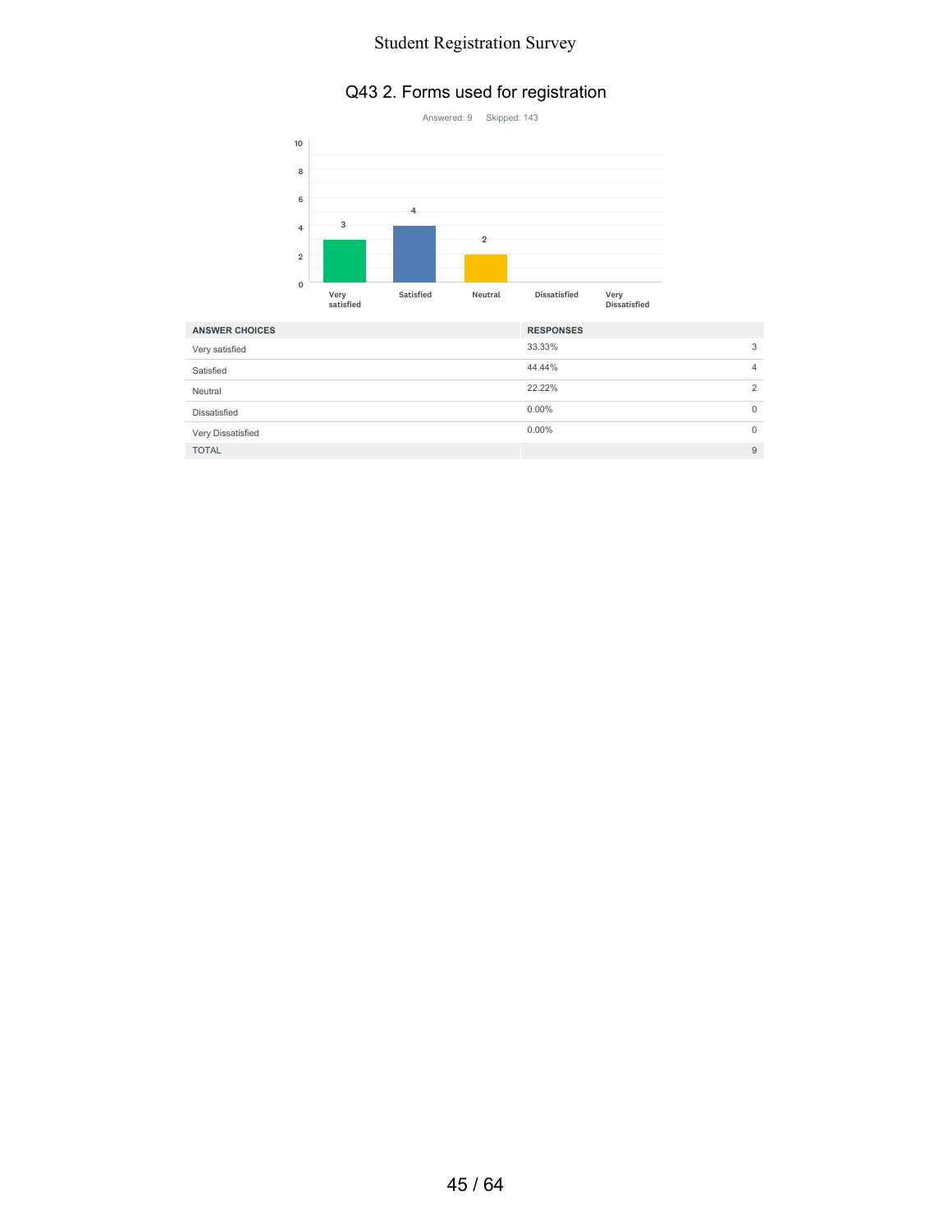## Q43 2. Forms used for registration

Answered: 9 Skipped: 143

| ANSWER CHOICES | RESPONSES | |
|---|---|---|
| Very satisfied | 33.33% | 3 |
| Satisfied | 44.44% | 4 |
| Neutral | 22.22% | 2 |
| Dissatisfied | 0.00% | 0 |
| Very Dissatisfied | 0.00% | 0 |
| TOTAL | | 9 |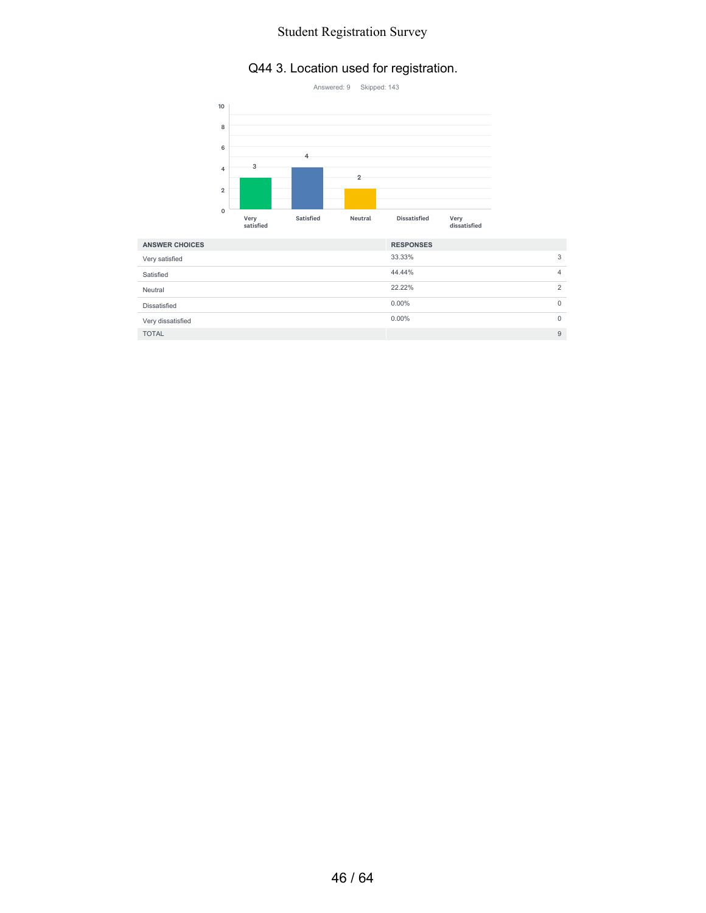## Q44 3. Location used for registration.

Answered: 9    Skipped: 143

| ANSWER CHOICES | RESPONSES | |
|---|---|---|
| Very satisfied | 33.33% | 3 |
| Satisfied | 44.44% | 4 |
| Neutral | 22.22% | 2 |
| Dissatisfied | 0.00% | 0 |
| Very dissatisfied | 0.00% | 0 |
| TOTAL | | 9 |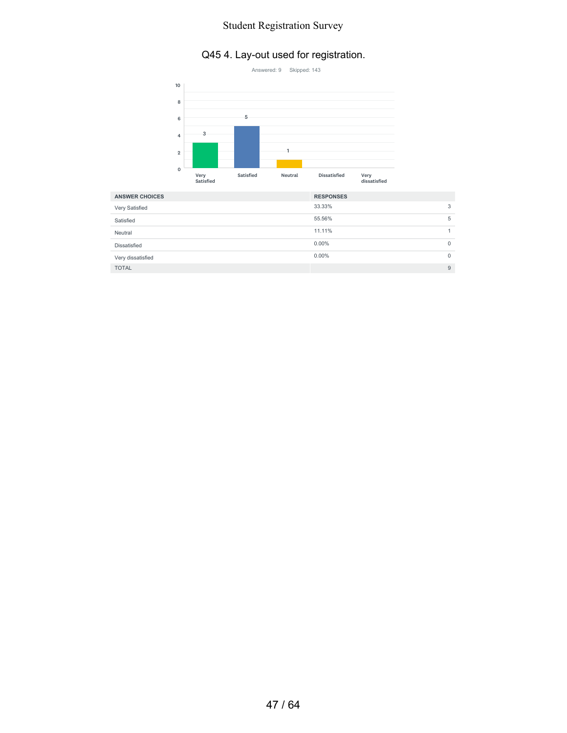## Q45 4. Lay-out used for registration.

Answered: 9 Skipped: 143

| ANSWER CHOICES | RESPONSES | |
| --- | --- | --- |
| Very Satisfied | 33.33% | 3 |
| Satisfied | 55.56% | 5 |
| Neutral | 11.11% | 1 |
| Dissatisfied | 0.00% | 0 |
| Very dissatisfied | 0.00% | 0 |
| TOTAL | | 9 |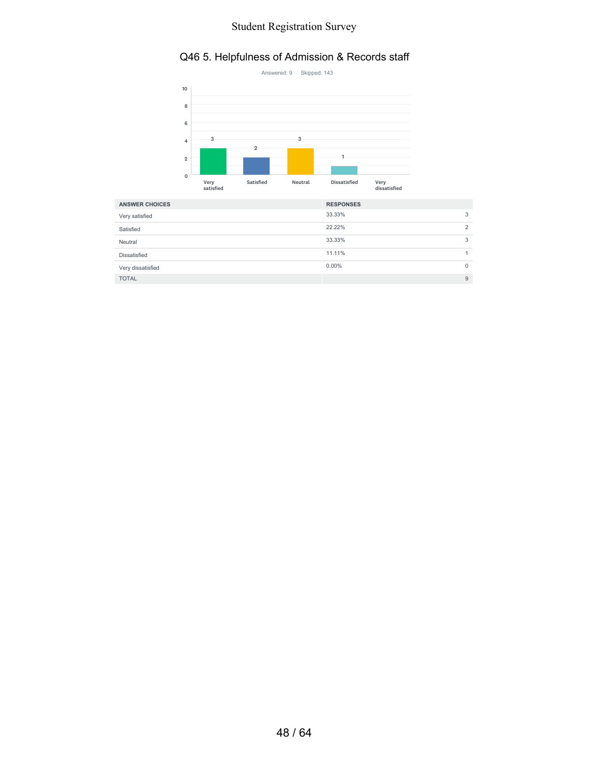## Q46 5. Helpfulness of Admission & Records staff

Answered: 9 Skipped: 143

| ANSWER CHOICES | RESPONSES | |
|---|---|---|
| Very satisfied | 33.33% | 3 |
| Satisfied | 22.22% | 2 |
| Neutral | 33.33% | 3 |
| Dissatisfied | 11.11% | 1 |
| Very dissatisfied | 0.00% | 0 |
| TOTAL | | 9 |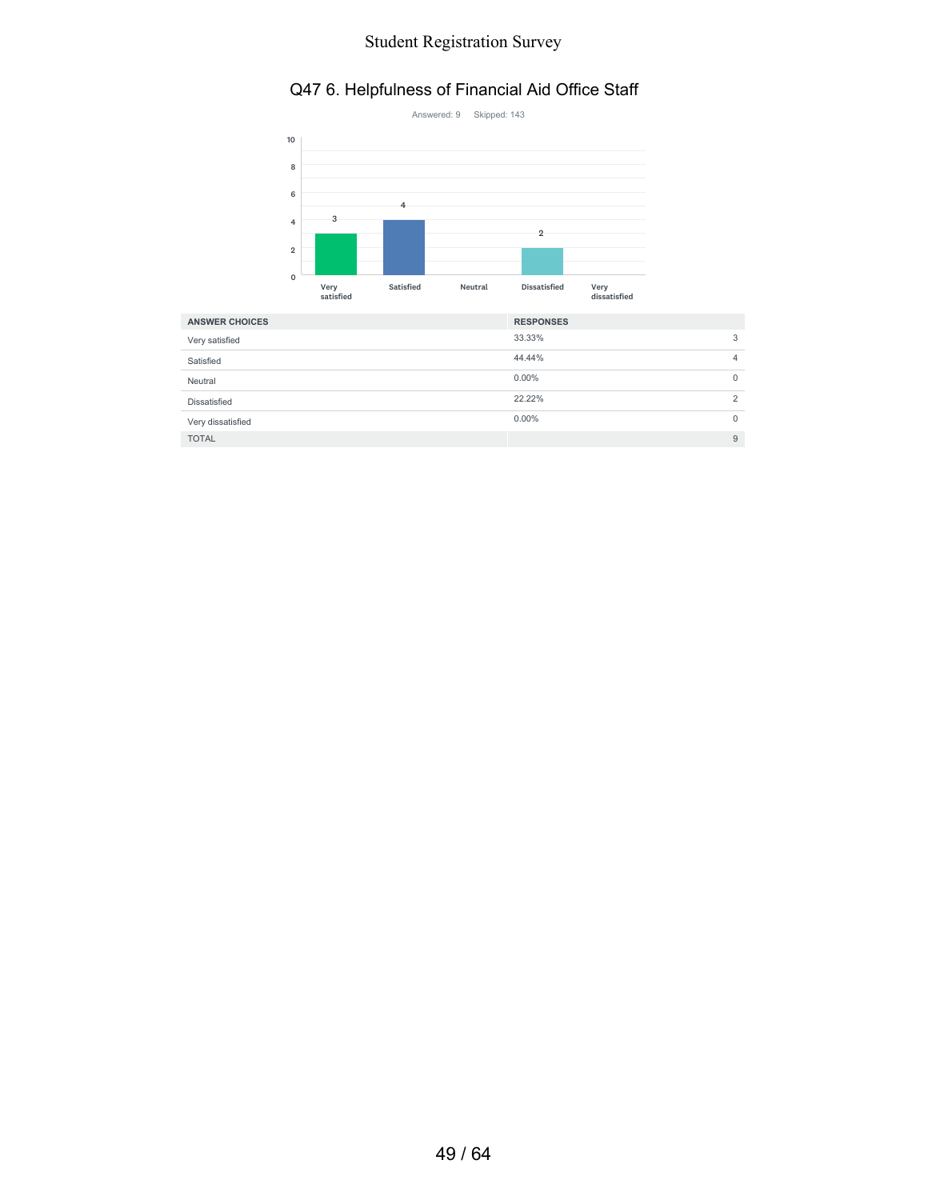## Q47 6. Helpfulness of Financial Aid Office Staff

Answered: 9 Skipped: 143

| ANSWER CHOICES | RESPONSES | |
|---|---|---|
| Very satisfied | 33.33% | 3 |
| Satisfied | 44.44% | 4 |
| Neutral | 0.00% | 0 |
| Dissatisfied | 22.22% | 2 |
| Very dissatisfied | 0.00% | 0 |
| TOTAL | | 9 |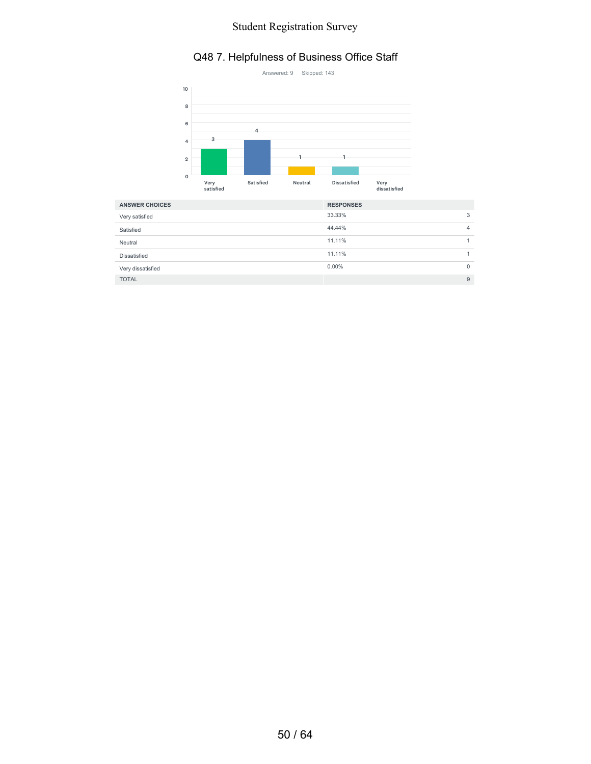## Q48 7. Helpfulness of Business Office Staff

Answered: 9 Skipped: 143

| ANSWER CHOICES | RESPONSES | |
|---|---|---|
| Very satisfied | 33.33% | 3 |
| Satisfied | 44.44% | 4 |
| Neutral | 11.11% | 1 |
| Dissatisfied | 11.11% | 1 |
| Very dissatisfied | 0.00% | 0 |
| TOTAL | | 9 |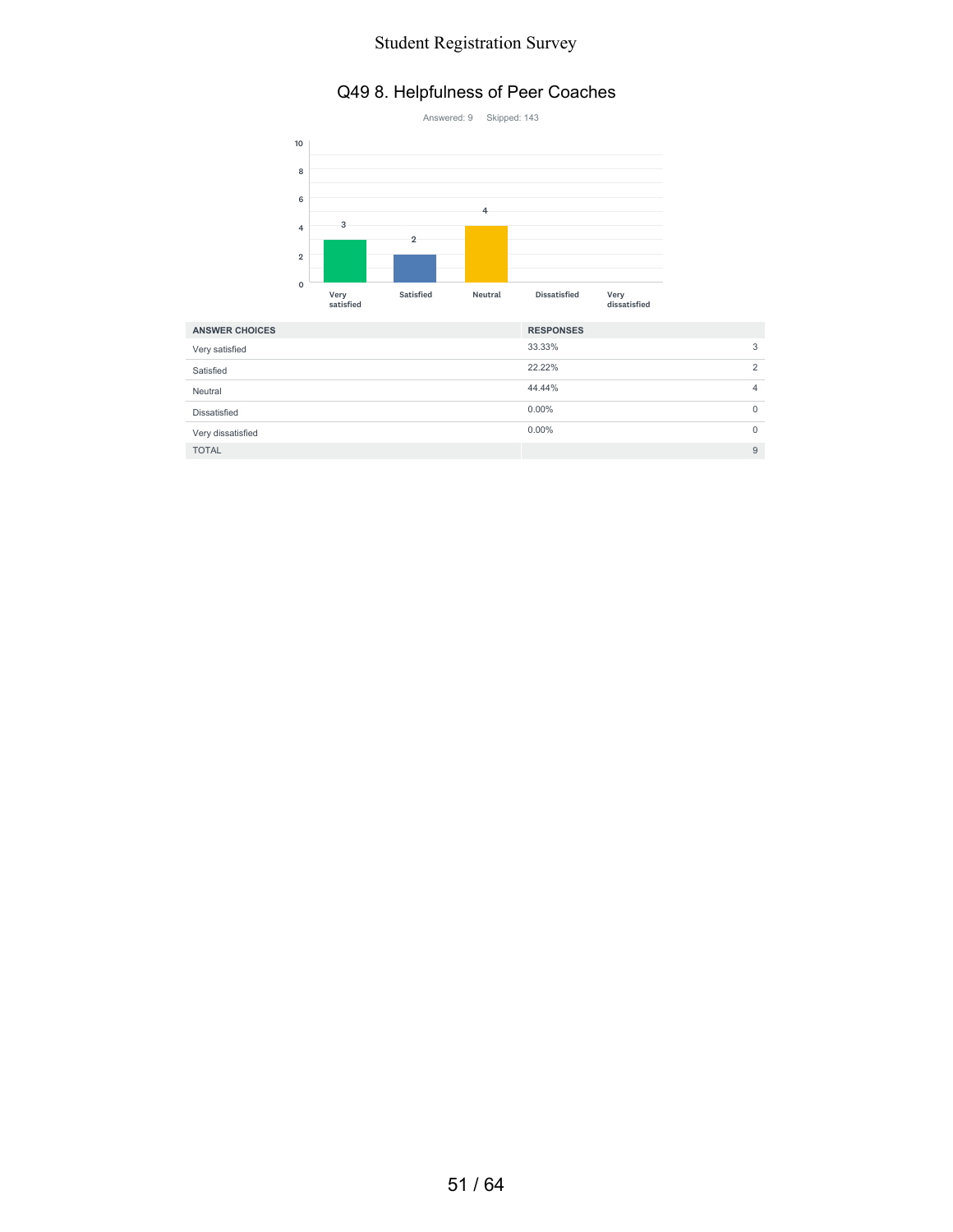## Q49 8. Helpfulness of Peer Coaches

Answered: 9 Skipped: 143

| ANSWER CHOICES | RESPONSES | |
|---|---|---|
| Very satisfied | 33.33% | 3 |
| Satisfied | 22.22% | 2 |
| Neutral | 44.44% | 4 |
| Dissatisfied | 0.00% | 0 |
| Very dissatisfied | 0.00% | 0 |
| TOTAL | | 9 |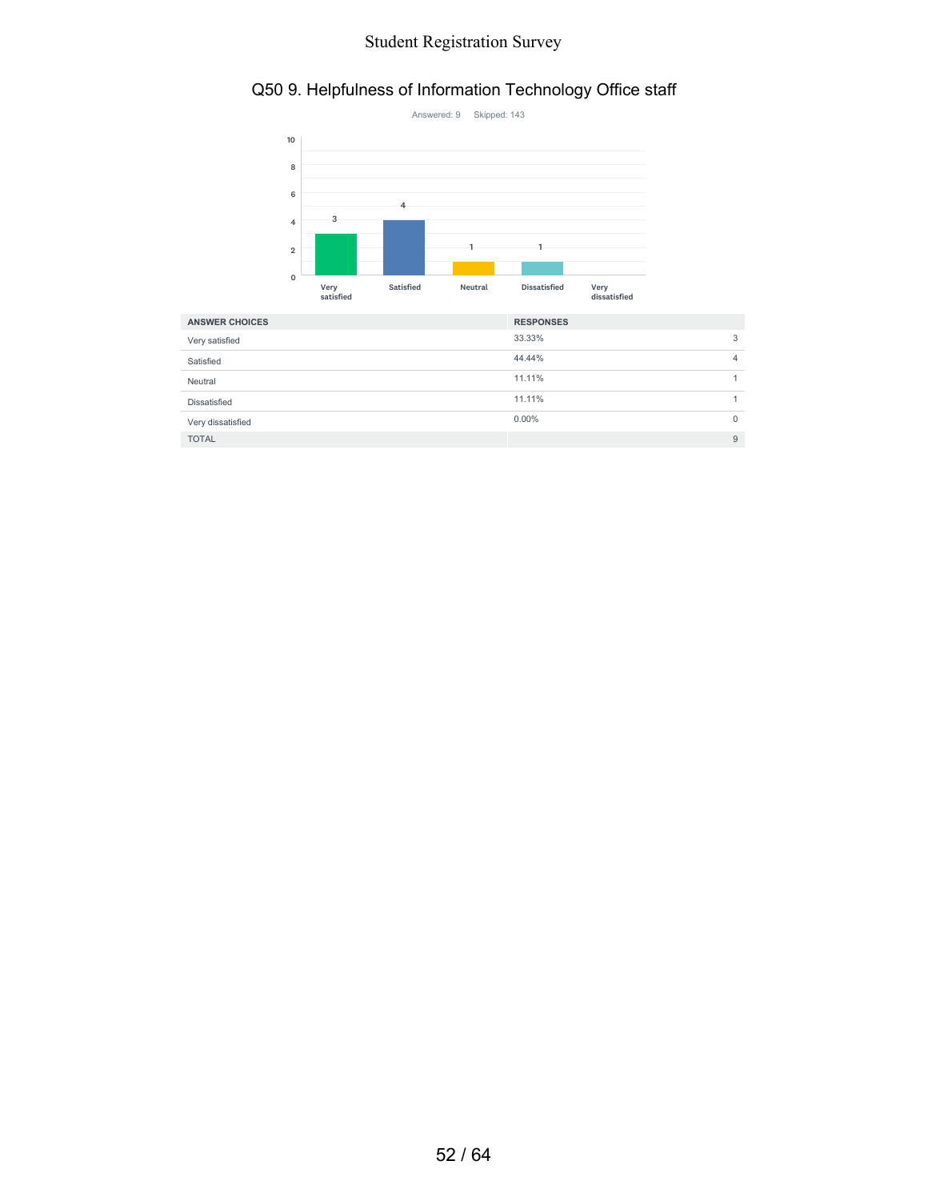## Q50 9. Helpfulness of Information Technology Office staff

Answered: 9 Skipped: 143

| ANSWER CHOICES | RESPONSES | |
|---|---|---|
| Very satisfied | 33.33% | 3 |
| Satisfied | 44.44% | 4 |
| Neutral | 11.11% | 1 |
| Dissatisfied | 11.11% | 1 |
| Very dissatisfied | 0.00% | 0 |
| TOTAL | | 9 |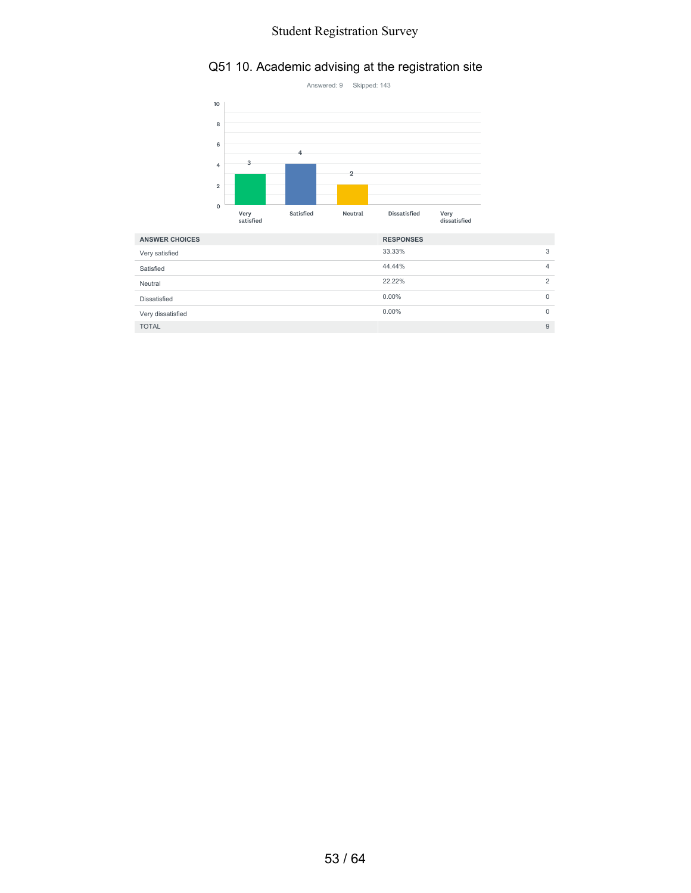## Q51 10. Academic advising at the registration site

Answered: 9 Skipped: 143

| ANSWER CHOICES | RESPONSES | |
|---|---|---|
| Very satisfied | 33.33% | 3 |
| Satisfied | 44.44% | 4 |
| Neutral | 22.22% | 2 |
| Dissatisfied | 0.00% | 0 |
| Very dissatisfied | 0.00% | 0 |
| TOTAL | | 9 |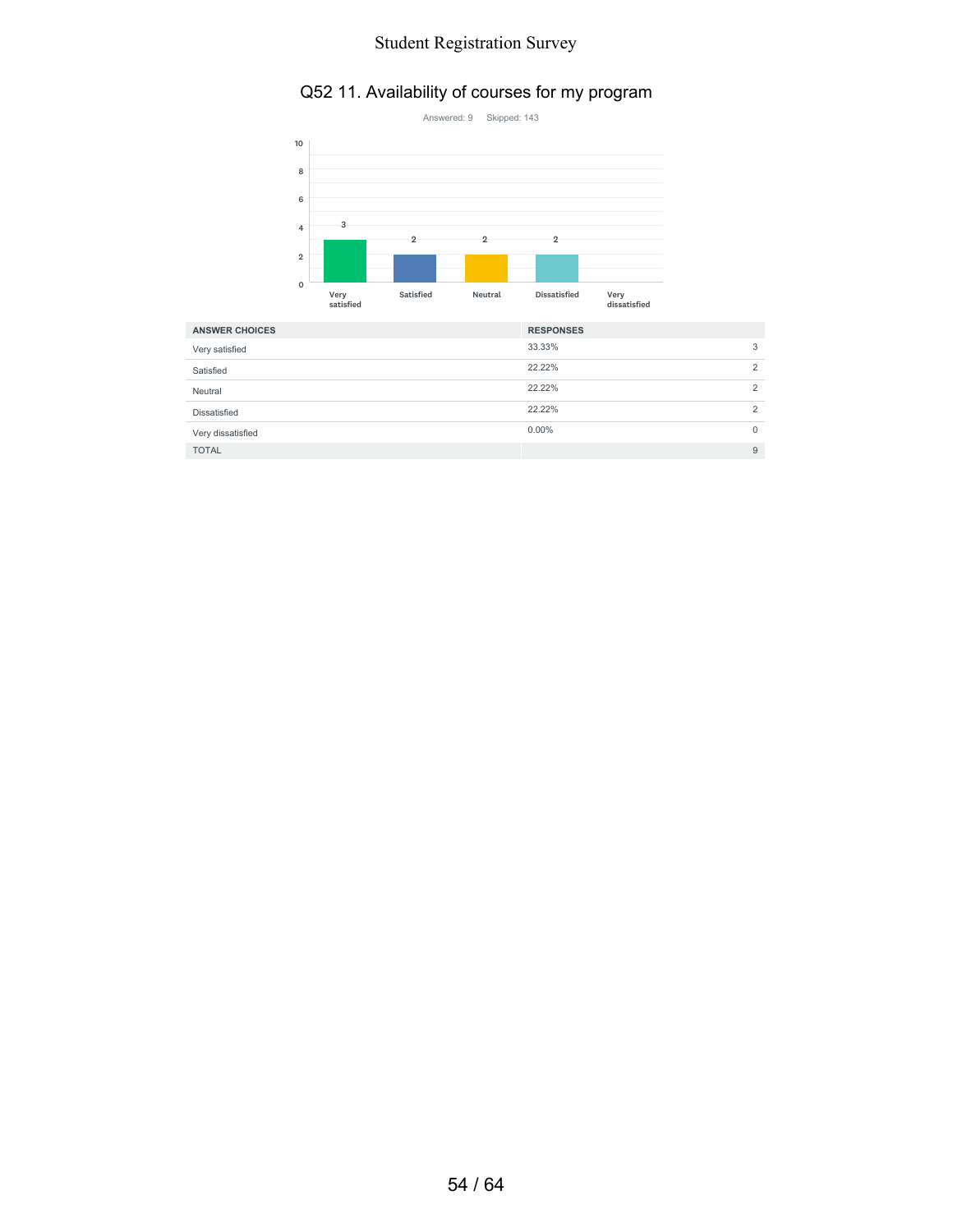## Q52 11. Availability of courses for my program

Answered: 9 Skipped: 143

| ANSWER CHOICES | RESPONSES | |
|---|---|---|
| Very satisfied | 33.33% | 3 |
| Satisfied | 22.22% | 2 |
| Neutral | 22.22% | 2 |
| Dissatisfied | 22.22% | 2 |
| Very dissatisfied | 0.00% | 0 |
| TOTAL | | 9 |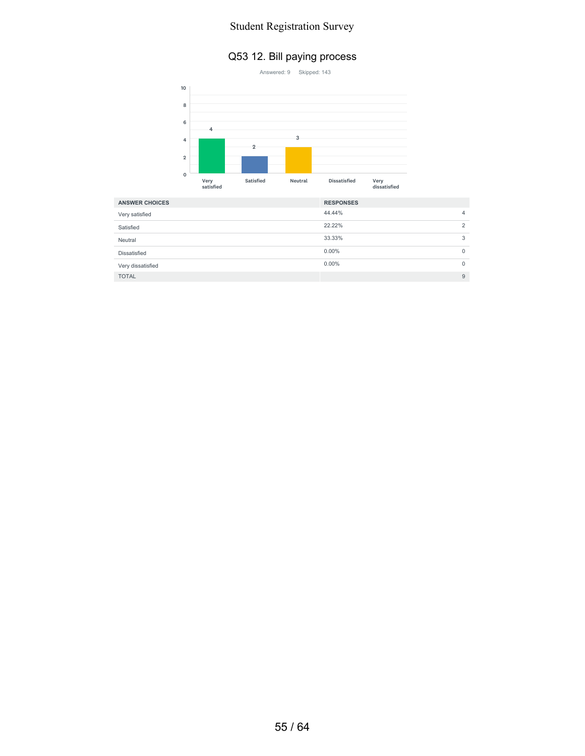## Q53 12. Bill paying process

Answered: 9 Skipped: 143

| ANSWER CHOICES | RESPONSES | |
|---|---|---|
| Very satisfied | 44.44% | 4 |
| Satisfied | 22.22% | 2 |
| Neutral | 33.33% | 3 |
| Dissatisfied | 0.00% | 0 |
| Very dissatisfied | 0.00% | 0 |
| TOTAL | | 9 |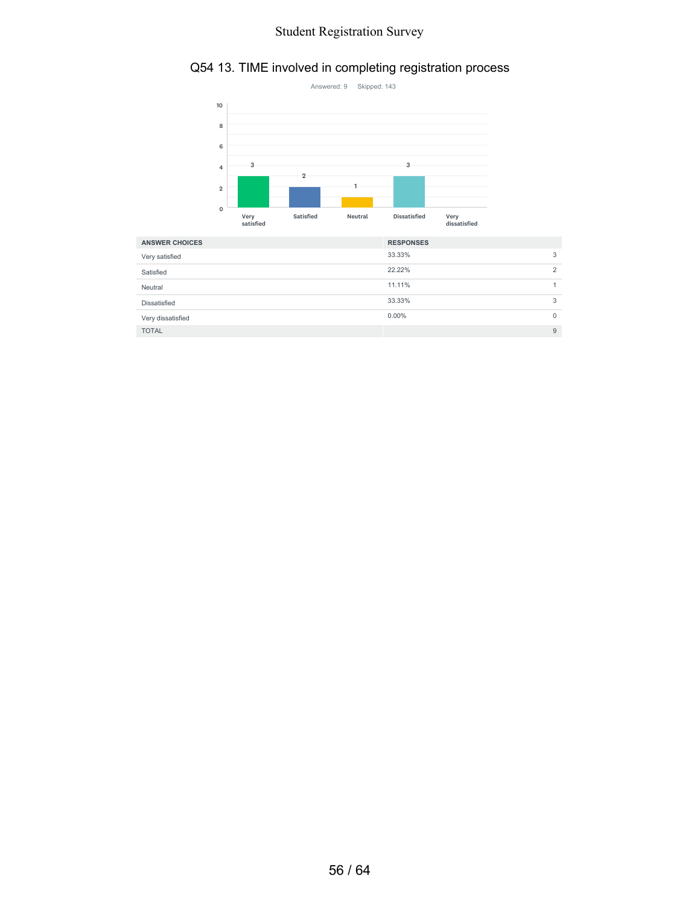# Q54 13. TIME involved in completing registration process

Answered: 9 Skipped: 143

| ANSWER CHOICES | RESPONSES | |
|---|---|---|
| Very satisfied | 33.33% | 3 |
| Satisfied | 22.22% | 2 |
| Neutral | 11.11% | 1 |
| Dissatisfied | 33.33% | 3 |
| Very dissatisfied | 0.00% | 0 |
| TOTAL | | 9 |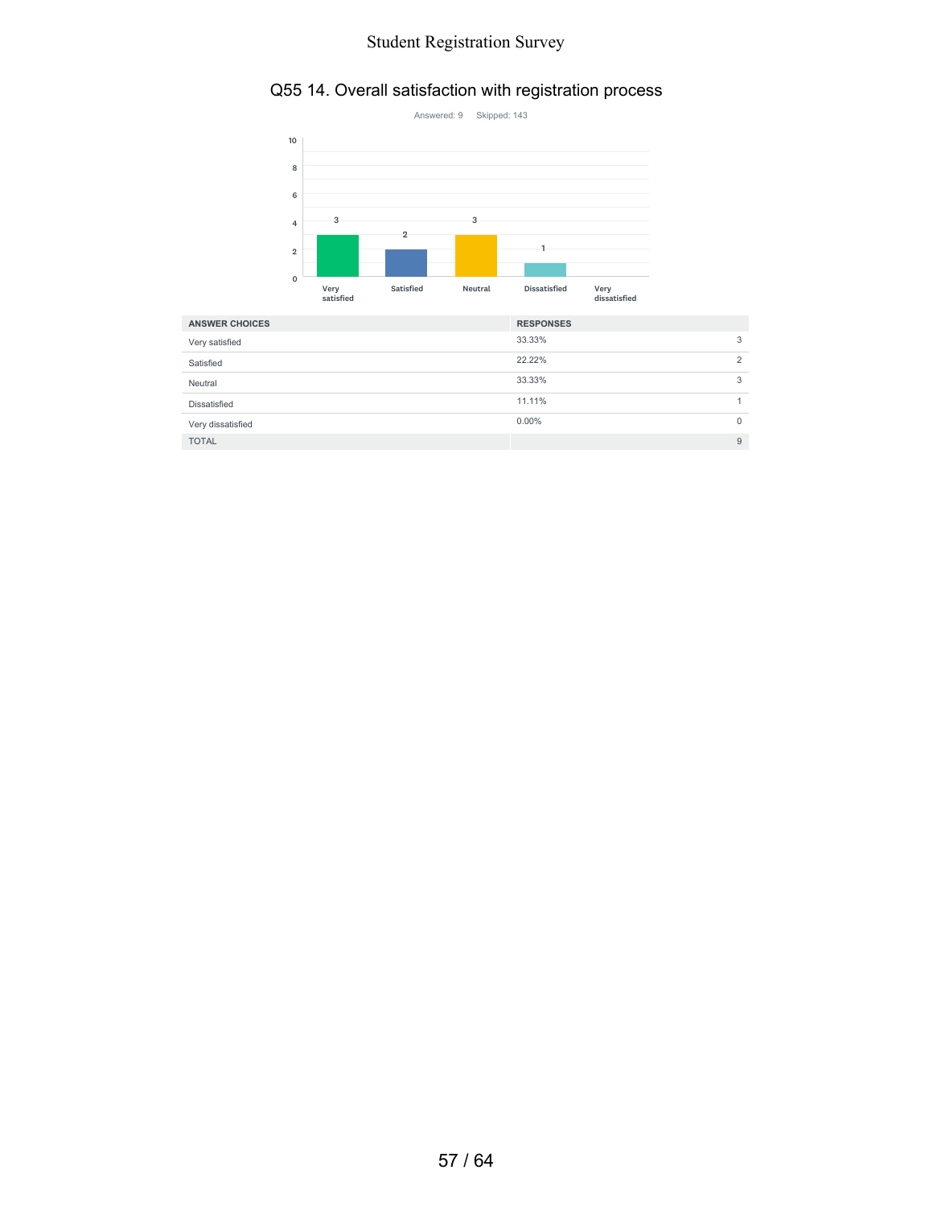## Q55 14. Overall satisfaction with registration process

Answered: 9 Skipped: 143

| ANSWER CHOICES | RESPONSES | |
|---|---|---|
| Very satisfied | 33.33% | 3 |
| Satisfied | 22.22% | 2 |
| Neutral | 33.33% | 3 |
| Dissatisfied | 11.11% | 1 |
| Very dissatisfied | 0.00% | 0 |
| TOTAL | | 9 |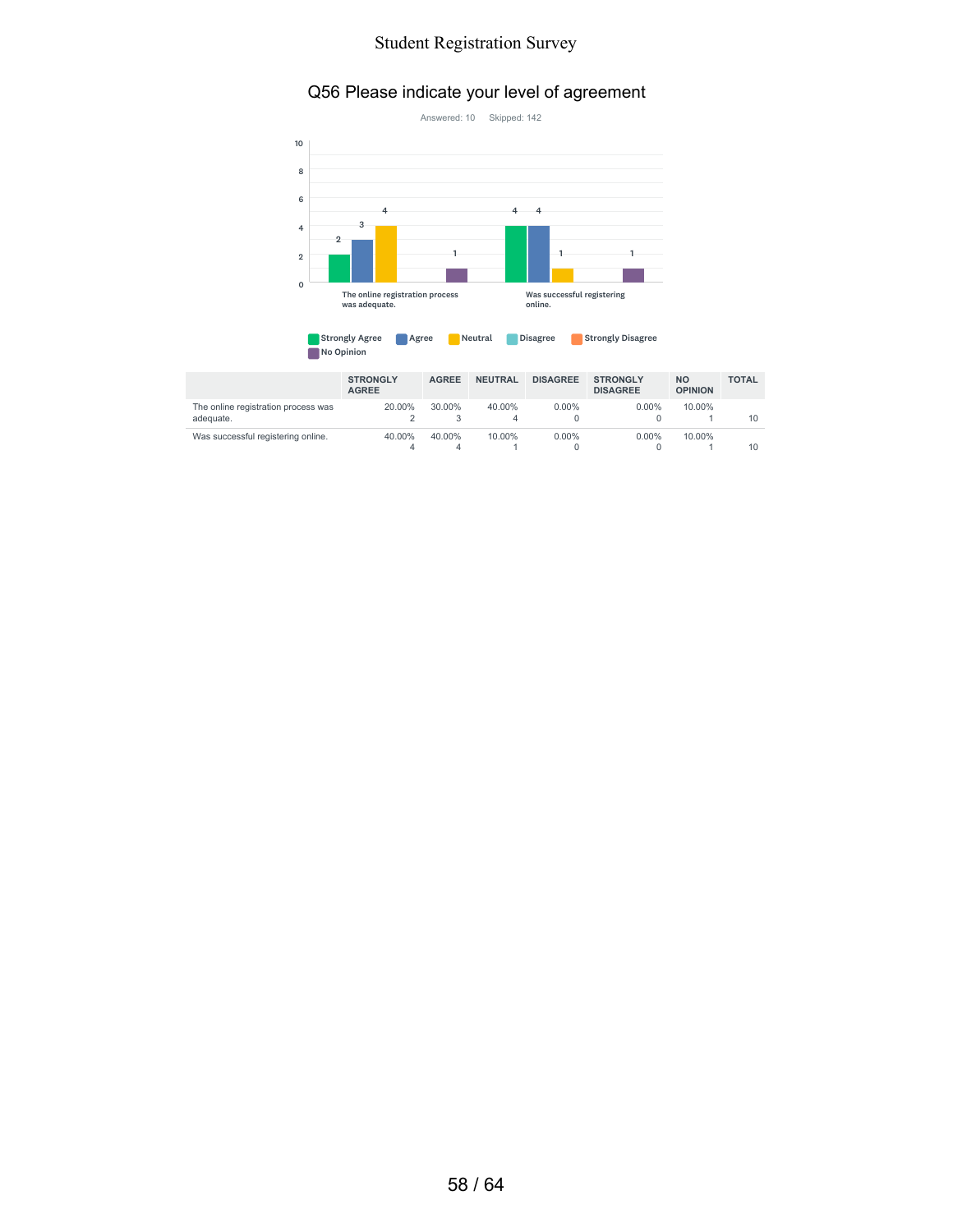# Q56 Please indicate your level of agreement

Answered: 10 Skipped: 142

|  | STRONGLY AGREE | AGREE | NEUTRAL | DISAGREE | STRONGLY DISAGREE | NO OPINION | TOTAL |
|---|---|---|---|---|---|---|---|
| The online registration process was adequate. | 20.00% 2 | 30.00% 3 | 40.00% 4 | 0.00% 0 | 0.00% 0 | 10.00% 1 | 10 |
| Was successful registering online. | 40.00% 4 | 40.00% 4 | 10.00% 1 | 0.00% 0 | 0.00% 0 | 10.00% 1 | 10 |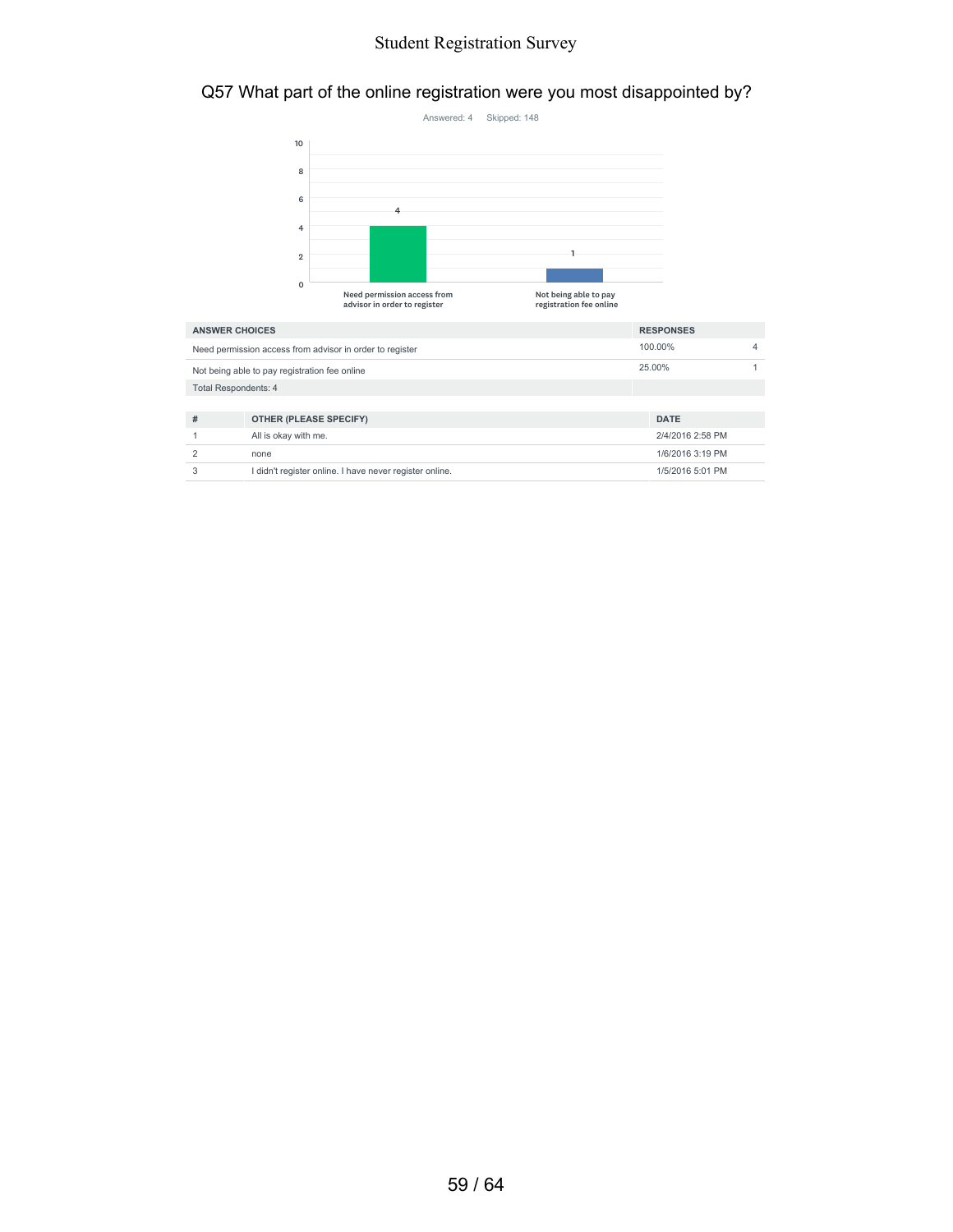## Q57 What part of the online registration were you most disappointed by?

Answered: 4 Skipped: 148

| ANSWER CHOICES | RESPONSES | |
|---|---|---|
| Need permission access from advisor in order to register | 100.00% | 4 |
| Not being able to pay registration fee online | 25.00% | 1 |
| Total Respondents: 4 | | |

| # | OTHER (PLEASE SPECIFY) | DATE |
|---|---|---|
| 1 | All is okay with me. | 2/4/2016 2:58 PM |
| 2 | none | 1/6/2016 3:19 PM |
| 3 | I didn't register online. I have never register online. | 1/5/2016 5:01 PM |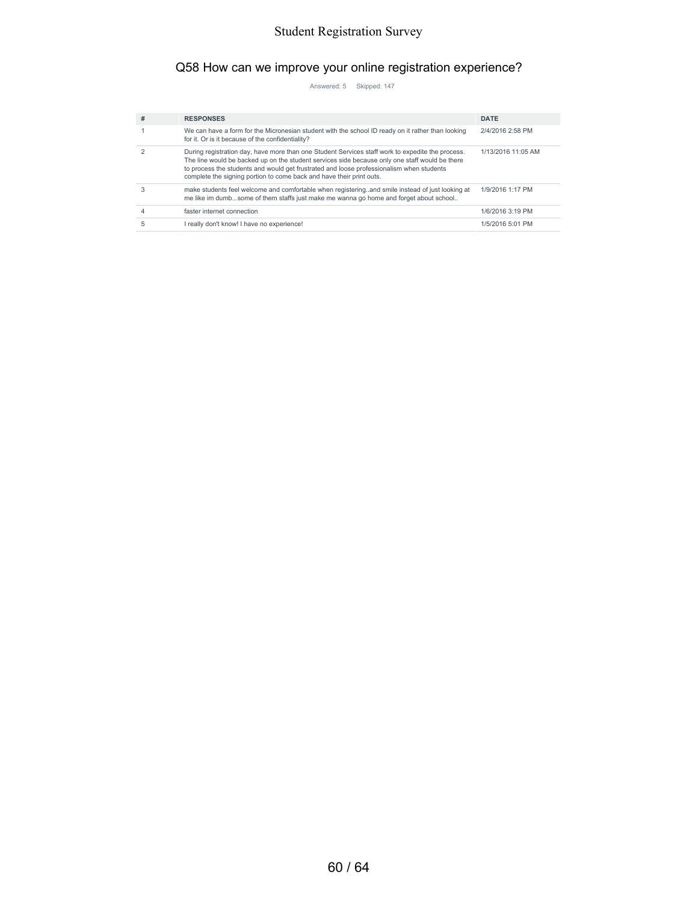## Q58 How can we improve your online registration experience?

Answered: 5 Skipped: 147

| # | RESPONSES | DATE |
|---|---|---|
| 1 | We can have a form for the Micronesian student with the school ID ready on it rather than looking for it. Or is it because of the confidentiality? | 2/4/2016 2:58 PM |
| 2 | During registration day, have more than one Student Services staff work to expedite the process. The line would be backed up on the student services side because only one staff would be there to process the students and would get frustrated and loose professionalism when students complete the signing portion to come back and have their print outs. | 1/13/2016 11:05 AM |
| 3 | make students feel welcome and comfortable when registering..and smile instead of just looking at me like im dumb...some of them staffs just make me wanna go home and forget about school.. | 1/9/2016 1:17 PM |
| 4 | faster internet connection | 1/6/2016 3:19 PM |
| 5 | I really don't know! I have no experience! | 1/5/2016 5:01 PM |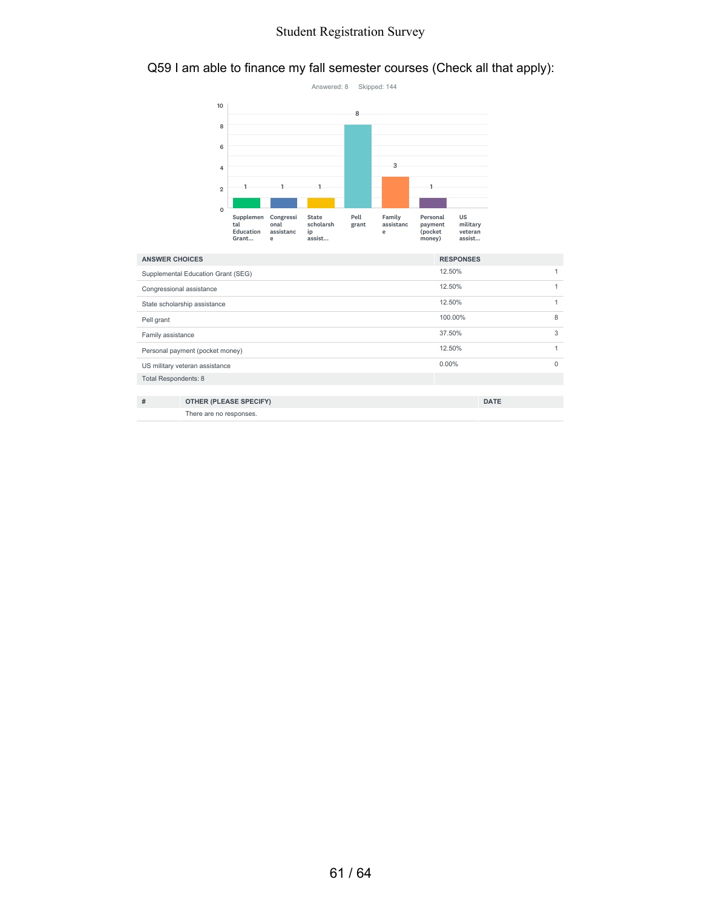# Q59 I am able to finance my fall semester courses (Check all that apply):

Answered: 8 Skipped: 144

| ANSWER CHOICES | RESPONSES | |
|---|---|---|
| Supplemental Education Grant (SEG) | 12.50% | 1 |
| Congressional assistance | 12.50% | 1 |
| State scholarship assistance | 12.50% | 1 |
| Pell grant | 100.00% | 8 |
| Family assistance | 37.50% | 3 |
| Personal payment (pocket money) | 12.50% | 1 |
| US military veteran assistance | 0.00% | 0 |
| Total Respondents: 8 | | |

| # | OTHER (PLEASE SPECIFY) | DATE |
|---|---|---|
| | There are no responses. | |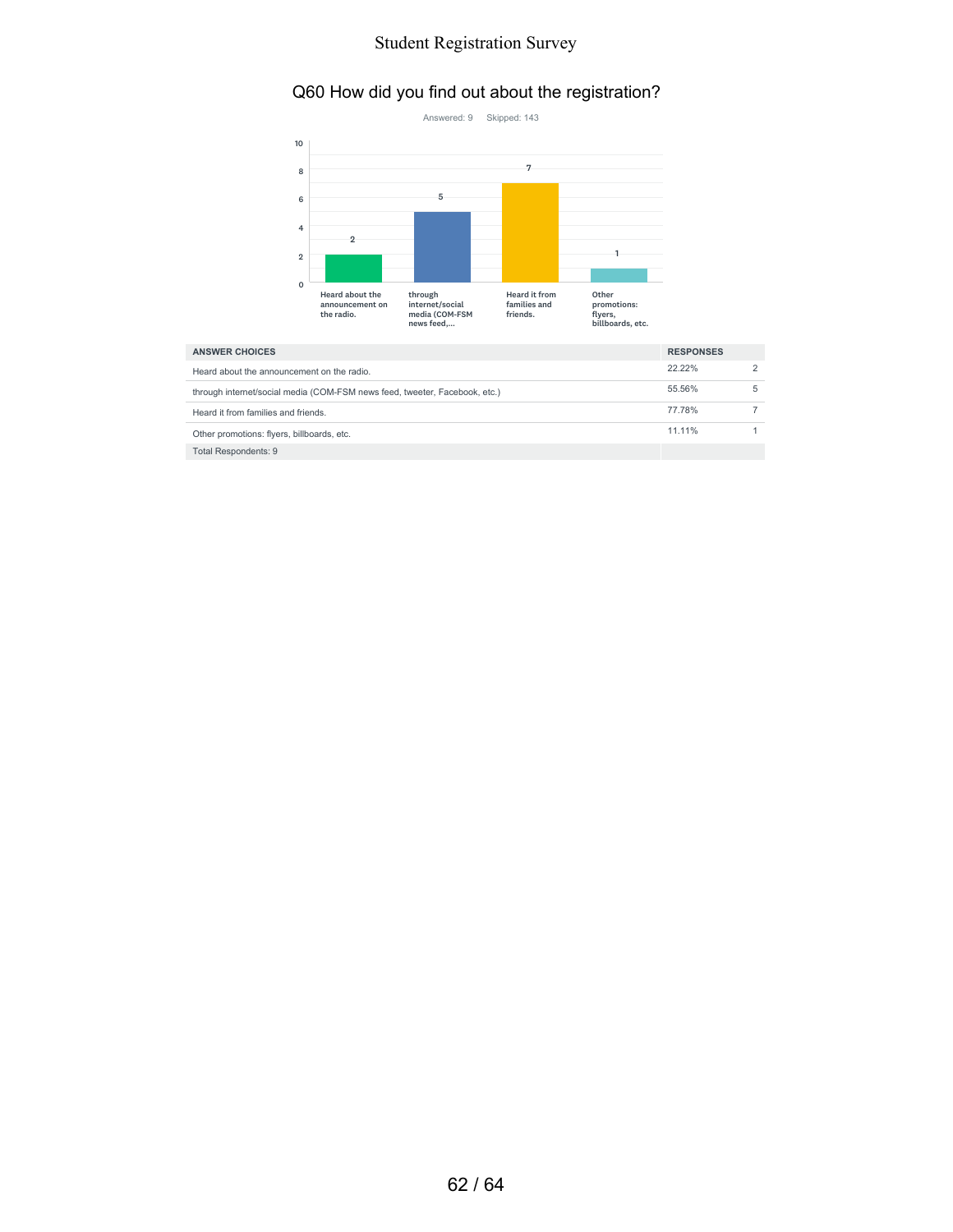## Q60 How did you find out about the registration?

Answered: 9 Skipped: 143

| ANSWER CHOICES | RESPONSES | |
|---|---|---|
| Heard about the announcement on the radio. | 22.22% | 2 |
| through internet/social media (COM-FSM news feed, tweeter, Facebook, etc.) | 55.56% | 5 |
| Heard it from families and friends. | 77.78% | 7 |
| Other promotions: flyers, billboards, etc. | 11.11% | 1 |
| Total Respondents: 9 | | |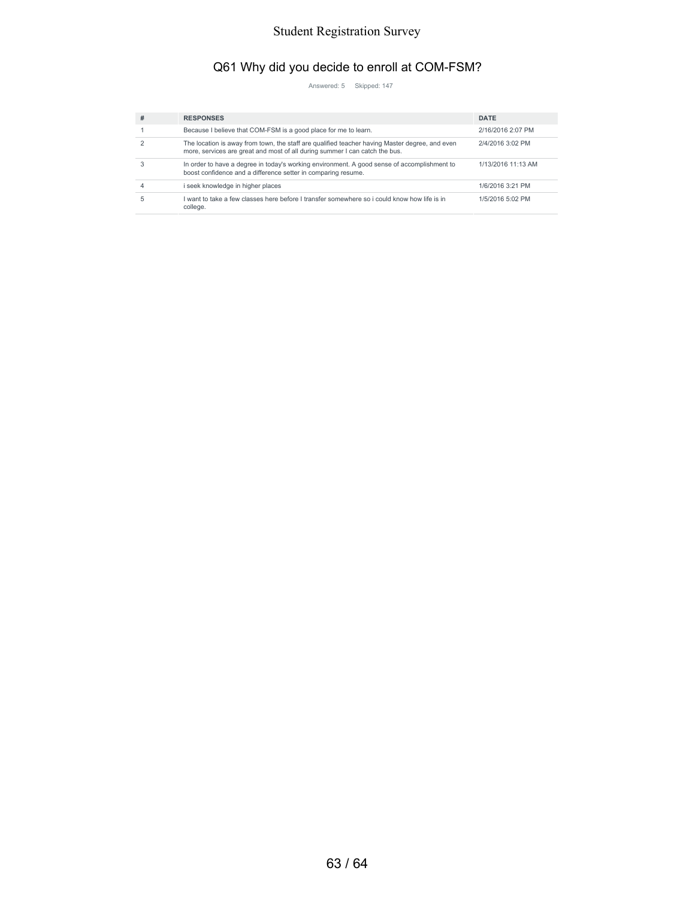## Q61 Why did you decide to enroll at COM-FSM?

Answered: 5 Skipped: 147

| # | RESPONSES | DATE |
|---|---|---|
| 1 | Because I believe that COM-FSM is a good place for me to learn. | 2/16/2016 2:07 PM |
| 2 | The location is away from town, the staff are qualified teacher having Master degree, and even more, services are great and most of all during summer I can catch the bus. | 2/4/2016 3:02 PM |
| 3 | In order to have a degree in today's working environment. A good sense of accomplishment to boost confidence and a difference setter in comparing resume. | 1/13/2016 11:13 AM |
| 4 | i seek knowledge in higher places | 1/6/2016 3:21 PM |
| 5 | I want to take a few classes here before I transfer somewhere so i could know how life is in college. | 1/5/2016 5:02 PM |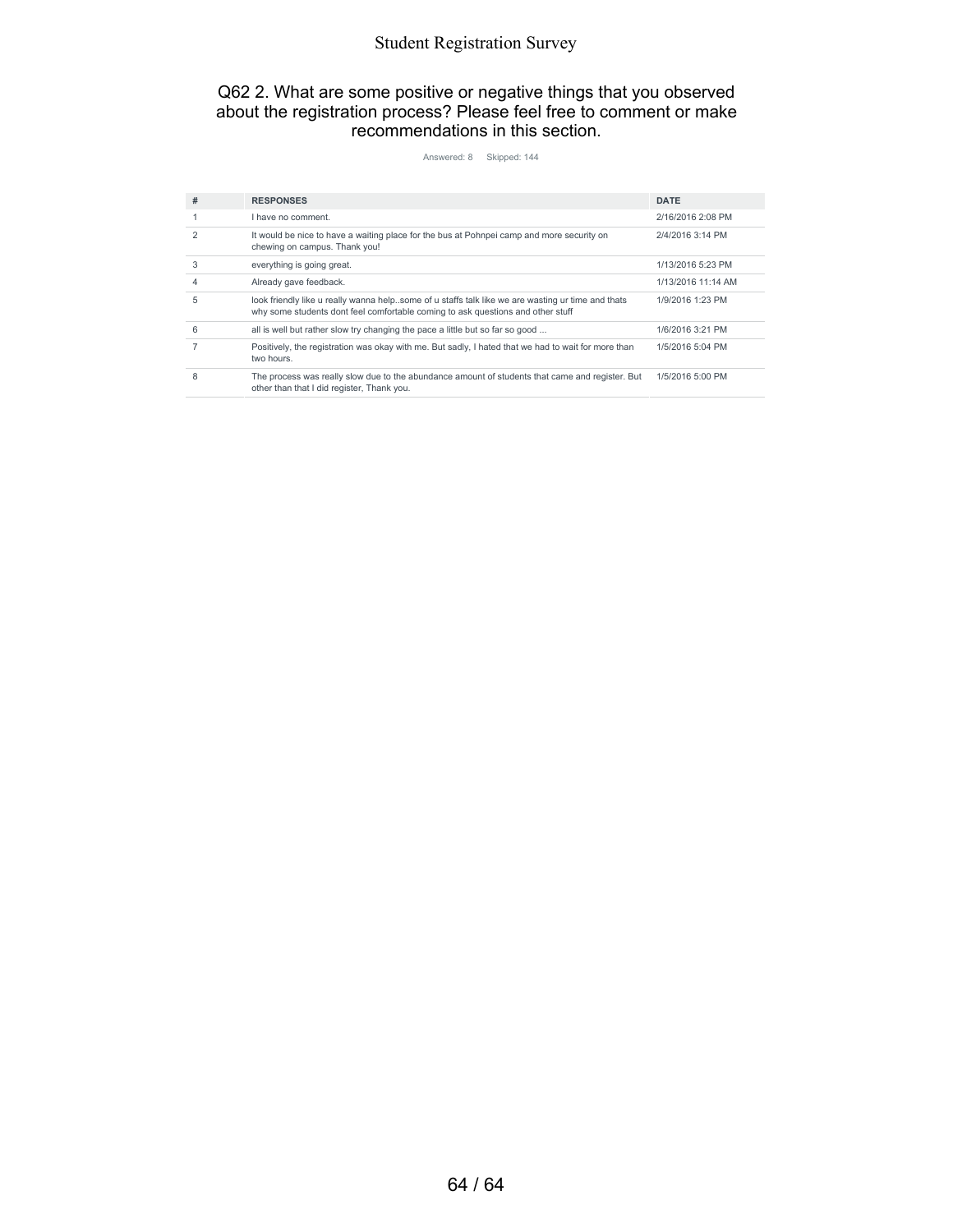## Q62 2. What are some positive or negative things that you observed about the registration process? Please feel free to comment or make recommendations in this section.

Answered: 8 Skipped: 144

| # | RESPONSES | DATE |
|---|---|---|
| 1 | I have no comment. | 2/16/2016 2:08 PM |
| 2 | It would be nice to have a waiting place for the bus at Pohnpei camp and more security on chewing on campus. Thank you! | 2/4/2016 3:14 PM |
| 3 | everything is going great. | 1/13/2016 5:23 PM |
| 4 | Already gave feedback. | 1/13/2016 11:14 AM |
| 5 | look friendly like u really wanna help..some of u staffs talk like we are wasting ur time and thats why some students dont feel comfortable coming to ask questions and other stuff | 1/9/2016 1:23 PM |
| 6 | all is well but rather slow try changing the pace a little but so far so good ... | 1/6/2016 3:21 PM |
| 7 | Positively, the registration was okay with me. But sadly, I hated that we had to wait for more than two hours. | 1/5/2016 5:04 PM |
| 8 | The process was really slow due to the abundance amount of students that came and register. But other than that I did register, Thank you. | 1/5/2016 5:00 PM |